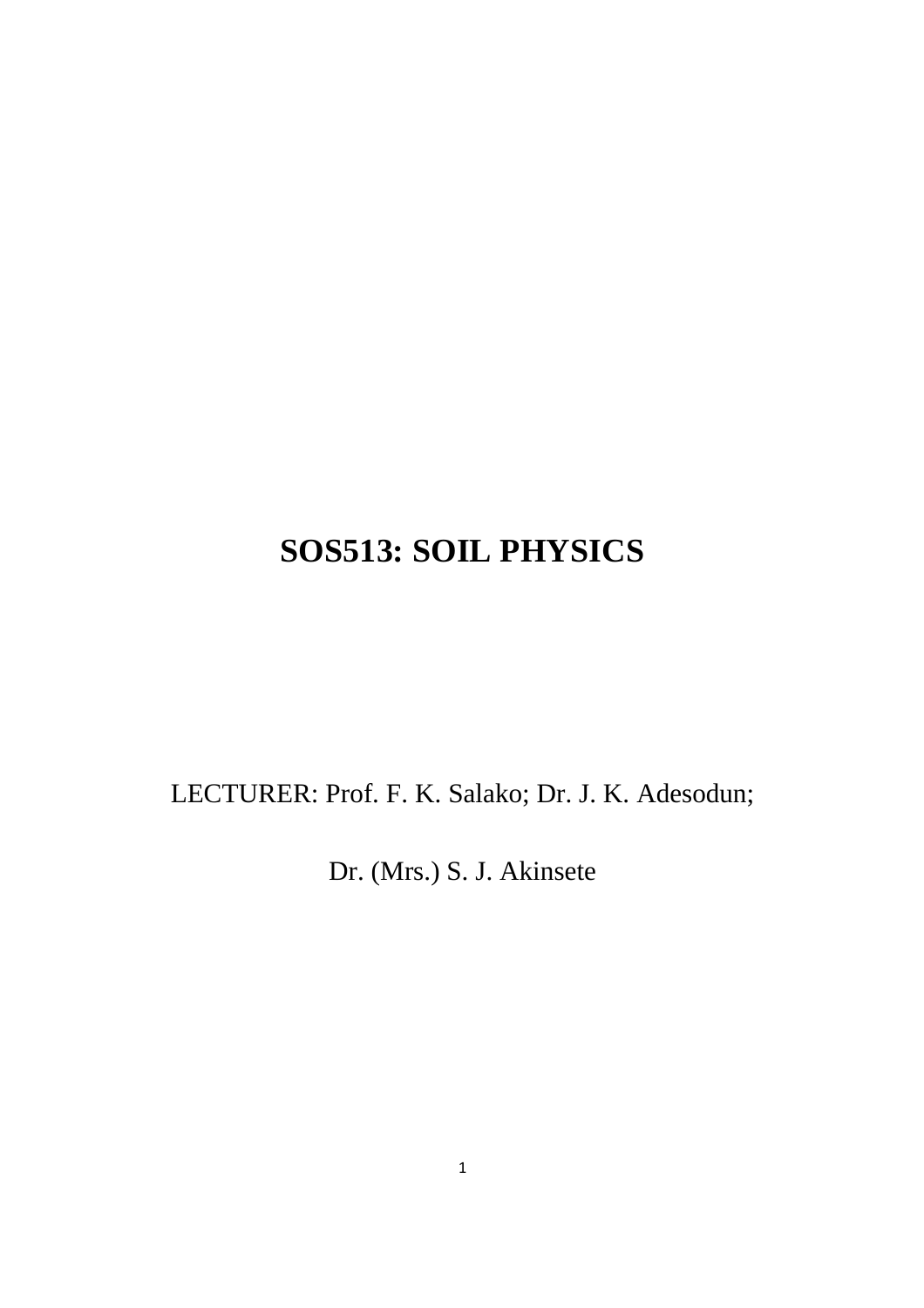# SOS513: SOIL PHYSICS

LECTURER: Prof. F. K. Salako; Dr. J. K. Adesodun;

Dr. (Mrs.) S. J. Akinsete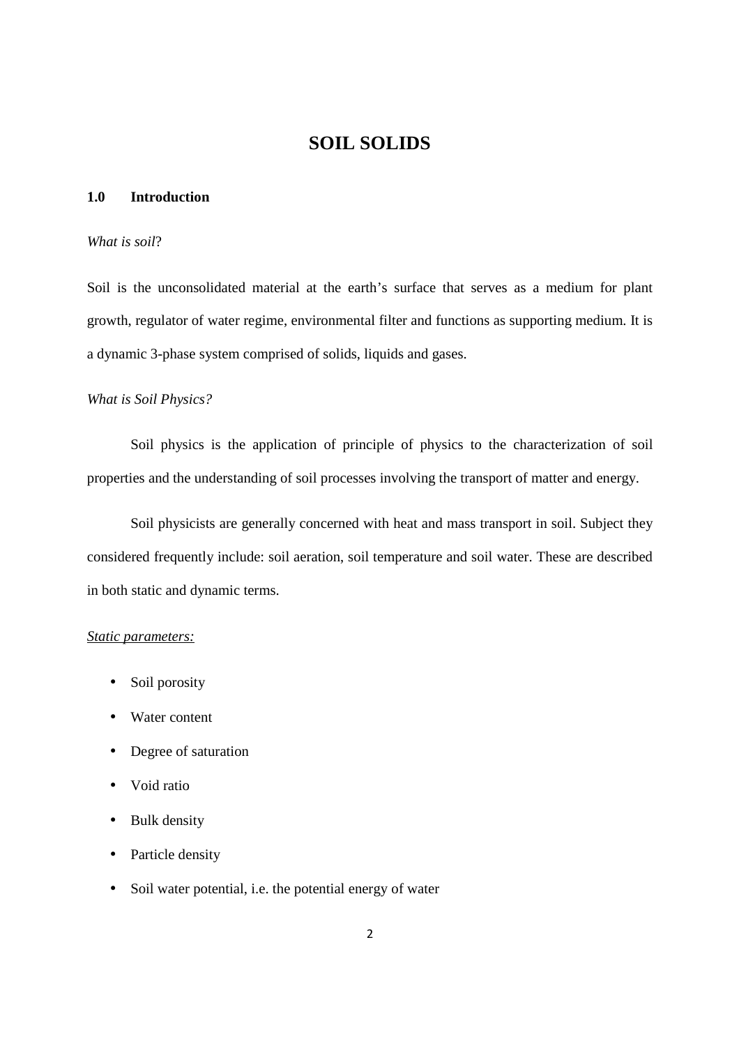# SOIL SOLIDS

## 1.0 Introduction

*What is soil*?

Soil is the unconsolidated material at the earth's surface that serves as a medium for plant growth, regulator of water regime, environmental filter and functions as supporting medium. It is a dynamic 3-phase system comprised of solids, liquids and gases.

*What is Soil Physics?*

Soil physics is the application of principle of physics to the characterization of soil properties and the understanding of soil processes involving the transport of matter and energy.

Soil physicists are generally concerned with heat and mass transport in soil. Subject they considered frequently include: soil aeration, soil temperature and soil water. These are described in both static and dynamic terms.

<u>*Static parameters:*</u>

- Soil porosity
- Water content
- Degree of saturation
- Void ratio
- Bulk density
- Particle density
- Soil water potential, i.e. the potential energy of water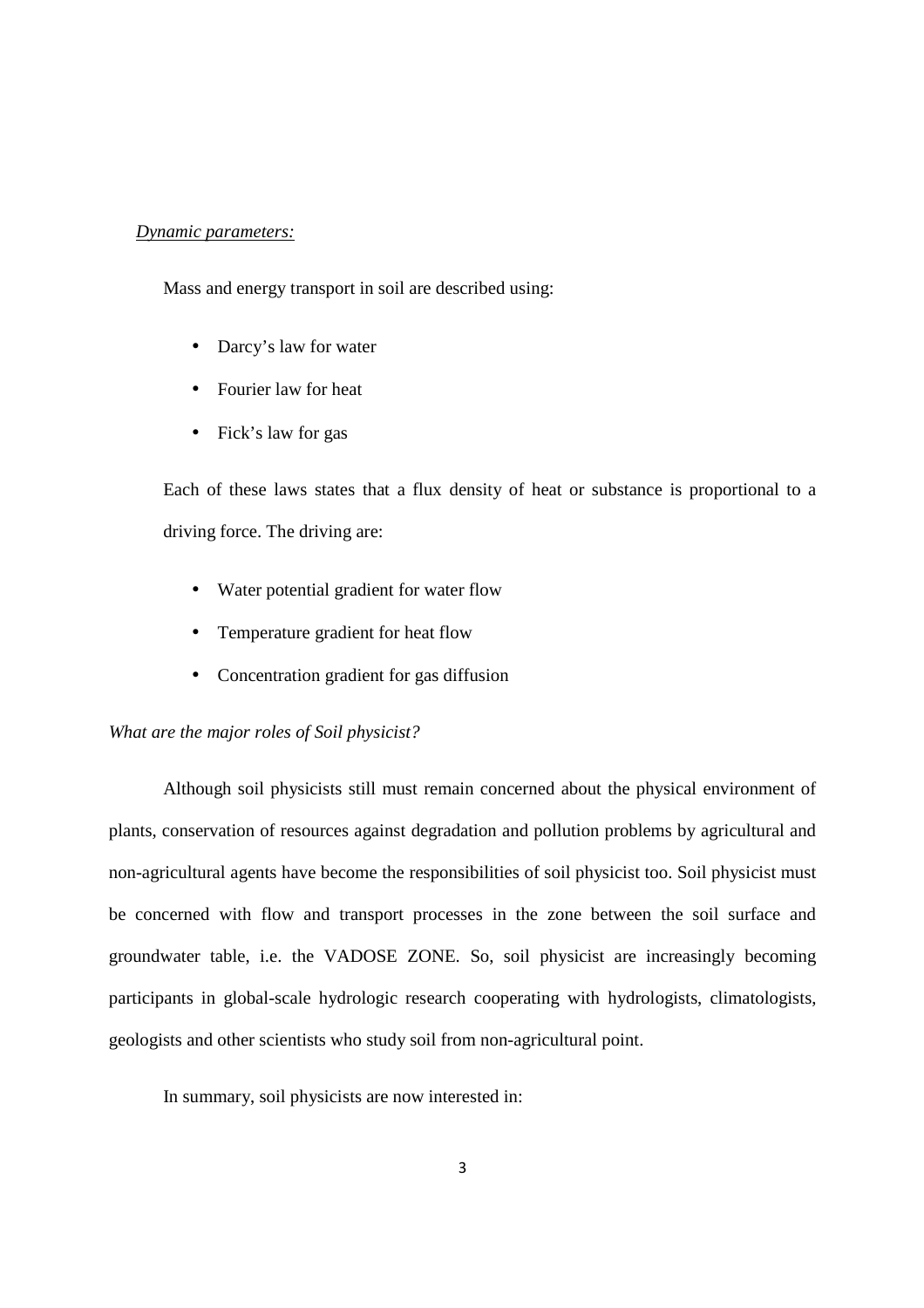*Dynamic parameters:*

Mass and energy transport in soil are described using:

- Darcy's law for water
- Fourier law for heat
- Fick's law for gas

Each of these laws states that a flux density of heat or substance is proportional to a driving force. The driving are:

- Water potential gradient for water flow
- Temperature gradient for heat flow
- Concentration gradient for gas diffusion

*What are the major roles of Soil physicist?*

Although soil physicists still must remain concerned about the physical environment of plants, conservation of resources against degradation and pollution problems by agricultural and non-agricultural agents have become the responsibilities of soil physicist too. Soil physicist must be concerned with flow and transport processes in the zone between the soil surface and groundwater table, i.e. the VADOSE ZONE. So, soil physicist are increasingly becoming participants in global-scale hydrologic research cooperating with hydrologists, climatologists, geologists and other scientists who study soil from non-agricultural point.

In summary, soil physicists are now interested in: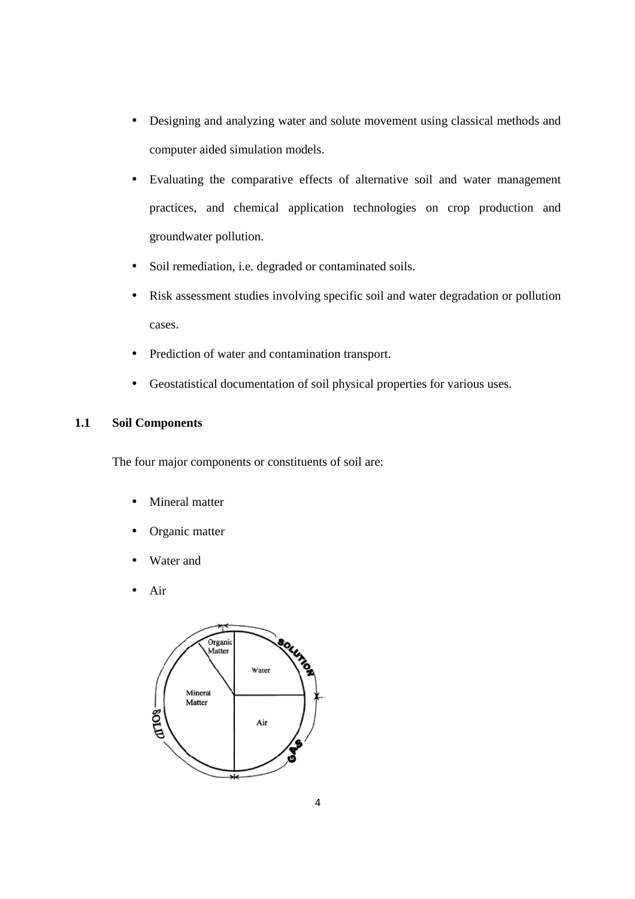- Designing and analyzing water and solute movement using classical methods and computer aided simulation models.
- Evaluating the comparative effects of alternative soil and water management practices, and chemical application technologies on crop production and groundwater pollution.
- Soil remediation, i.e. degraded or contaminated soils.
- Risk assessment studies involving specific soil and water degradation or pollution cases.
- Prediction of water and contamination transport.
- Geostatistical documentation of soil physical properties for various uses.

## 1.1 Soil Components

The four major components or constituents of soil are:

- Mineral matter
- Organic matter
- Water and
- Air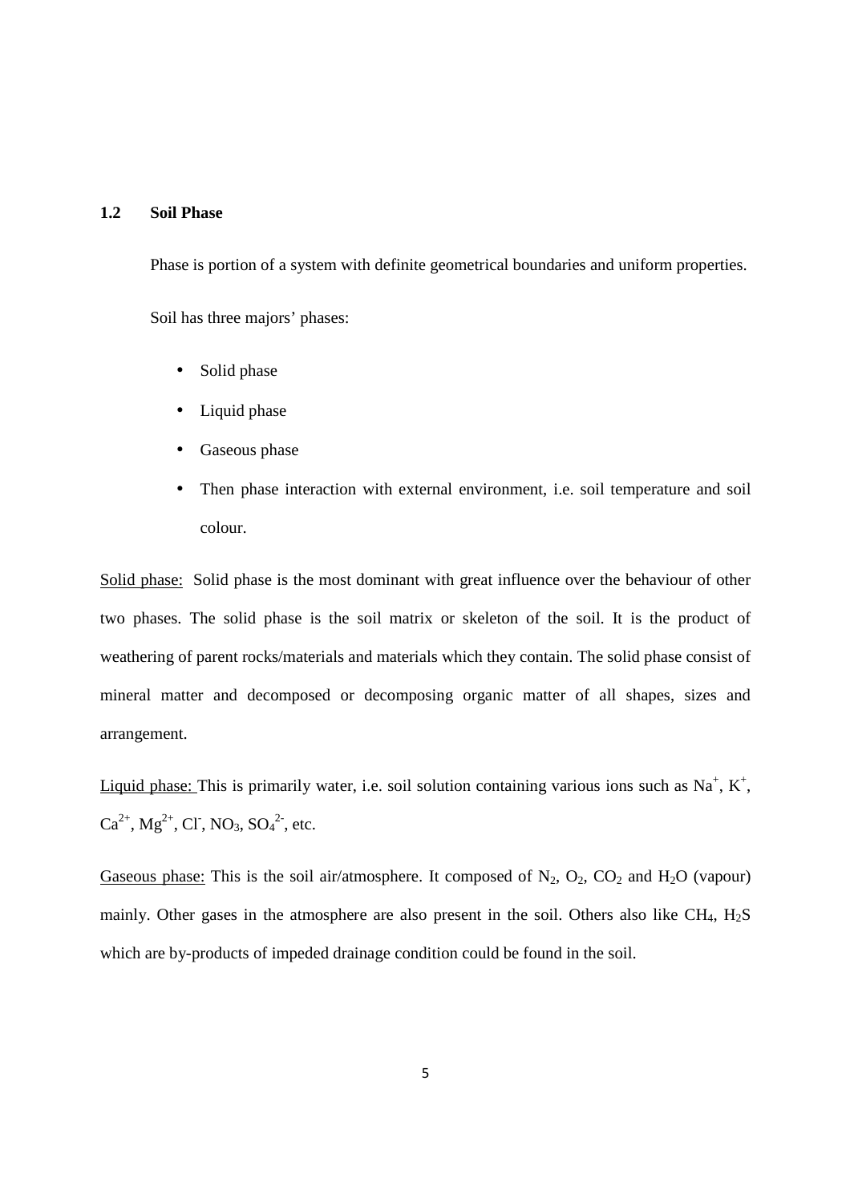## 1.2 Soil Phase

Phase is portion of a system with definite geometrical boundaries and uniform properties.

Soil has three majors' phases:

- Solid phase
- Liquid phase
- Gaseous phase
- Then phase interaction with external environment, i.e. soil temperature and soil colour.

Solid phase: Solid phase is the most dominant with great influence over the behaviour of other two phases. The solid phase is the soil matrix or skeleton of the soil. It is the product of weathering of parent rocks/materials and materials which they contain. The solid phase consist of mineral matter and decomposed or decomposing organic matter of all shapes, sizes and arrangement.

Liquid phase: This is primarily water, i.e. soil solution containing various ions such as $Na^+$, $K^+$, $Ca^{2+}$, $Mg^{2+}$, $Cl^-$, $NO_3$, $SO_4^{2-}$, etc.

Gaseous phase: This is the soil air/atmosphere. It composed of $N_2$, $O_2$, $CO_2$ and $H_2O$ (vapour) mainly. Other gases in the atmosphere are also present in the soil. Others also like $CH_4$, $H_2S$ which are by-products of impeded drainage condition could be found in the soil.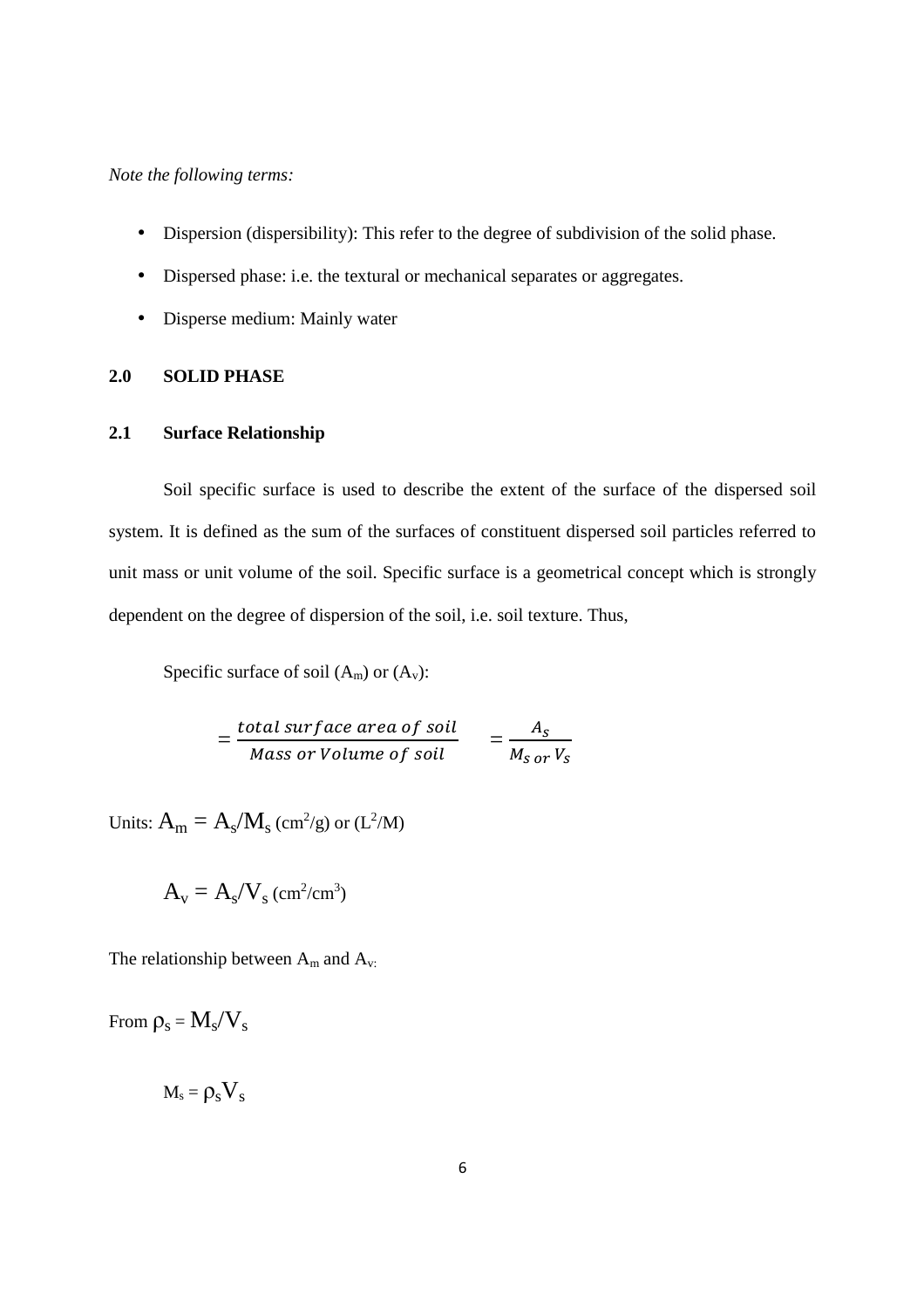*Note the following terms:*

- Dispersion (dispersibility): This refer to the degree of subdivision of the solid phase.
- Dispersed phase: i.e. the textural or mechanical separates or aggregates.
- Disperse medium: Mainly water

## 2.0 SOLID PHASE

### 2.1 Surface Relationship

Soil specific surface is used to describe the extent of the surface of the dispersed soil system. It is defined as the sum of the surfaces of constituent dispersed soil particles referred to unit mass or unit volume of the soil. Specific surface is a geometrical concept which is strongly dependent on the degree of dispersion of the soil, i.e. soil texture. Thus,

Specific surface of soil ($A_m$) or ($A_v$):

$$= \frac{total\ surface\ area\ of\ soil}{Mass\ or\ Volume\ of\ soil} \quad = \frac{A_S}{M_S\ or\ V_S}$$

Units: $A_m = A_s/M_s$ ($cm^2/g$) or ($L^2/M$)

$A_v = A_s/V_s$ ($cm^2/cm^3$)

The relationship between $A_m$ and $A_v$:

From $\rho_S = M_s/V_s$

$M_s = \rho_S V_S$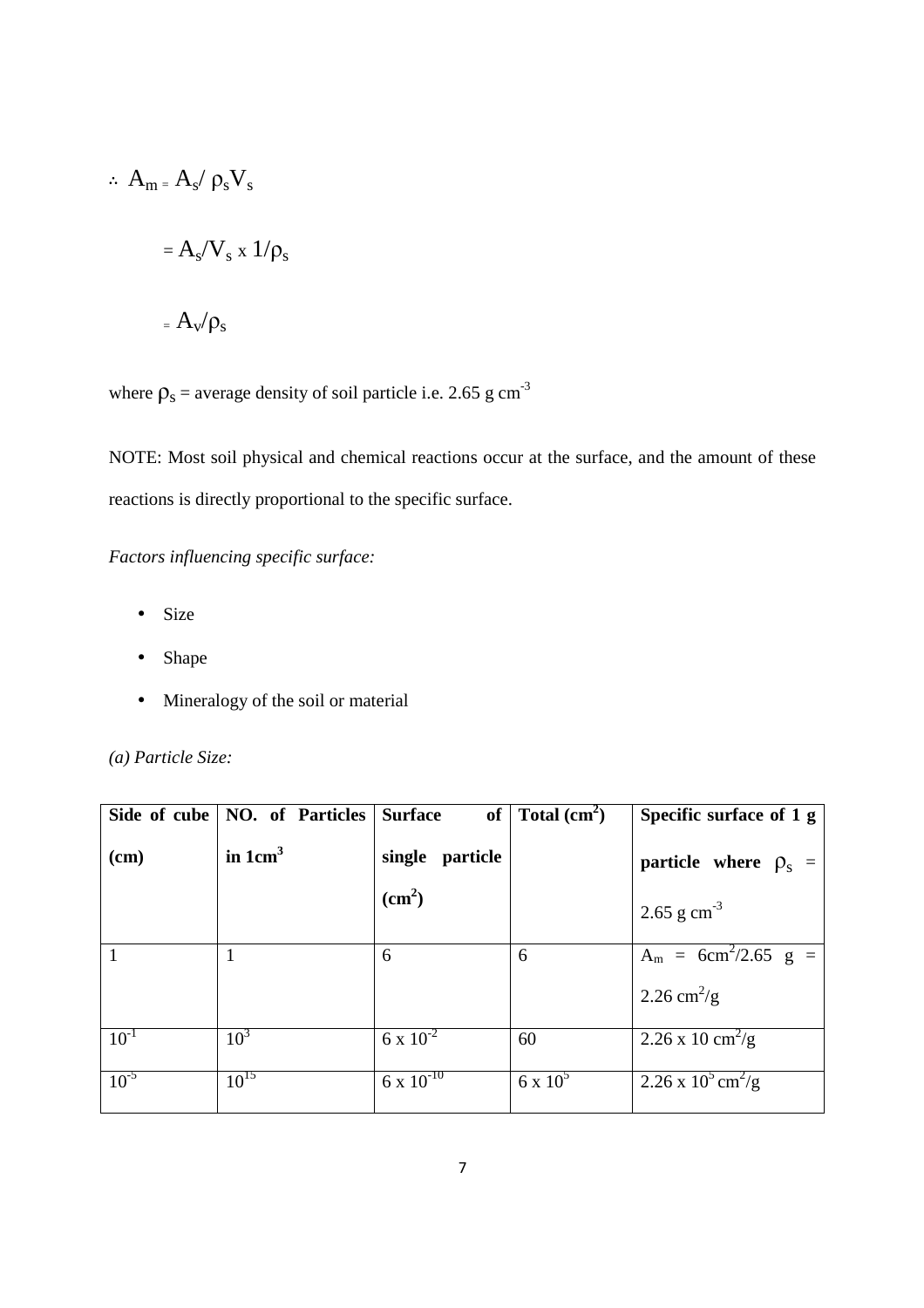$\therefore A_m = A_s / \rho_s V_s$

$= A_s/V_s \times 1/\rho_s$

$= A_v/\rho_s$

where $\rho_s$ = average density of soil particle i.e. 2.65 g $cm^{-3}$

NOTE: Most soil physical and chemical reactions occur at the surface, and the amount of these reactions is directly proportional to the specific surface.

*Factors influencing specific surface:*

- Size
- Shape
- Mineralogy of the soil or material

*(a) Particle Size:*

| **Side of cube (cm)** | **NO. of Particles in 1$cm^3$** | **Surface of single particle ($cm^2$)** | **Total ($cm^2$)** | **Specific surface of 1 g particle where $\rho_s$ = 2.65 g $cm^{-3}$** |
|---|---|---|---|---|
| 1 | 1 | 6 | 6 | $A_m$ = 6$cm^2$/2.65 g = 2.26 $cm^2$/g |
| $10^{-1}$ | $10^3$ | 6 x $10^{-2}$ | 60 | 2.26 x 10 $cm^2$/g |
| $10^{-5}$ | $10^{15}$ | 6 x $10^{-10}$ | 6 x $10^5$ | 2.26 x $10^5$ $cm^2$/g |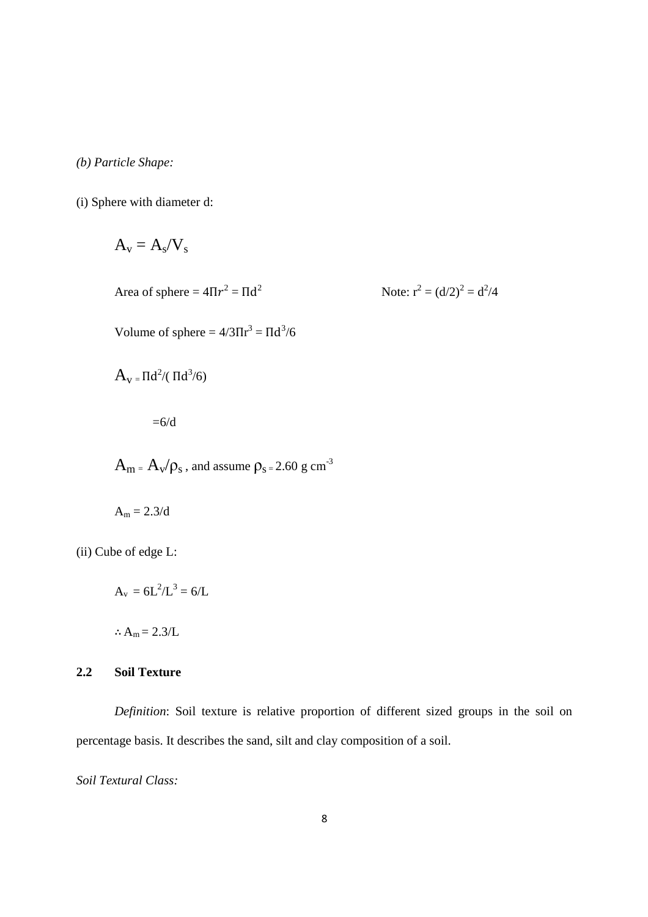*(b) Particle Shape:*

(i) Sphere with diameter d:

$$A_v = A_s/V_s$$

Area of sphere = $4\Pi r^2 = \Pi d^2$ Note: $r^2 = (d/2)^2 = d^2/4$

Volume of sphere = $4/3\Pi r^3 = \Pi d^3/6$

$$A_v = \Pi d^2/(\Pi d^3/6)$$

$$=6/d$$

$A_m = A_v/\rho_s$ , and assume $\rho_s = 2.60$ g cm$^{-3}$

$$A_m = 2.3/d$$

(ii) Cube of edge L:

$$A_v = 6L^2/L^3 = 6/L$$

$$\therefore A_m = 2.3/L$$

## 2.2 Soil Texture

*Definition*: Soil texture is relative proportion of different sized groups in the soil on percentage basis. It describes the sand, silt and clay composition of a soil.

*Soil Textural Class:*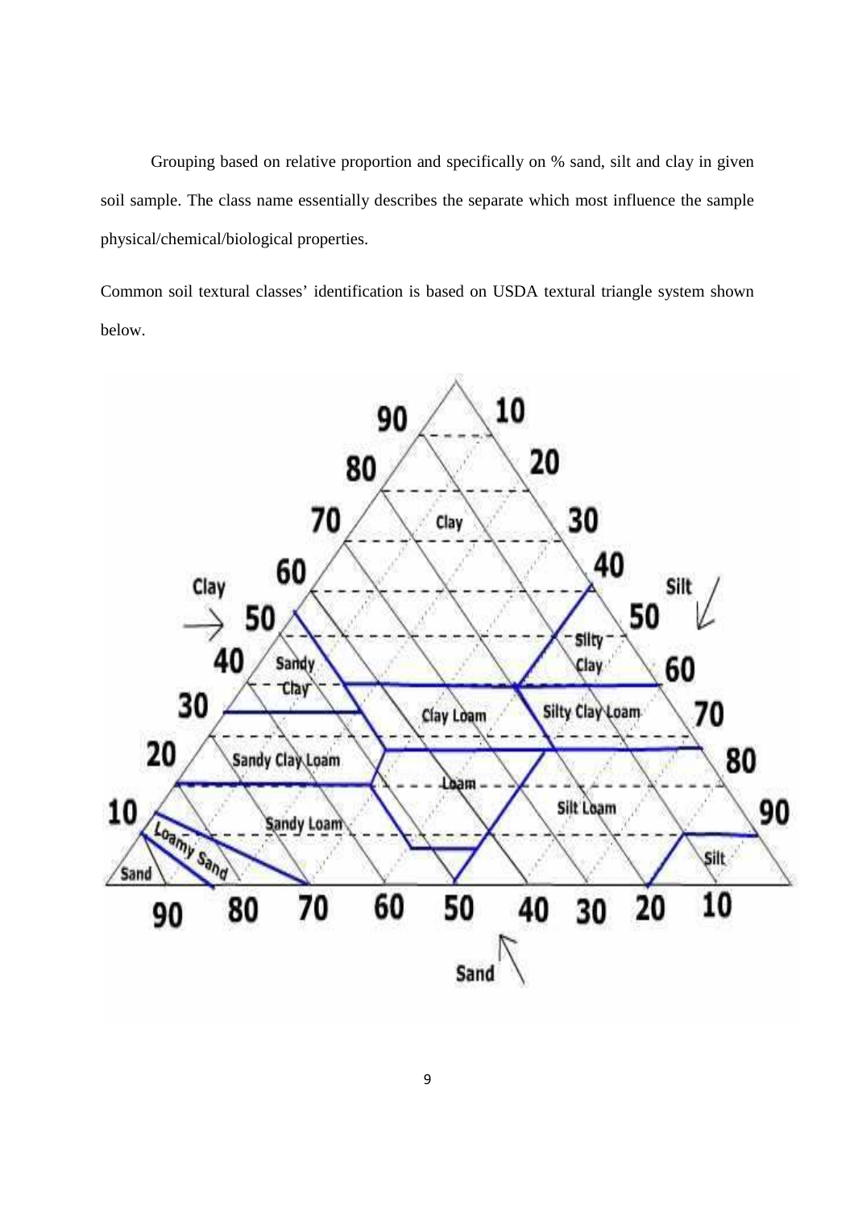Grouping based on relative proportion and specifically on % sand, silt and clay in given soil sample. The class name essentially describes the separate which most influence the sample physical/chemical/biological properties.

Common soil textural classes' identification is based on USDA textural triangle system shown below.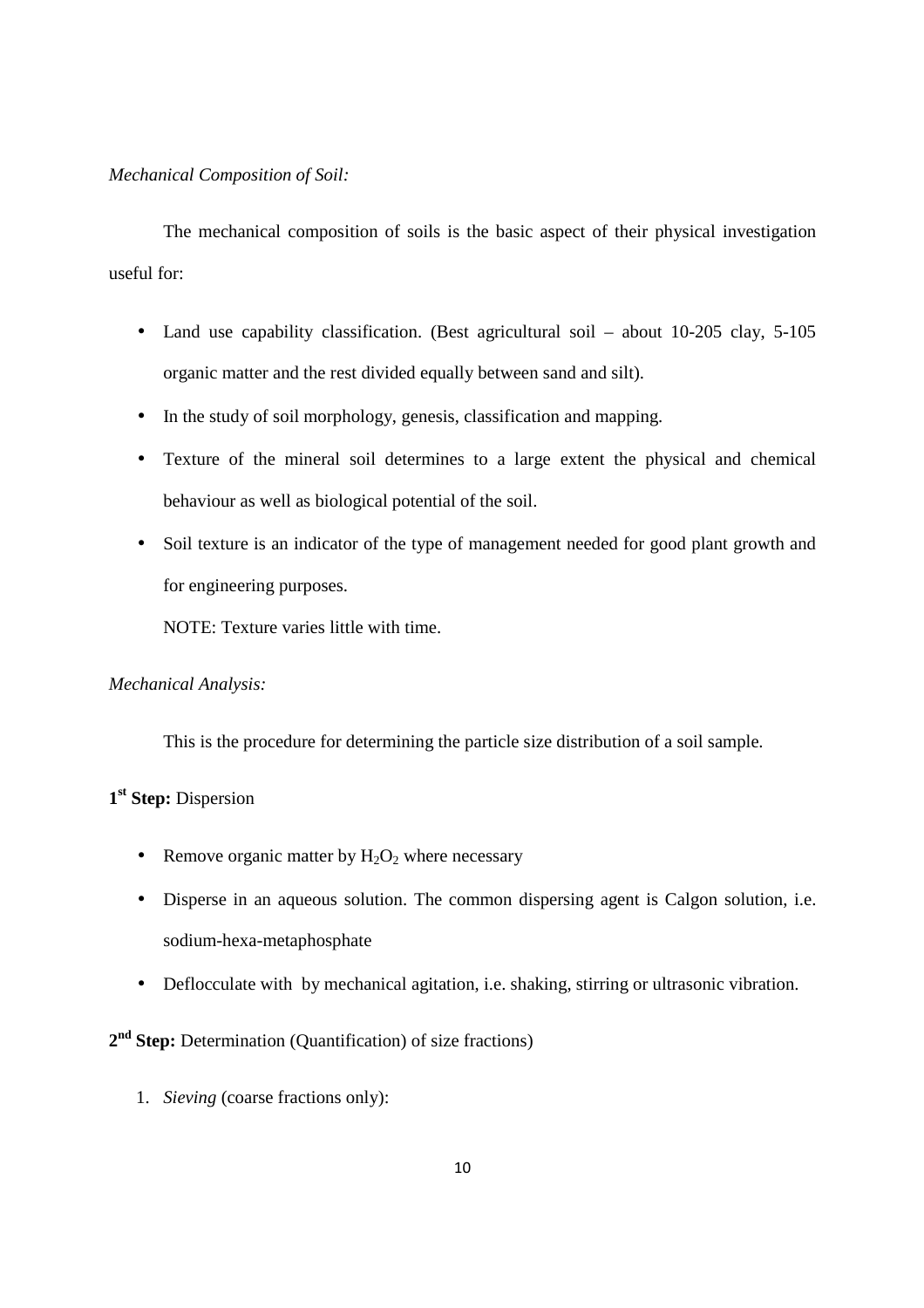*Mechanical Composition of Soil:*

The mechanical composition of soils is the basic aspect of their physical investigation useful for:

- Land use capability classification. (Best agricultural soil – about 10-205 clay, 5-105 organic matter and the rest divided equally between sand and silt).
- In the study of soil morphology, genesis, classification and mapping.
- Texture of the mineral soil determines to a large extent the physical and chemical behaviour as well as biological potential of the soil.
- Soil texture is an indicator of the type of management needed for good plant growth and for engineering purposes.

  NOTE: Texture varies little with time.

*Mechanical Analysis:*

This is the procedure for determining the particle size distribution of a soil sample.

**1st Step:** Dispersion

- Remove organic matter by $H_2O_2$ where necessary
- Disperse in an aqueous solution. The common dispersing agent is Calgon solution, i.e. sodium-hexa-metaphosphate
- Deflocculate with  by mechanical agitation, i.e. shaking, stirring or ultrasonic vibration.

**2nd Step:** Determination (Quantification) of size fractions)

1. *Sieving* (coarse fractions only):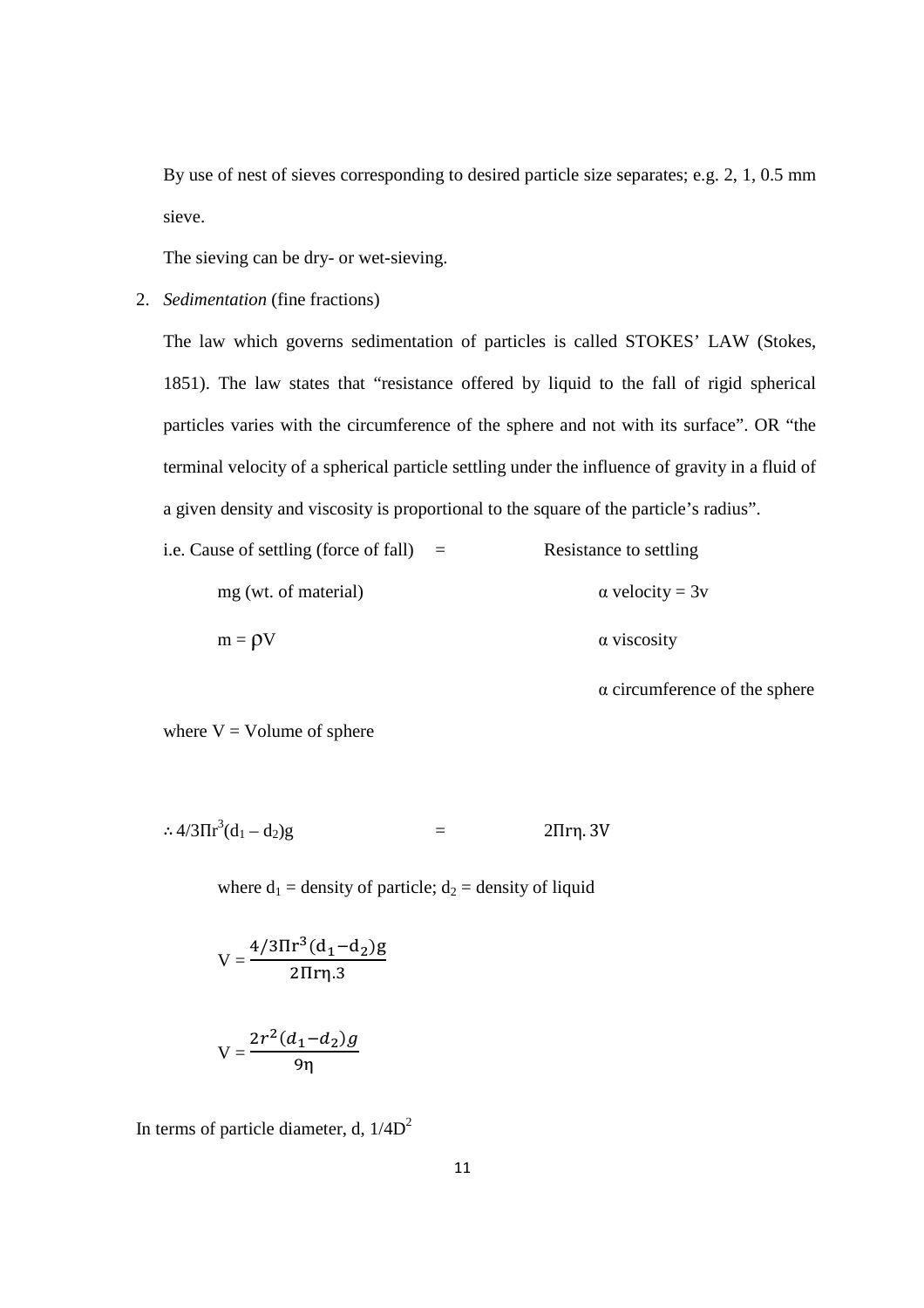By use of nest of sieves corresponding to desired particle size separates; e.g. 2, 1, 0.5 mm sieve.

The sieving can be dry- or wet-sieving.

2. *Sedimentation* (fine fractions)

   The law which governs sedimentation of particles is called STOKES' LAW (Stokes, 1851). The law states that "resistance offered by liquid to the fall of rigid spherical particles varies with the circumference of the sphere and not with its surface". OR "the terminal velocity of a spherical particle settling under the influence of gravity in a fluid of a given density and viscosity is proportional to the square of the particle's radius".

   i.e. Cause of settling (force of fall) = Resistance to settling

   | Cause of settling (force of fall) | Resistance to settling |
   | --- | --- |
   | mg (wt. of material) | α velocity = 3v |
   | $m = \rho V$ | α viscosity |
   | | α circumference of the sphere |

   where V = Volume of sphere

   $$\therefore 4/3\Pi r^3(d_1 - d_2)g = 2\Pi r\eta.\, 3V$$

   where $d_1$ = density of particle; $d_2$ = density of liquid

   $$V = \frac{4/3\Pi r^3(d_1 - d_2)g}{2\Pi r\eta.3}$$

   $$V = \frac{2r^2(d_1 - d_2)g}{9\eta}$$

In terms of particle diameter, d, $1/4D^2$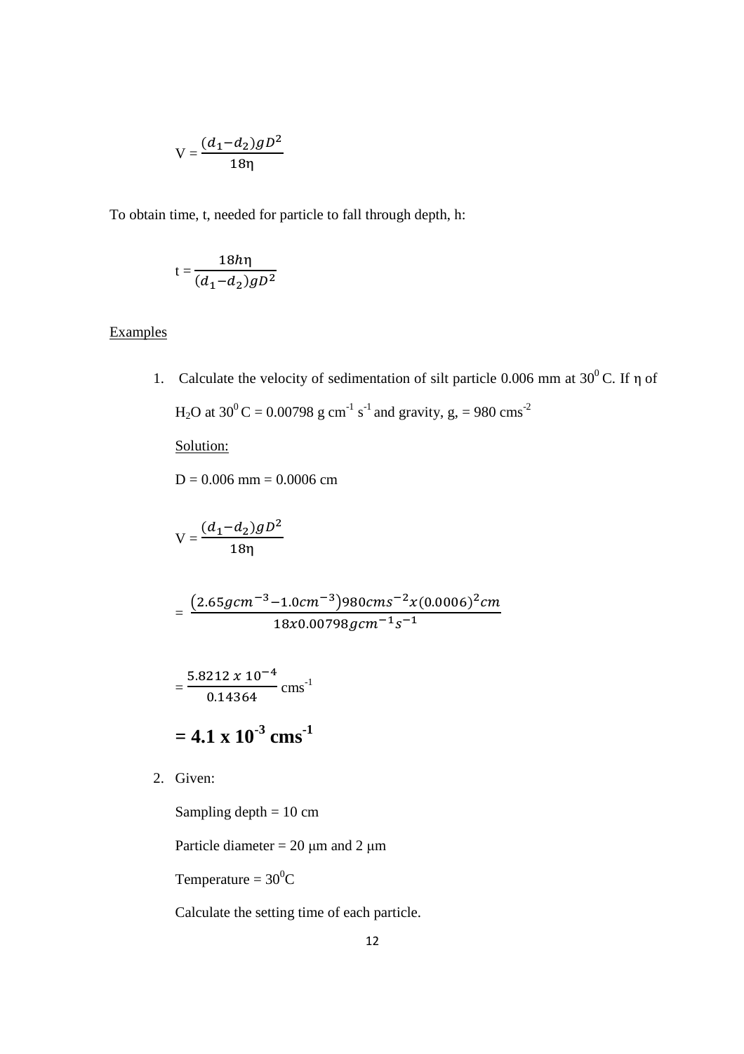$$V = \frac{(d_1 - d_2)gD^2}{18\eta}$$

To obtain time, t, needed for particle to fall through depth, h:

$$t = \frac{18h\eta}{(d_1 - d_2)gD^2}$$

Examples

1. Calculate the velocity of sedimentation of silt particle 0.006 mm at $30^0$ C. If $\eta$ of $H_2O$ at $30^0$ C = 0.00798 g $cm^{-1}$ $s^{-1}$ and gravity, g, = 980 $cms^{-2}$

   Solution:

   D = 0.006 mm = 0.0006 cm

   $$V = \frac{(d_1 - d_2)gD^2}{18\eta}$$

   $$= \frac{(2.65gcm^{-3} - 1.0cm^{-3})980cms^{-2}x(0.0006)^2cm}{18x0.00798gcm^{-1}s^{-1}}$$

   $$= \frac{5.8212 \ x \ 10^{-4}}{0.14364} \ cms^{-1}$$

   $$\mathbf{= 4.1 \ x \ 10^{-3} \ cms^{-1}}$$

2. Given:

   Sampling depth = 10 cm

   Particle diameter = 20 μm and 2 μm

   Temperature = $30^0$C

   Calculate the setting time of each particle.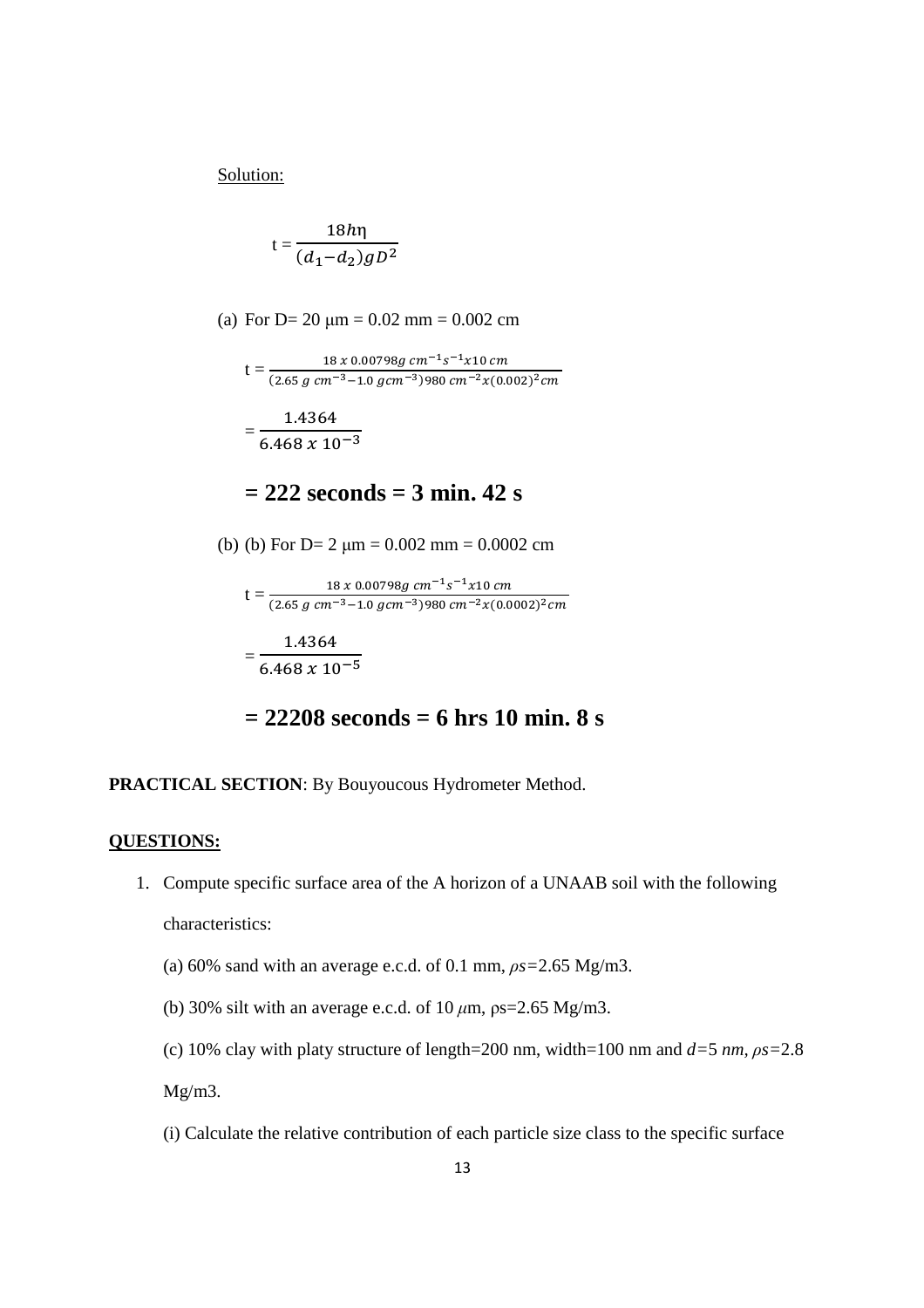Solution:

$$t = \frac{18h\eta}{(d_1 - d_2)gD^2}$$

(a) For D= 20 μm = 0.02 mm = 0.002 cm

$$t = \frac{18\ x\ 0.00798g\ cm^{-1}s^{-1}x10\ cm}{(2.65\ g\ cm^{-3} - 1.0\ gcm^{-3})980\ cm^{-2}x(0.002)^2cm}$$

$$= \frac{1.4364}{6.468\ x\ 10^{-3}}$$

**= 222 seconds = 3 min. 42 s**

(b) (b) For D= 2 μm = 0.002 mm = 0.0002 cm

$$t = \frac{18\ x\ 0.00798g\ cm^{-1}s^{-1}x10\ cm}{(2.65\ g\ cm^{-3} - 1.0\ gcm^{-3})980\ cm^{-2}x(0.0002)^2cm}$$

$$= \frac{1.4364}{6.468\ x\ 10^{-5}}$$

**= 22208 seconds = 6 hrs 10 min. 8 s**

**PRACTICAL SECTION**: By Bouyoucous Hydrometer Method.

**QUESTIONS:**

1. Compute specific surface area of the A horizon of a UNAAB soil with the following characteristics:

   (a) 60% sand with an average e.c.d. of 0.1 mm, $\rho s$=2.65 Mg/m3.

   (b) 30% silt with an average e.c.d. of 10 $\mu$m, ρs=2.65 Mg/m3.

   (c) 10% clay with platy structure of length=200 nm, width=100 nm and $d$=5 $nm$, $\rho s$=2.8 Mg/m3.

   (i) Calculate the relative contribution of each particle size class to the specific surface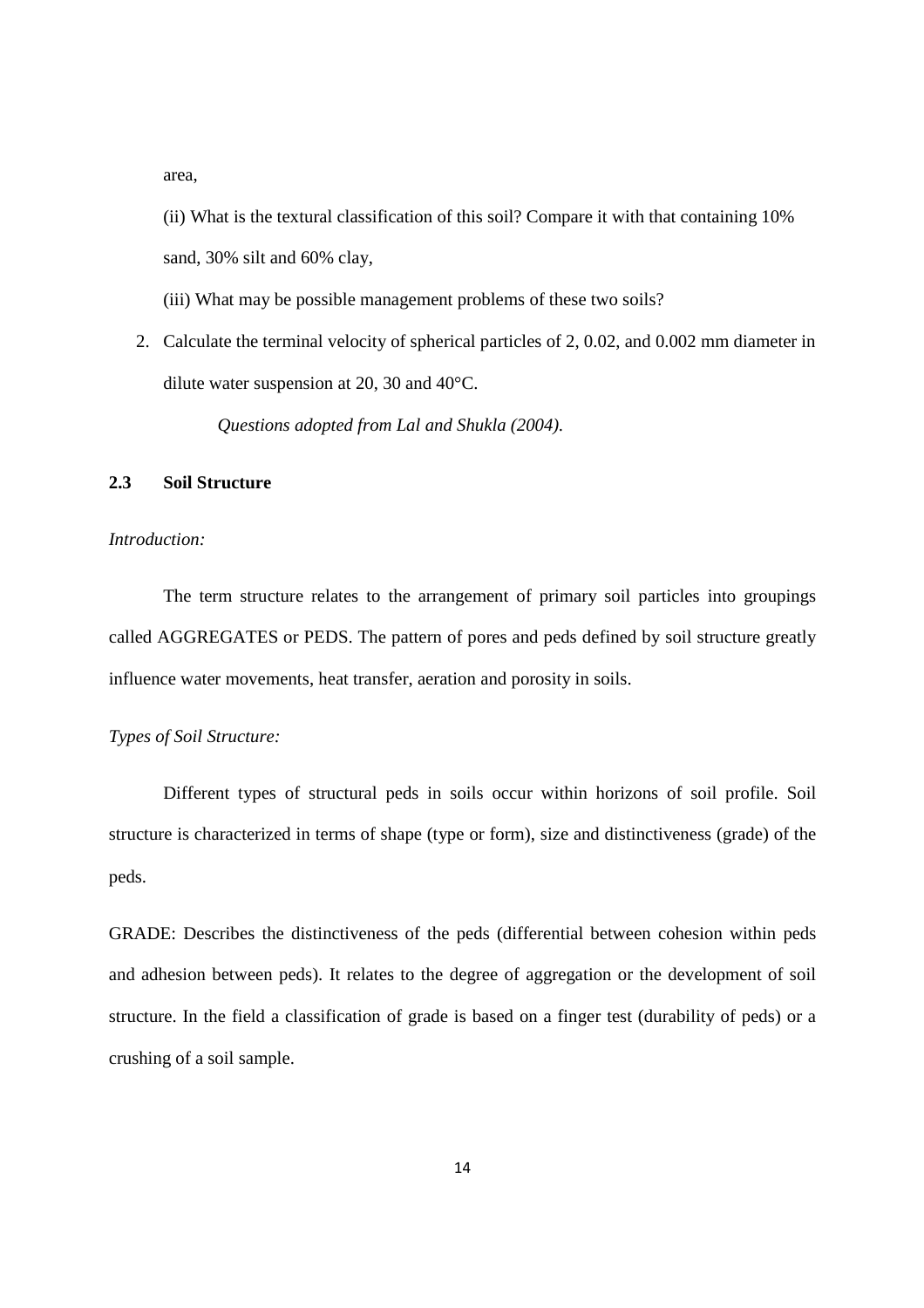area,

(ii) What is the textural classification of this soil? Compare it with that containing 10% sand, 30% silt and 60% clay,

(iii) What may be possible management problems of these two soils?

2. Calculate the terminal velocity of spherical particles of 2, 0.02, and 0.002 mm diameter in dilute water suspension at 20, 30 and 40°C.

*Questions adopted from Lal and Shukla (2004).*

## 2.3 Soil Structure

*Introduction:*

The term structure relates to the arrangement of primary soil particles into groupings called AGGREGATES or PEDS. The pattern of pores and peds defined by soil structure greatly influence water movements, heat transfer, aeration and porosity in soils.

*Types of Soil Structure:*

Different types of structural peds in soils occur within horizons of soil profile. Soil structure is characterized in terms of shape (type or form), size and distinctiveness (grade) of the peds.

GRADE: Describes the distinctiveness of the peds (differential between cohesion within peds and adhesion between peds). It relates to the degree of aggregation or the development of soil structure. In the field a classification of grade is based on a finger test (durability of peds) or a crushing of a soil sample.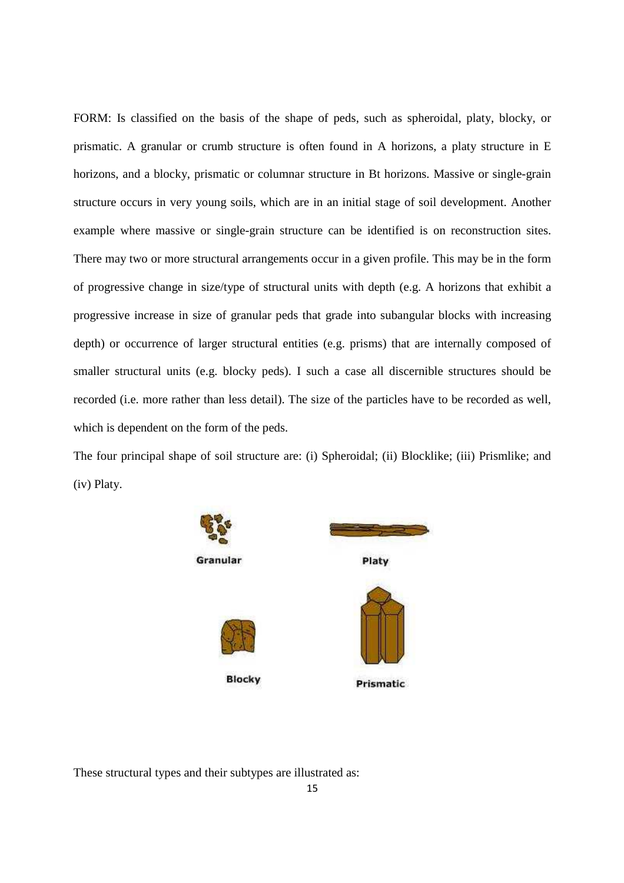FORM: Is classified on the basis of the shape of peds, such as spheroidal, platy, blocky, or prismatic. A granular or crumb structure is often found in A horizons, a platy structure in E horizons, and a blocky, prismatic or columnar structure in Bt horizons. Massive or single-grain structure occurs in very young soils, which are in an initial stage of soil development. Another example where massive or single-grain structure can be identified is on reconstruction sites. There may two or more structural arrangements occur in a given profile. This may be in the form of progressive change in size/type of structural units with depth (e.g. A horizons that exhibit a progressive increase in size of granular peds that grade into subangular blocks with increasing depth) or occurrence of larger structural entities (e.g. prisms) that are internally composed of smaller structural units (e.g. blocky peds). I such a case all discernible structures should be recorded (i.e. more rather than less detail). The size of the particles have to be recorded as well, which is dependent on the form of the peds.

The four principal shape of soil structure are: (i) Spheroidal; (ii) Blocklike; (iii) Prismlike; and (iv) Platy.

Granular

Platy

Blocky

Prismatic

These structural types and their subtypes are illustrated as: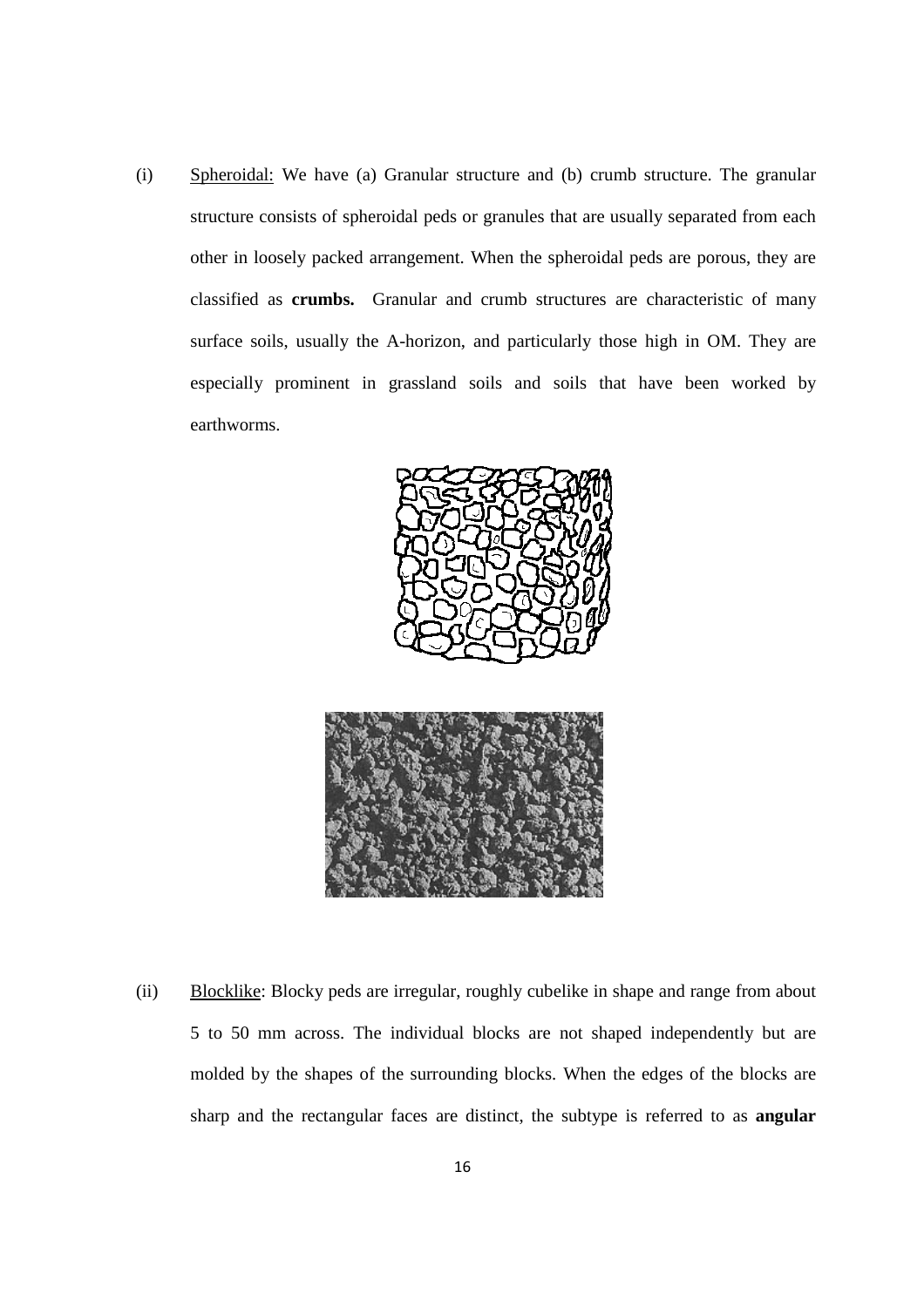(i) <u>Spheroidal:</u> We have (a) Granular structure and (b) crumb structure. The granular structure consists of spheroidal peds or granules that are usually separated from each other in loosely packed arrangement. When the spheroidal peds are porous, they are classified as **crumbs.** Granular and crumb structures are characteristic of many surface soils, usually the A-horizon, and particularly those high in OM. They are especially prominent in grassland soils and soils that have been worked by earthworms.

(ii) <u>Blocklike</u>: Blocky peds are irregular, roughly cubelike in shape and range from about 5 to 50 mm across. The individual blocks are not shaped independently but are molded by the shapes of the surrounding blocks. When the edges of the blocks are sharp and the rectangular faces are distinct, the subtype is referred to as **angular**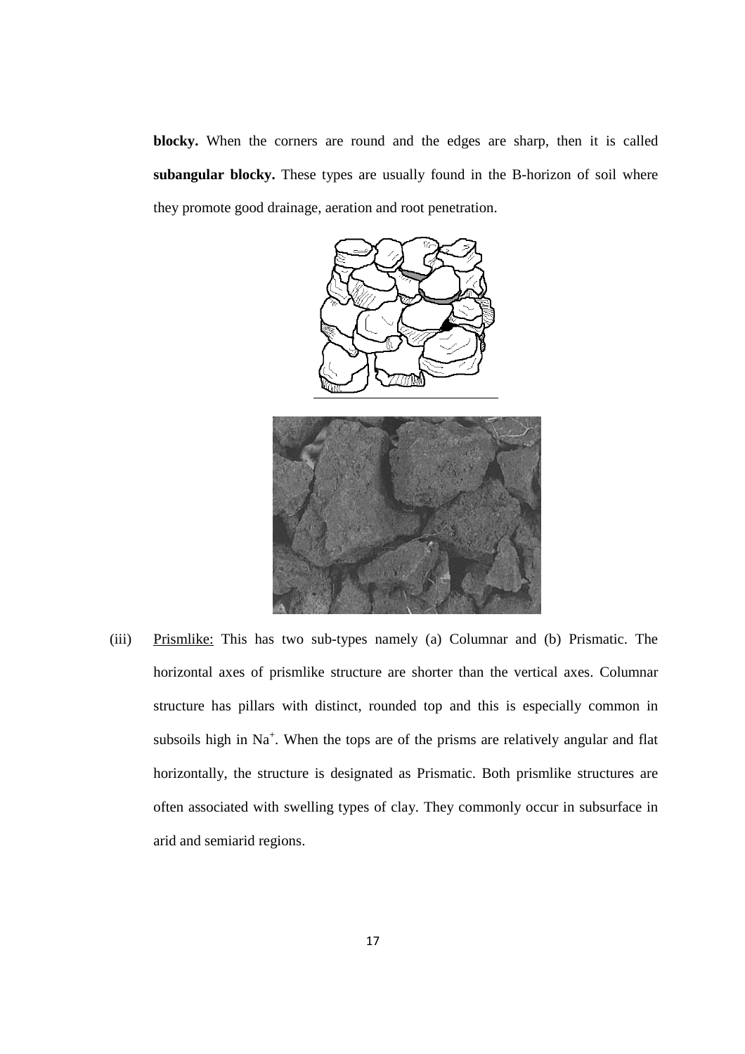**blocky.** When the corners are round and the edges are sharp, then it is called **subangular blocky.** These types are usually found in the B-horizon of soil where they promote good drainage, aeration and root penetration.

(iii) Prismlike: This has two sub-types namely (a) Columnar and (b) Prismatic. The horizontal axes of prismlike structure are shorter than the vertical axes. Columnar structure has pillars with distinct, rounded top and this is especially common in subsoils high in $Na^{+}$. When the tops are of the prisms are relatively angular and flat horizontally, the structure is designated as Prismatic. Both prismlike structures are often associated with swelling types of clay. They commonly occur in subsurface in arid and semiarid regions.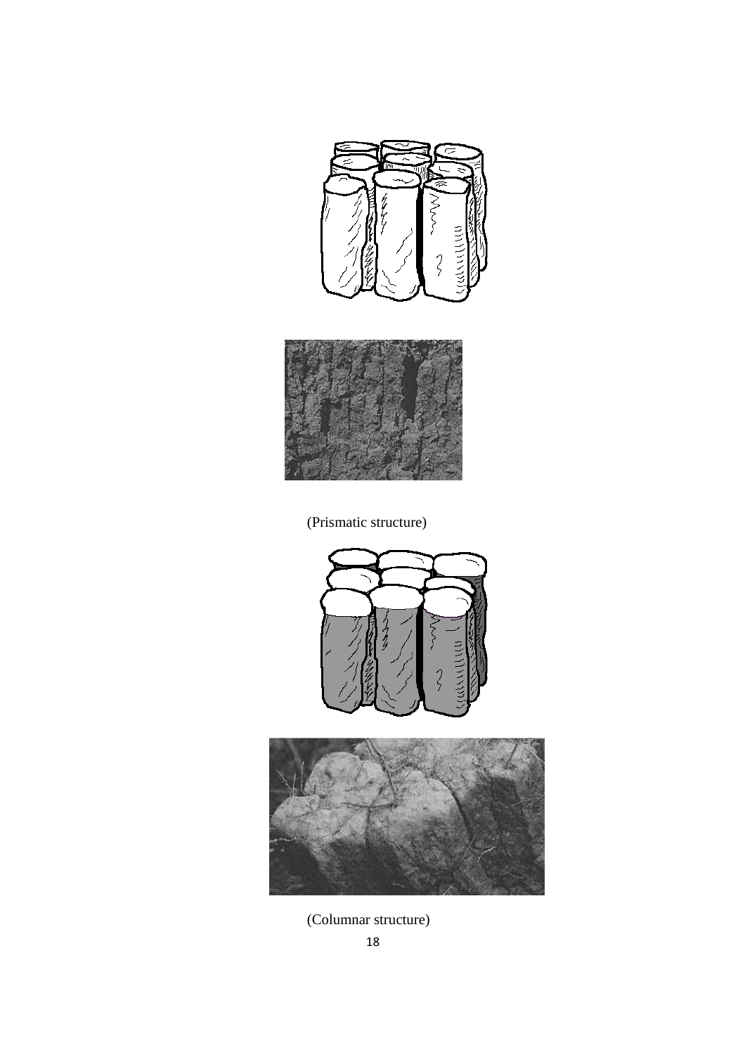(Prismatic structure)

(Columnar structure)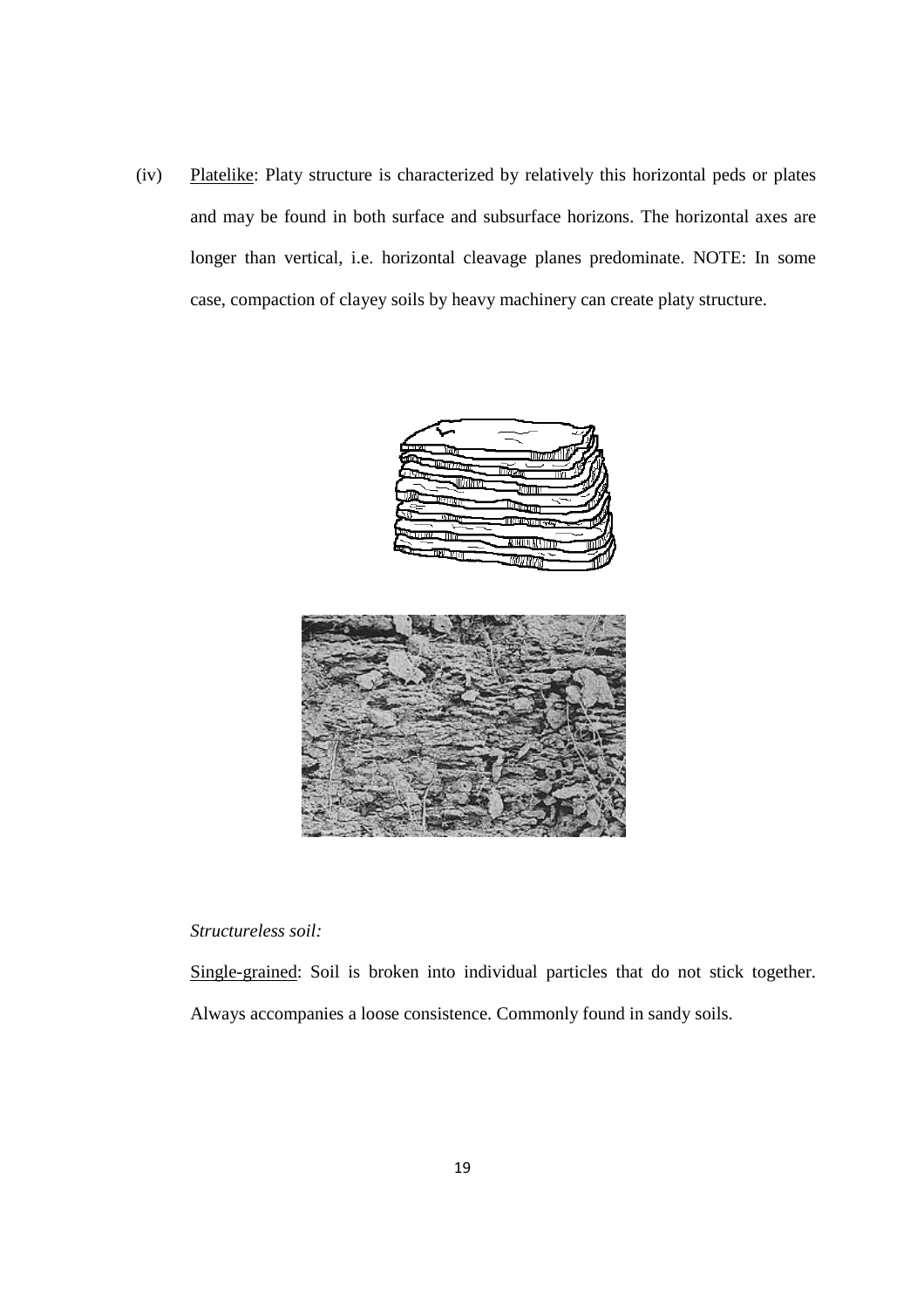(iv) Platelike: Platy structure is characterized by relatively this horizontal peds or plates and may be found in both surface and subsurface horizons. The horizontal axes are longer than vertical, i.e. horizontal cleavage planes predominate. NOTE: In some case, compaction of clayey soils by heavy machinery can create platy structure.

*Structureless soil:*

Single-grained: Soil is broken into individual particles that do not stick together. Always accompanies a loose consistence. Commonly found in sandy soils.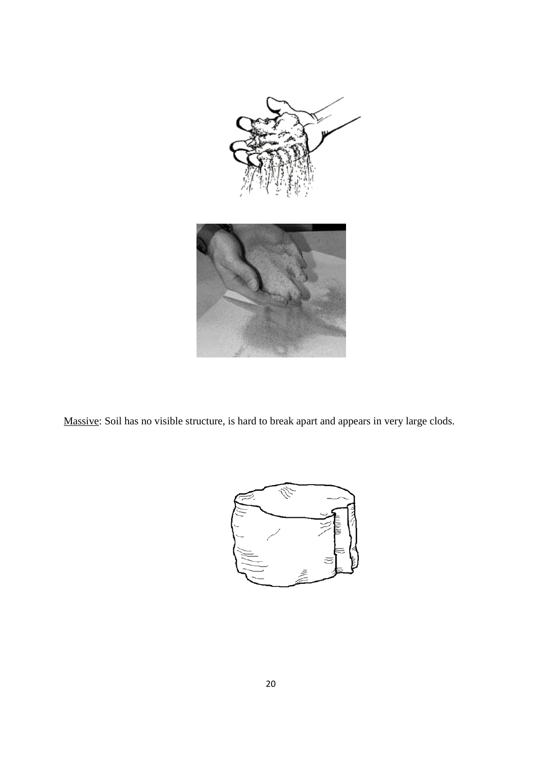<u>Massive</u>: Soil has no visible structure, is hard to break apart and appears in very large clods.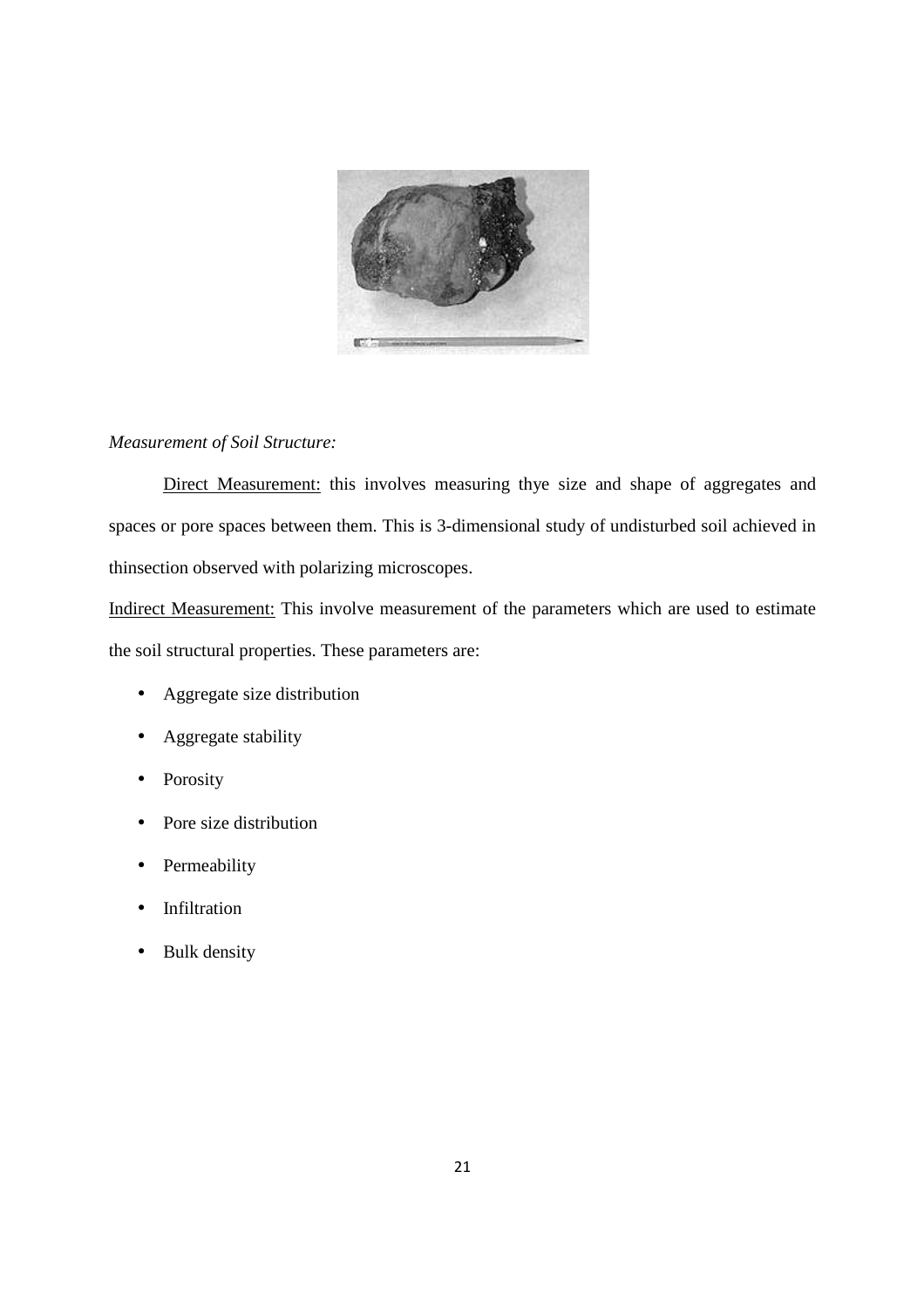*Measurement of Soil Structure:*

Direct Measurement: this involves measuring thye size and shape of aggregates and spaces or pore spaces between them. This is 3-dimensional study of undisturbed soil achieved in thinsection observed with polarizing microscopes.

Indirect Measurement: This involve measurement of the parameters which are used to estimate the soil structural properties. These parameters are:

- Aggregate size distribution
- Aggregate stability
- Porosity
- Pore size distribution
- Permeability
- Infiltration
- Bulk density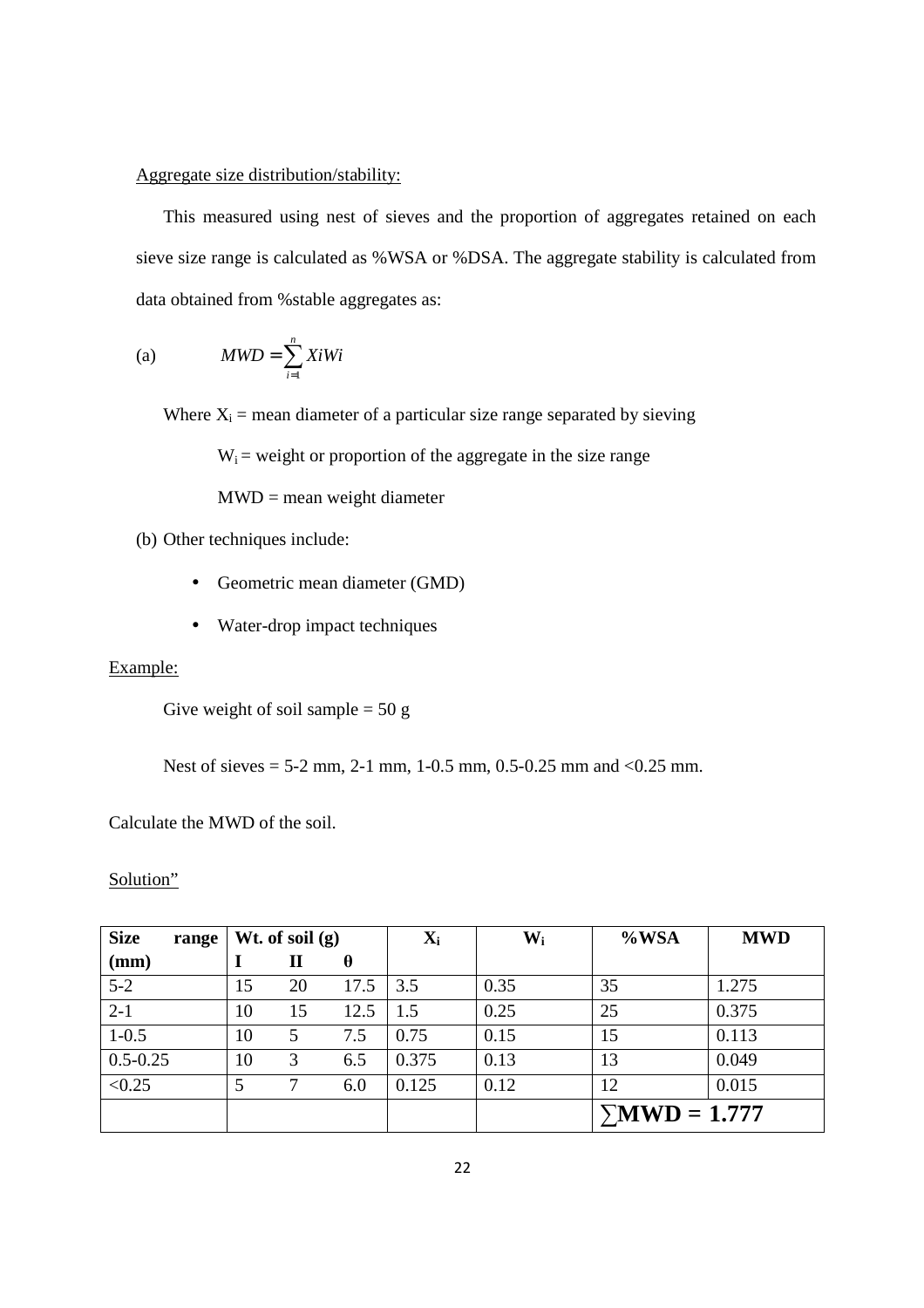Aggregate size distribution/stability:

This measured using nest of sieves and the proportion of aggregates retained on each sieve size range is calculated as %WSA or %DSA. The aggregate stability is calculated from data obtained from %stable aggregates as:

(a) $$MWD = \sum_{i=1}^{n} XiWi$$

Where $X_i$ = mean diameter of a particular size range separated by sieving

$W_i$ = weight or proportion of the aggregate in the size range

MWD = mean weight diameter

(b) Other techniques include:

- Geometric mean diameter (GMD)
- Water-drop impact techniques

Example:

Give weight of soil sample = 50 g

Nest of sieves = 5-2 mm, 2-1 mm, 1-0.5 mm, 0.5-0.25 mm and <0.25 mm.

Calculate the MWD of the soil.

Solution"

| **Size range (mm)** | **Wt. of soil (g)** | | | **$X_i$** | **$W_i$** | **%WSA** | **MWD** |
|---|---|---|---|---|---|---|---|
| | **I** | **II** | **θ** | | | | |
| 5-2 | 15 | 20 | 17.5 | 3.5 | 0.35 | 35 | 1.275 |
| 2-1 | 10 | 15 | 12.5 | 1.5 | 0.25 | 25 | 0.375 |
| 1-0.5 | 10 | 5 | 7.5 | 0.75 | 0.15 | 15 | 0.113 |
| 0.5-0.25 | 10 | 3 | 6.5 | 0.375 | 0.13 | 13 | 0.049 |
| <0.25 | 5 | 7 | 6.0 | 0.125 | 0.12 | 12 | 0.015 |
| | | | | | | **∑MWD = 1.777** | |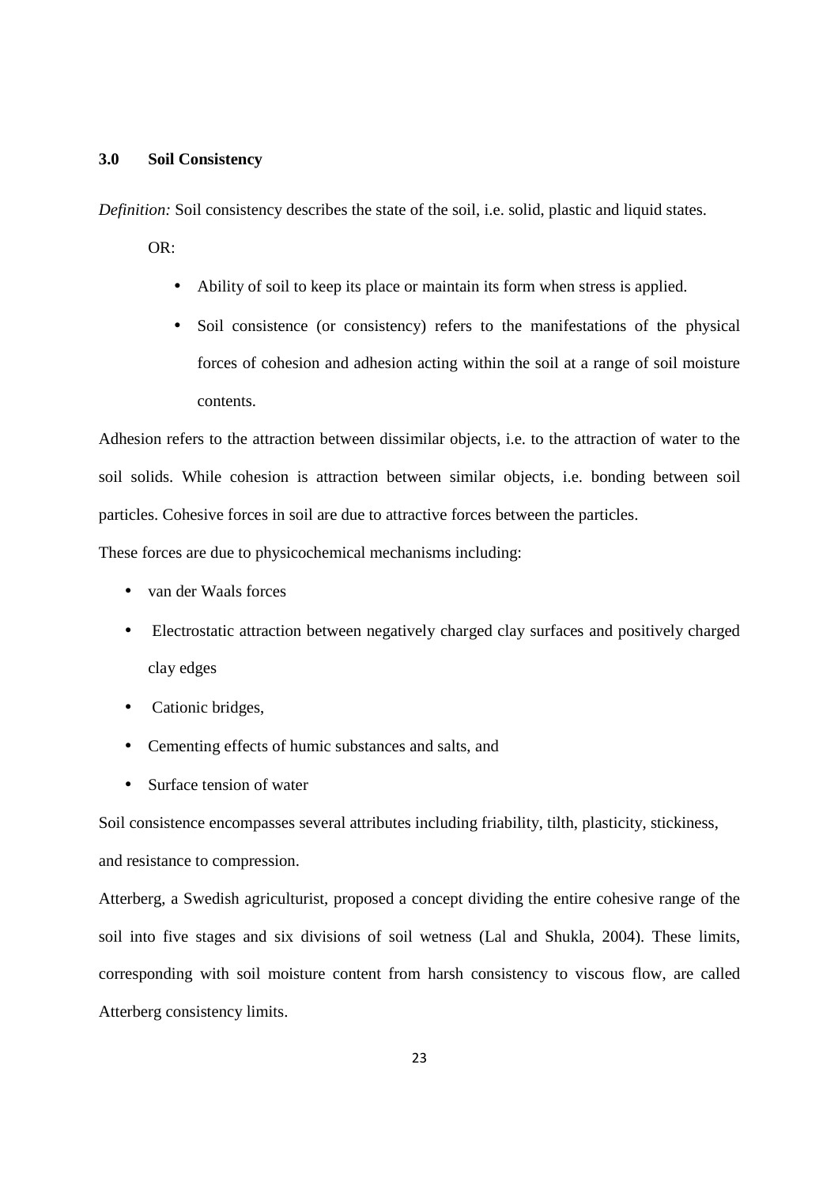## 3.0 Soil Consistency

*Definition:* Soil consistency describes the state of the soil, i.e. solid, plastic and liquid states.

OR:

- Ability of soil to keep its place or maintain its form when stress is applied.
- Soil consistence (or consistency) refers to the manifestations of the physical forces of cohesion and adhesion acting within the soil at a range of soil moisture contents.

Adhesion refers to the attraction between dissimilar objects, i.e. to the attraction of water to the soil solids. While cohesion is attraction between similar objects, i.e. bonding between soil particles. Cohesive forces in soil are due to attractive forces between the particles.

These forces are due to physicochemical mechanisms including:

- van der Waals forces
- Electrostatic attraction between negatively charged clay surfaces and positively charged clay edges
- Cationic bridges,
- Cementing effects of humic substances and salts, and
- Surface tension of water

Soil consistence encompasses several attributes including friability, tilth, plasticity, stickiness, and resistance to compression.

Atterberg, a Swedish agriculturist, proposed a concept dividing the entire cohesive range of the soil into five stages and six divisions of soil wetness (Lal and Shukla, 2004). These limits, corresponding with soil moisture content from harsh consistency to viscous flow, are called Atterberg consistency limits.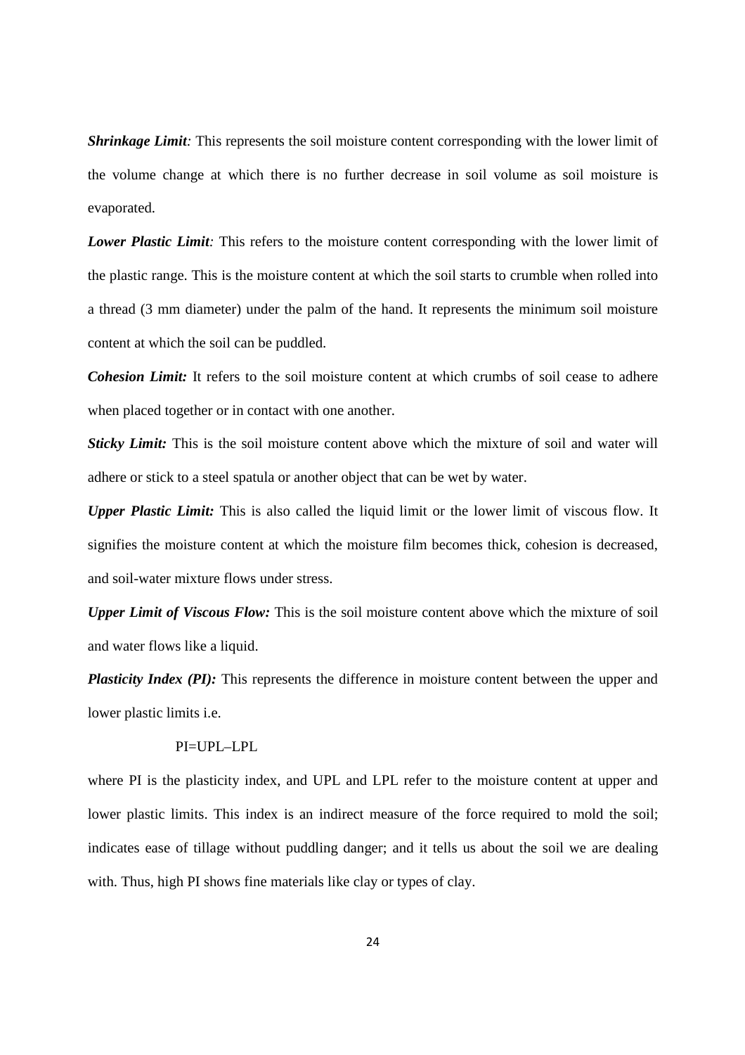***Shrinkage Limit**:* This represents the soil moisture content corresponding with the lower limit of the volume change at which there is no further decrease in soil volume as soil moisture is evaporated.

***Lower Plastic Limit**:* This refers to the moisture content corresponding with the lower limit of the plastic range. This is the moisture content at which the soil starts to crumble when rolled into a thread (3 mm diameter) under the palm of the hand. It represents the minimum soil moisture content at which the soil can be puddled.

***Cohesion Limit:*** It refers to the soil moisture content at which crumbs of soil cease to adhere when placed together or in contact with one another.

***Sticky Limit:*** This is the soil moisture content above which the mixture of soil and water will adhere or stick to a steel spatula or another object that can be wet by water.

***Upper Plastic Limit:*** This is also called the liquid limit or the lower limit of viscous flow. It signifies the moisture content at which the moisture film becomes thick, cohesion is decreased, and soil-water mixture flows under stress.

***Upper Limit of Viscous Flow:*** This is the soil moisture content above which the mixture of soil and water flows like a liquid.

***Plasticity Index (PI):*** This represents the difference in moisture content between the upper and lower plastic limits i.e.

$$PI = UPL - LPL$$

where PI is the plasticity index, and UPL and LPL refer to the moisture content at upper and lower plastic limits. This index is an indirect measure of the force required to mold the soil; indicates ease of tillage without puddling danger; and it tells us about the soil we are dealing with. Thus, high PI shows fine materials like clay or types of clay.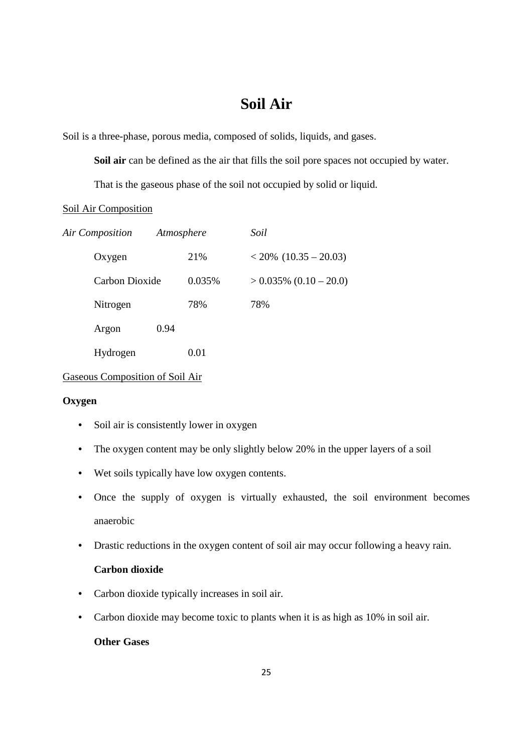# Soil Air

Soil is a three-phase, porous media, composed of solids, liquids, and gases.

**Soil air** can be defined as the air that fills the soil pore spaces not occupied by water.

That is the gaseous phase of the soil not occupied by solid or liquid.

Soil Air Composition

| *Air Composition* | *Atmosphere* | *Soil* |
|---|---|---|
| Oxygen | 21% | < 20% (10.35 – 20.03) |
| Carbon Dioxide | 0.035% | > 0.035% (0.10 – 20.0) |
| Nitrogen | 78% | 78% |
| Argon | 0.94 | |
| Hydrogen | 0.01 | |

Gaseous Composition of Soil Air

**Oxygen**

- Soil air is consistently lower in oxygen
- The oxygen content may be only slightly below 20% in the upper layers of a soil
- Wet soils typically have low oxygen contents.
- Once the supply of oxygen is virtually exhausted, the soil environment becomes anaerobic
- Drastic reductions in the oxygen content of soil air may occur following a heavy rain.

**Carbon dioxide**

- Carbon dioxide typically increases in soil air.
- Carbon dioxide may become toxic to plants when it is as high as 10% in soil air.

**Other Gases**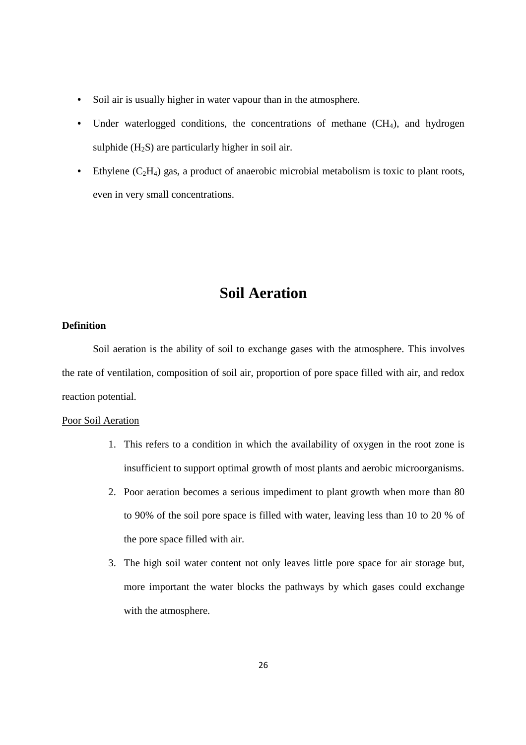- Soil air is usually higher in water vapour than in the atmosphere.
- Under waterlogged conditions, the concentrations of methane ($CH_4$), and hydrogen sulphide ($H_2S$) are particularly higher in soil air.
- Ethylene ($C_2H_4$) gas, a product of anaerobic microbial metabolism is toxic to plant roots, even in very small concentrations.

# Soil Aeration

**Definition**

Soil aeration is the ability of soil to exchange gases with the atmosphere. This involves the rate of ventilation, composition of soil air, proportion of pore space filled with air, and redox reaction potential.

<u>Poor Soil Aeration</u>

1. This refers to a condition in which the availability of oxygen in the root zone is insufficient to support optimal growth of most plants and aerobic microorganisms.
2. Poor aeration becomes a serious impediment to plant growth when more than 80 to 90% of the soil pore space is filled with water, leaving less than 10 to 20 % of the pore space filled with air.
3. The high soil water content not only leaves little pore space for air storage but, more important the water blocks the pathways by which gases could exchange with the atmosphere.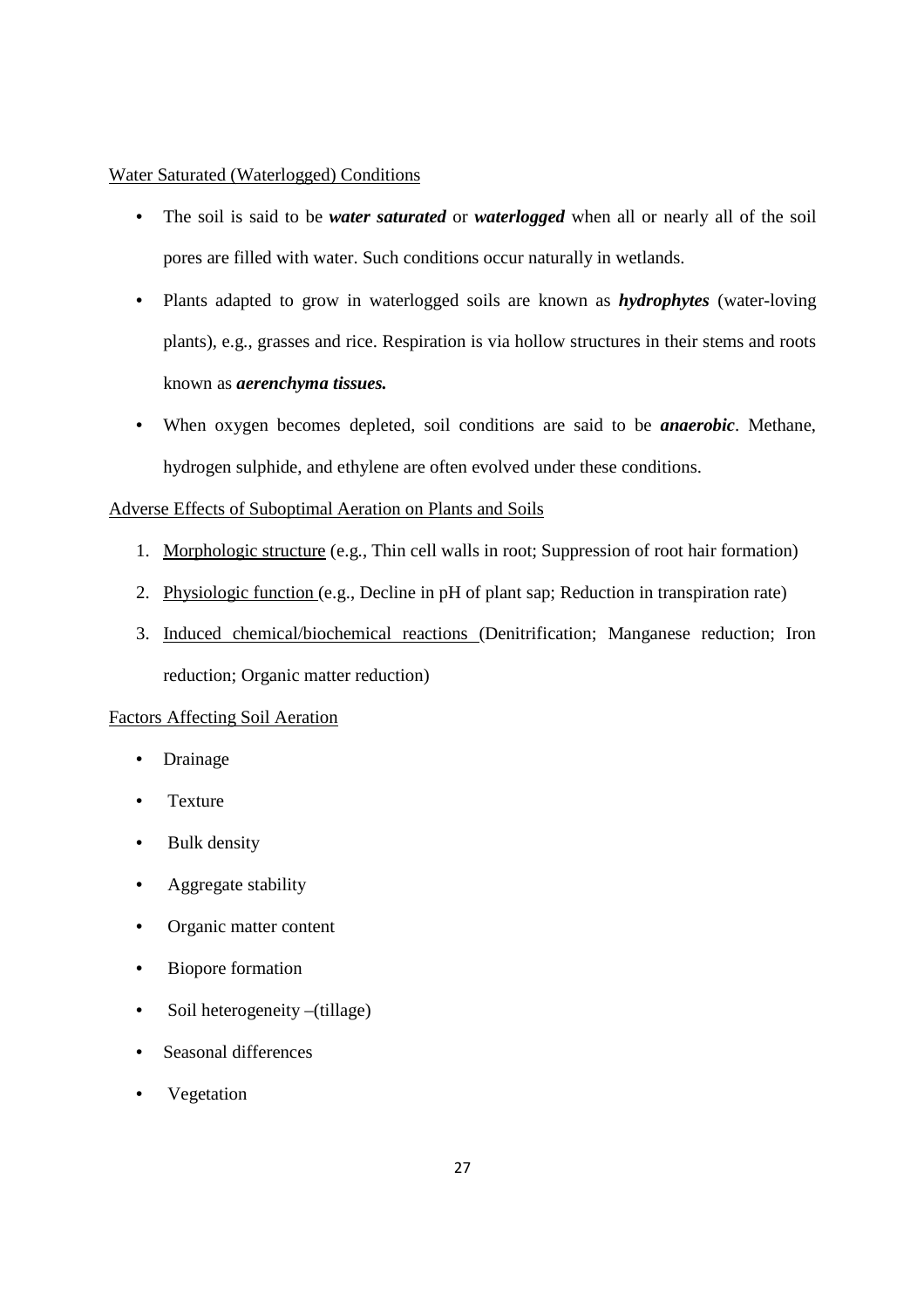Water Saturated (Waterlogged) Conditions

- The soil is said to be ***water saturated*** or ***waterlogged*** when all or nearly all of the soil pores are filled with water. Such conditions occur naturally in wetlands.
- Plants adapted to grow in waterlogged soils are known as ***hydrophytes*** (water-loving plants), e.g., grasses and rice. Respiration is via hollow structures in their stems and roots known as ***aerenchyma tissues.***
- When oxygen becomes depleted, soil conditions are said to be ***anaerobic***. Methane, hydrogen sulphide, and ethylene are often evolved under these conditions.

Adverse Effects of Suboptimal Aeration on Plants and Soils

1. Morphologic structure (e.g., Thin cell walls in root; Suppression of root hair formation)
2. Physiologic function (e.g., Decline in pH of plant sap; Reduction in transpiration rate)
3. Induced chemical/biochemical reactions (Denitrification; Manganese reduction; Iron reduction; Organic matter reduction)

Factors Affecting Soil Aeration

- Drainage
- Texture
- Bulk density
- Aggregate stability
- Organic matter content
- Biopore formation
- Soil heterogeneity –(tillage)
- Seasonal differences
- Vegetation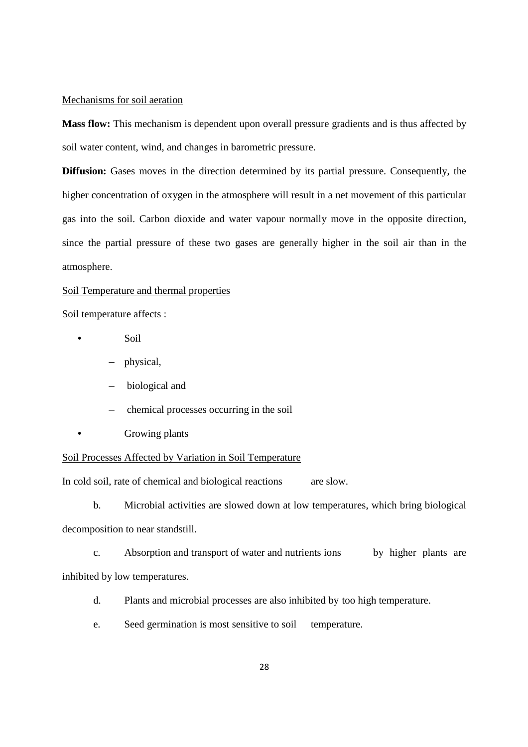Mechanisms for soil aeration

**Mass flow:** This mechanism is dependent upon overall pressure gradients and is thus affected by soil water content, wind, and changes in barometric pressure.

**Diffusion:** Gases moves in the direction determined by its partial pressure. Consequently, the higher concentration of oxygen in the atmosphere will result in a net movement of this particular gas into the soil. Carbon dioxide and water vapour normally move in the opposite direction, since the partial pressure of these two gases are generally higher in the soil air than in the atmosphere.

Soil Temperature and thermal properties

Soil temperature affects :

- Soil
  - physical,
  - biological and
  - chemical processes occurring in the soil
- Growing plants

Soil Processes Affected by Variation in Soil Temperature

In cold soil, rate of chemical and biological reactions are slow.

b. Microbial activities are slowed down at low temperatures, which bring biological decomposition to near standstill.

c. Absorption and transport of water and nutrients ions by higher plants are inhibited by low temperatures.

d. Plants and microbial processes are also inhibited by too high temperature.

e. Seed germination is most sensitive to soil temperature.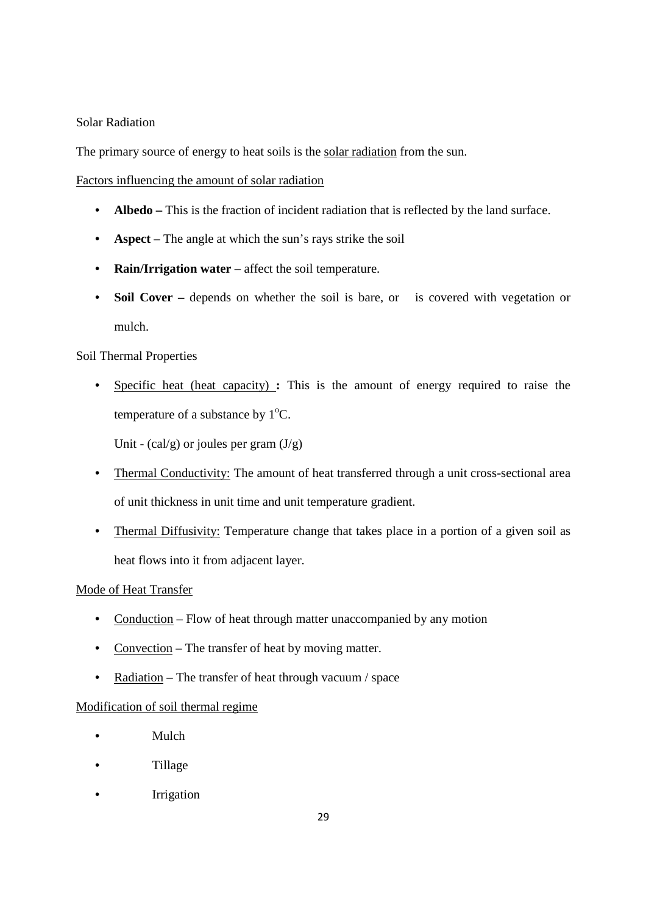Solar Radiation

The primary source of energy to heat soils is the solar radiation from the sun.

Factors influencing the amount of solar radiation

- **Albedo –** This is the fraction of incident radiation that is reflected by the land surface.
- **Aspect –** The angle at which the sun's rays strike the soil
- **Rain/Irrigation water –** affect the soil temperature.
- **Soil Cover –** depends on whether the soil is bare, or is covered with vegetation or mulch.

Soil Thermal Properties

- Specific heat (heat capacity) **:** This is the amount of energy required to raise the temperature of a substance by $1^{o}C$.

  Unit - (cal/g) or joules per gram (J/g)

- Thermal Conductivity: The amount of heat transferred through a unit cross-sectional area of unit thickness in unit time and unit temperature gradient.
- Thermal Diffusivity: Temperature change that takes place in a portion of a given soil as heat flows into it from adjacent layer.

Mode of Heat Transfer

- Conduction – Flow of heat through matter unaccompanied by any motion
- Convection – The transfer of heat by moving matter.
- Radiation – The transfer of heat through vacuum / space

Modification of soil thermal regime

- Mulch
- Tillage
- Irrigation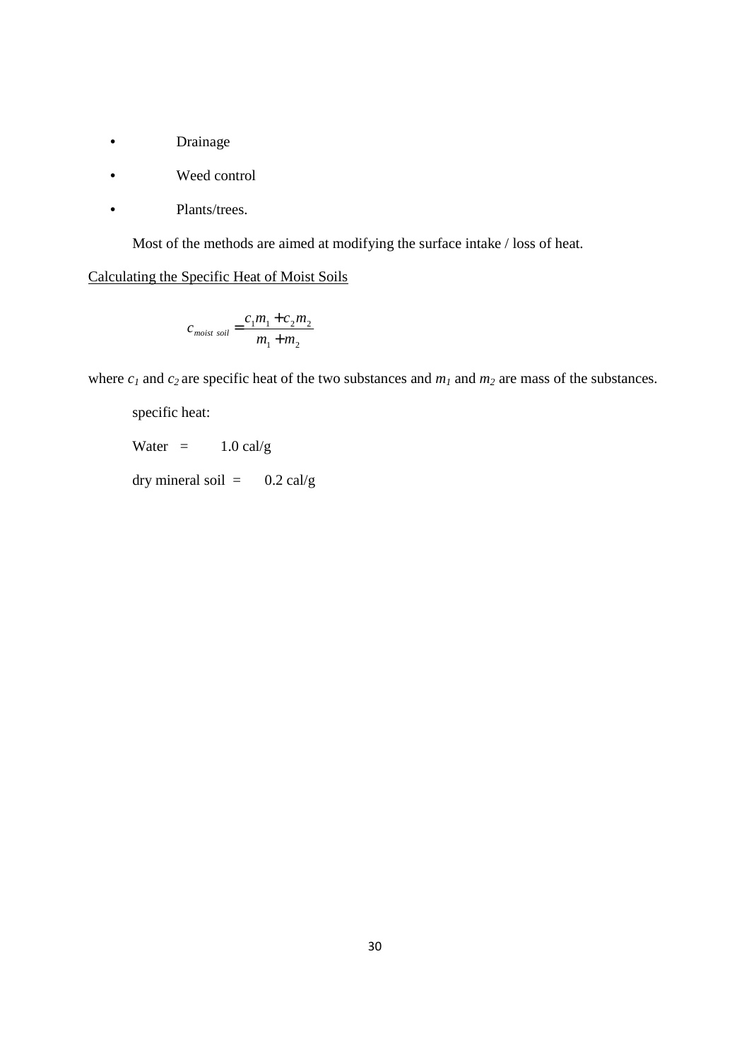- Drainage
- Weed control
- Plants/trees.

Most of the methods are aimed at modifying the surface intake / loss of heat.

Calculating the Specific Heat of Moist Soils

$$c_{moist\ soil} = \frac{c_1 m_1 + c_2 m_2}{m_1 + m_2}$$

where $c_1$ and $c_2$ are specific heat of the two substances and $m_1$ and $m_2$ are mass of the substances.

specific heat:

Water = 1.0 cal/g

dry mineral soil = 0.2 cal/g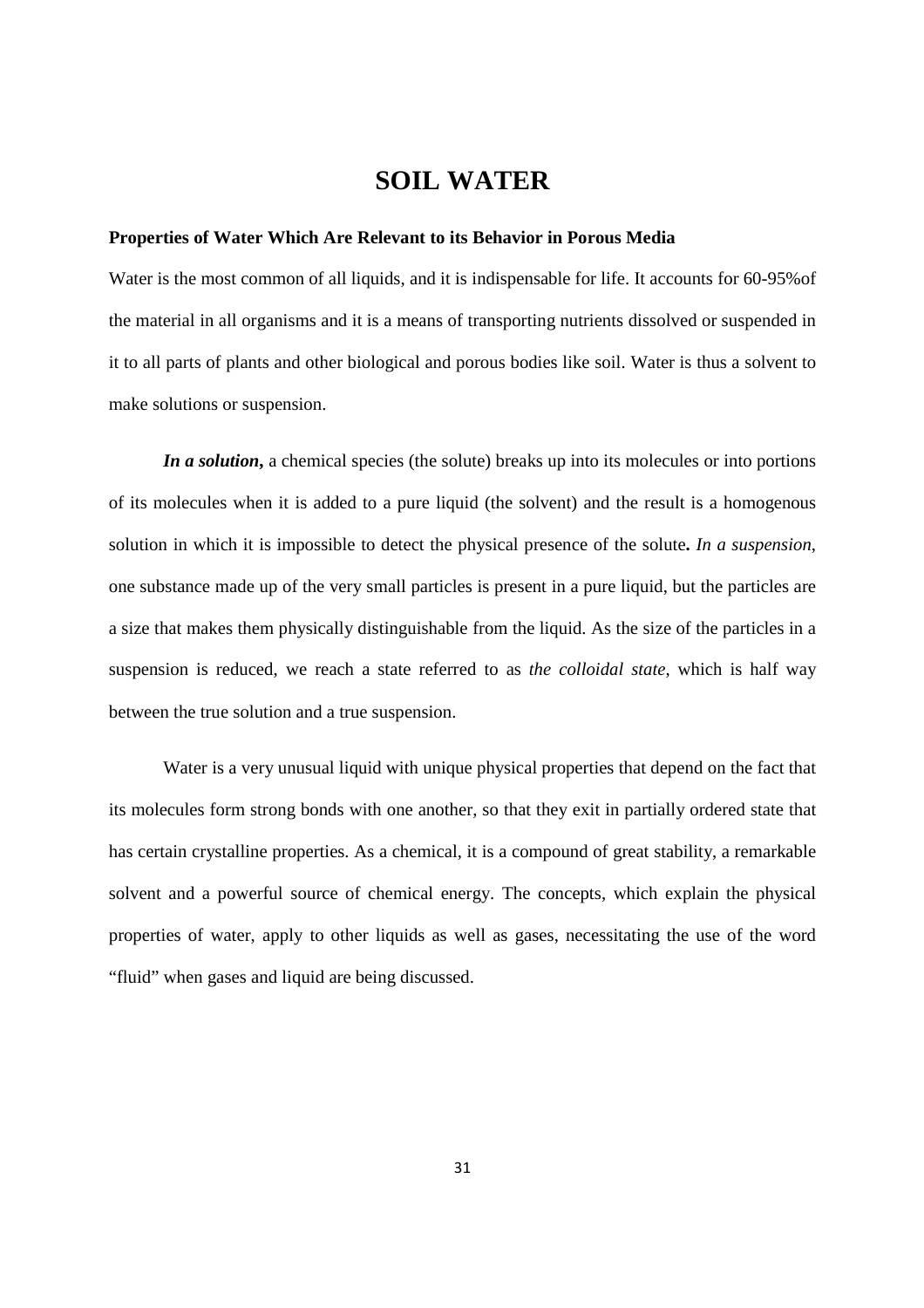# SOIL WATER

**Properties of Water Which Are Relevant to its Behavior in Porous Media**

Water is the most common of all liquids, and it is indispensable for life. It accounts for 60-95%of the material in all organisms and it is a means of transporting nutrients dissolved or suspended in it to all parts of plants and other biological and porous bodies like soil. Water is thus a solvent to make solutions or suspension.

***In a solution*,** a chemical species (the solute) breaks up into its molecules or into portions of its molecules when it is added to a pure liquid (the solvent) and the result is a homogenous solution in which it is impossible to detect the physical presence of the solute**.** *In a suspension*, one substance made up of the very small particles is present in a pure liquid, but the particles are a size that makes them physically distinguishable from the liquid. As the size of the particles in a suspension is reduced, we reach a state referred to as *the colloidal state*, which is half way between the true solution and a true suspension.

Water is a very unusual liquid with unique physical properties that depend on the fact that its molecules form strong bonds with one another, so that they exit in partially ordered state that has certain crystalline properties. As a chemical, it is a compound of great stability, a remarkable solvent and a powerful source of chemical energy. The concepts, which explain the physical properties of water, apply to other liquids as well as gases, necessitating the use of the word "fluid" when gases and liquid are being discussed.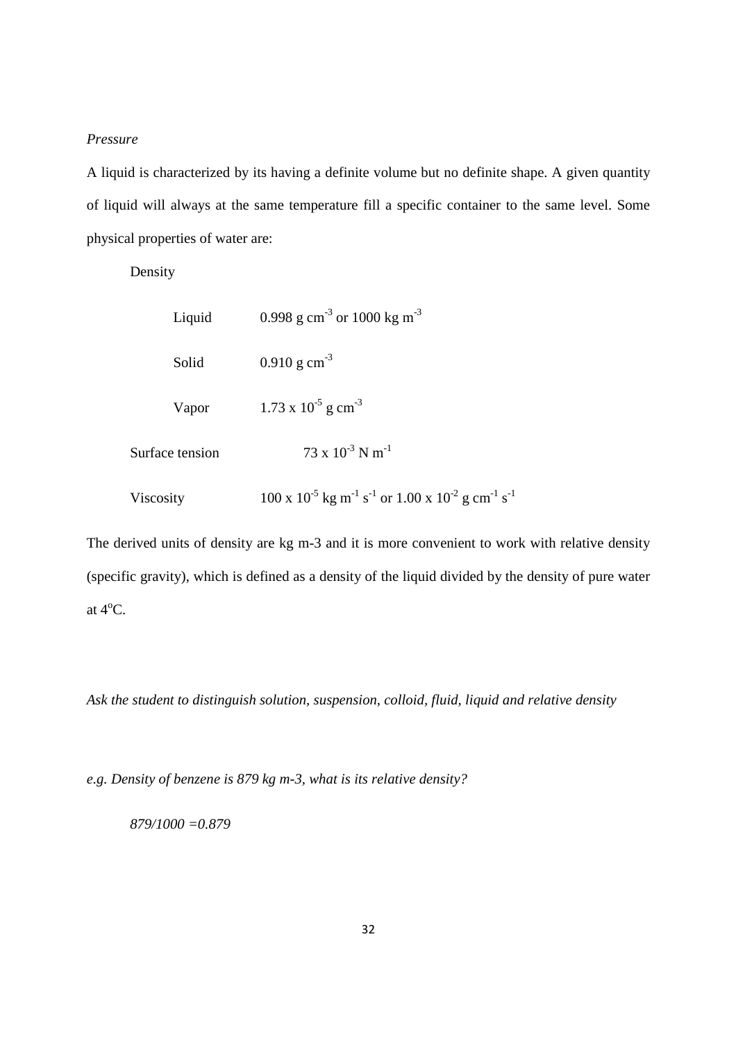*Pressure*

A liquid is characterized by its having a definite volume but no definite shape. A given quantity of liquid will always at the same temperature fill a specific container to the same level. Some physical properties of water are:

Density

| | |
|---|---|
| Liquid | 0.998 g $cm^{-3}$ or 1000 kg $m^{-3}$ |
| Solid | 0.910 g $cm^{-3}$ |
| Vapor | $1.73 \times 10^{-5}$ g $cm^{-3}$ |

| | |
|---|---|
| Surface tension | $73 \times 10^{-3}$ N $m^{-1}$ |
| Viscosity | $100 \times 10^{-5}$ kg $m^{-1}$ $s^{-1}$ or $1.00 \times 10^{-2}$ g $cm^{-1}$ $s^{-1}$ |

The derived units of density are kg m-3 and it is more convenient to work with relative density (specific gravity), which is defined as a density of the liquid divided by the density of pure water at 4°C.

*Ask the student to distinguish solution, suspension, colloid, fluid, liquid and relative density*

*e.g. Density of benzene is 879 kg m-3, what is its relative density?*

*879/1000 =0.879*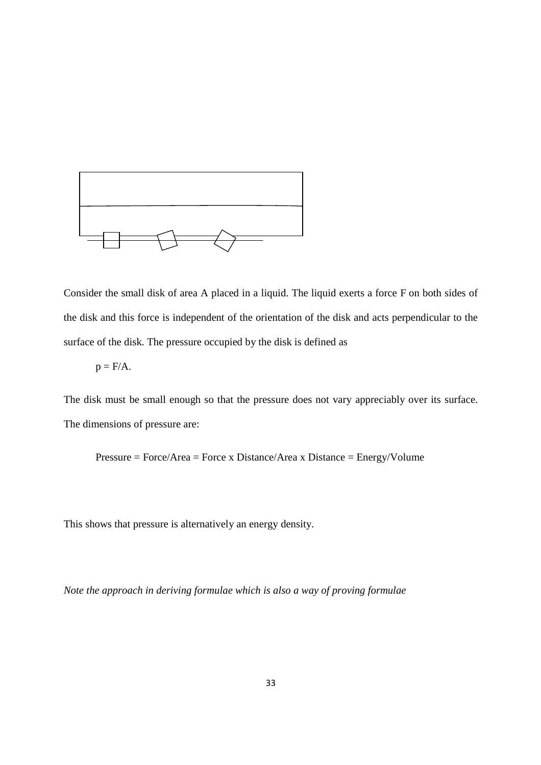Consider the small disk of area A placed in a liquid. The liquid exerts a force F on both sides of the disk and this force is independent of the orientation of the disk and acts perpendicular to the surface of the disk. The pressure occupied by the disk is defined as

$p = F/A$.

The disk must be small enough so that the pressure does not vary appreciably over its surface. The dimensions of pressure are:

Pressure = Force/Area = Force x Distance/Area x Distance = Energy/Volume

This shows that pressure is alternatively an energy density.

*Note the approach in deriving formulae which is also a way of proving formulae*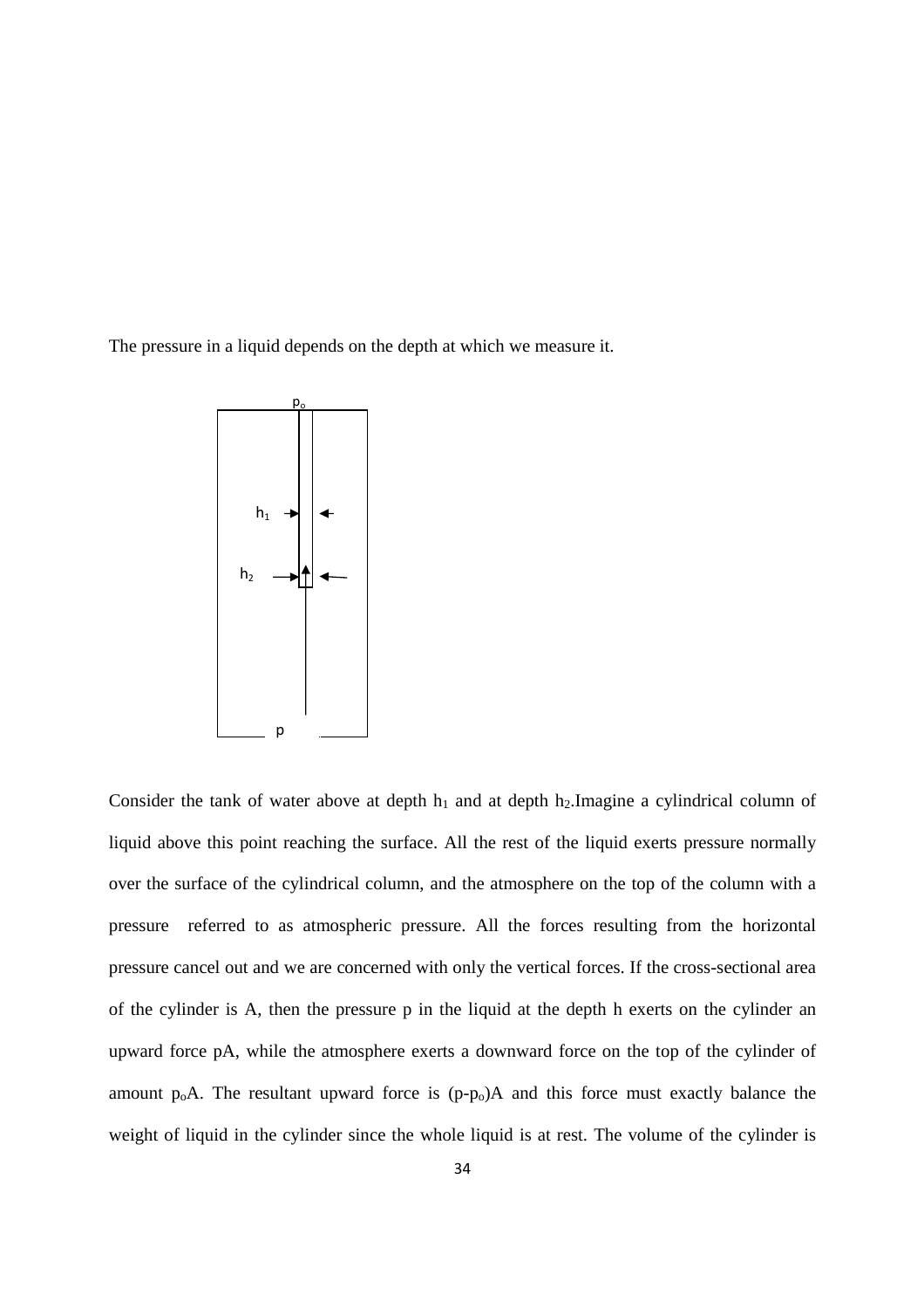The pressure in a liquid depends on the depth at which we measure it.

Consider the tank of water above at depth $h_1$ and at depth $h_2$.Imagine a cylindrical column of liquid above this point reaching the surface. All the rest of the liquid exerts pressure normally over the surface of the cylindrical column, and the atmosphere on the top of the column with a pressure referred to as atmospheric pressure. All the forces resulting from the horizontal pressure cancel out and we are concerned with only the vertical forces. If the cross-sectional area of the cylinder is A, then the pressure p in the liquid at the depth h exerts on the cylinder an upward force pA, while the atmosphere exerts a downward force on the top of the cylinder of amount $p_oA$. The resultant upward force is $(p-p_o)A$ and this force must exactly balance the weight of liquid in the cylinder since the whole liquid is at rest. The volume of the cylinder is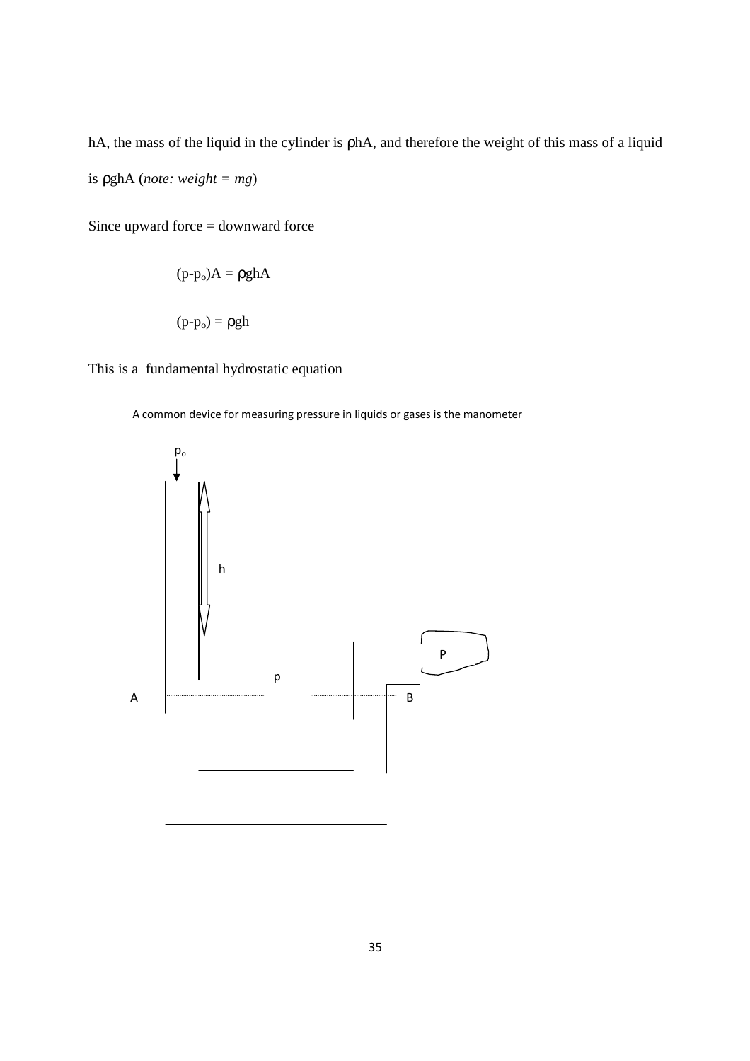hA, the mass of the liquid in the cylinder is ρhA, and therefore the weight of this mass of a liquid is ρghA (*note: weight = mg*)

Since upward force = downward force

$$(p-p_o)A = \rho ghA$$

$$(p-p_o) = \rho gh$$

This is a fundamental hydrostatic equation

A common device for measuring pressure in liquids or gases is the manometer

$p_o$

h

P

p

A

B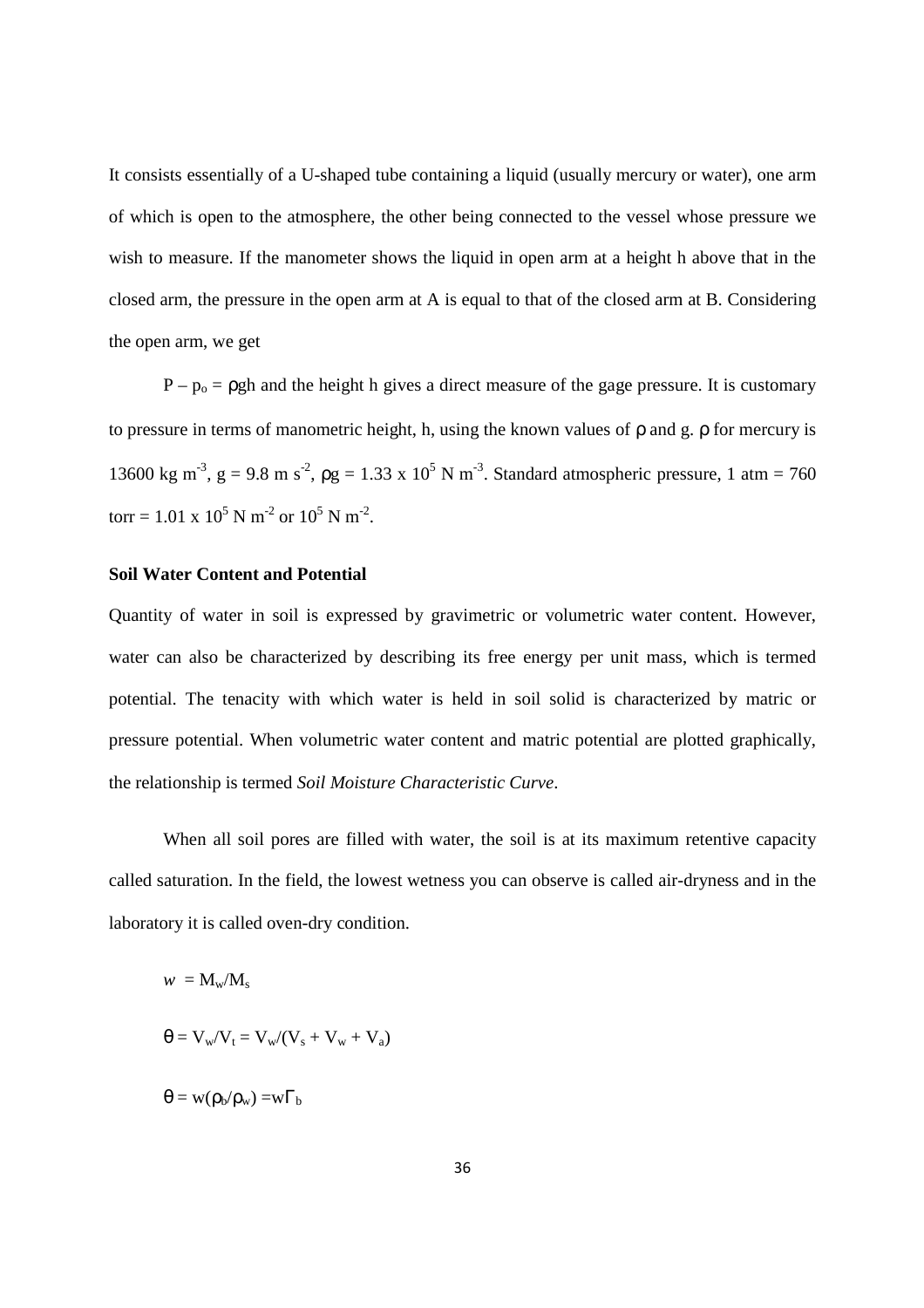It consists essentially of a U-shaped tube containing a liquid (usually mercury or water), one arm of which is open to the atmosphere, the other being connected to the vessel whose pressure we wish to measure. If the manometer shows the liquid in open arm at a height h above that in the closed arm, the pressure in the open arm at A is equal to that of the closed arm at B. Considering the open arm, we get

$P - p_o = \rho gh$ and the height h gives a direct measure of the gage pressure. It is customary to pressure in terms of manometric height, h, using the known values of $\rho$ and g. $\rho$ for mercury is 13600 kg $m^{-3}$, g = 9.8 m $s^{-2}$, $\rho g = 1.33 \times 10^5$ N $m^{-3}$. Standard atmospheric pressure, 1 atm = 760 torr = $1.01 \times 10^5$ N $m^{-2}$ or $10^5$ N $m^{-2}$.

**Soil Water Content and Potential**

Quantity of water in soil is expressed by gravimetric or volumetric water content. However, water can also be characterized by describing its free energy per unit mass, which is termed potential. The tenacity with which water is held in soil solid is characterized by matric or pressure potential. When volumetric water content and matric potential are plotted graphically, the relationship is termed *Soil Moisture Characteristic Curve*.

When all soil pores are filled with water, the soil is at its maximum retentive capacity called saturation. In the field, the lowest wetness you can observe is called air-dryness and in the laboratory it is called oven-dry condition.

$$w = M_w/M_s$$

$$\theta = V_w/V_t = V_w/(V_s + V_w + V_a)$$

$$\theta = w(\rho_b/\rho_w) = w\Gamma_b$$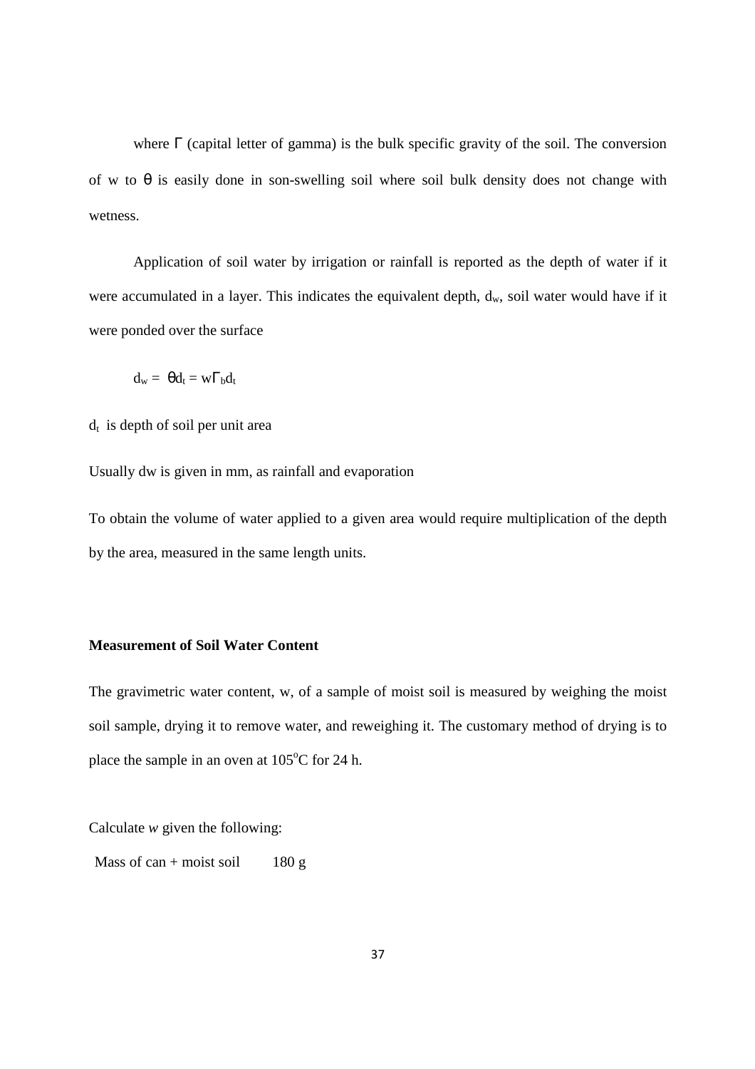where Γ (capital letter of gamma) is the bulk specific gravity of the soil. The conversion of w to θ is easily done in son-swelling soil where soil bulk density does not change with wetness.

Application of soil water by irrigation or rainfall is reported as the depth of water if it were accumulated in a layer. This indicates the equivalent depth, $d_w$, soil water would have if it were ponded over the surface

$$d_w = \theta d_t = w\Gamma_b d_t$$

$d_t$ is depth of soil per unit area

Usually dw is given in mm, as rainfall and evaporation

To obtain the volume of water applied to a given area would require multiplication of the depth by the area, measured in the same length units.

**Measurement of Soil Water Content**

The gravimetric water content, w, of a sample of moist soil is measured by weighing the moist soil sample, drying it to remove water, and reweighing it. The customary method of drying is to place the sample in an oven at $105^oC$ for 24 h.

Calculate *w* given the following:

Mass of can + moist soil 180 g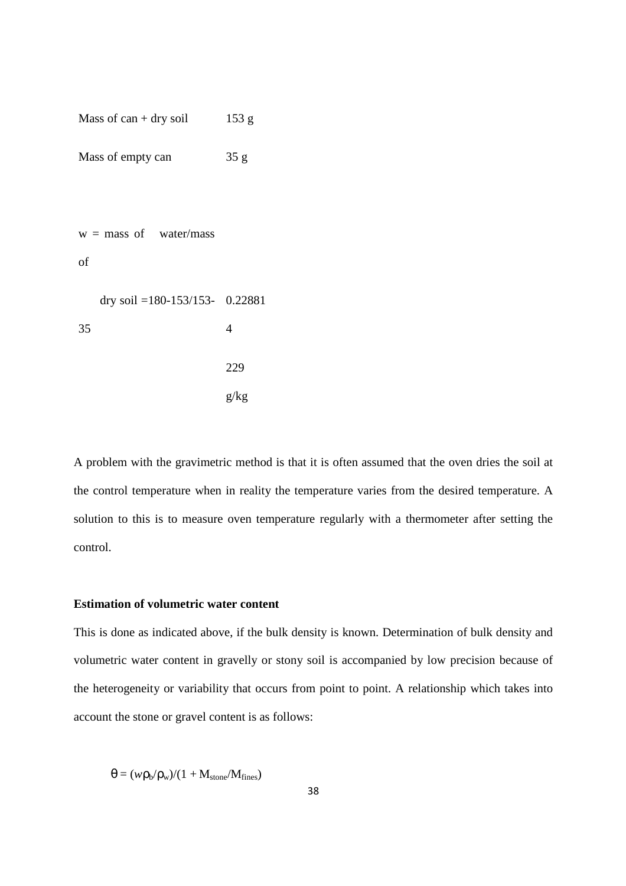| | |
|---|---|
| Mass of can + dry soil | 153 g |
| Mass of empty can | 35 g |
| w = mass of water/mass of dry soil =180-153/153-35 | 0.228814 |
| | 229 g/kg |

A problem with the gravimetric method is that it is often assumed that the oven dries the soil at the control temperature when in reality the temperature varies from the desired temperature. A solution to this is to measure oven temperature regularly with a thermometer after setting the control.

**Estimation of volumetric water content**

This is done as indicated above, if the bulk density is known. Determination of bulk density and volumetric water content in gravelly or stony soil is accompanied by low precision because of the heterogeneity or variability that occurs from point to point. A relationship which takes into account the stone or gravel content is as follows:

$$\theta = (w\rho_b/\rho_w)/(1 + M_{stone}/M_{fines})$$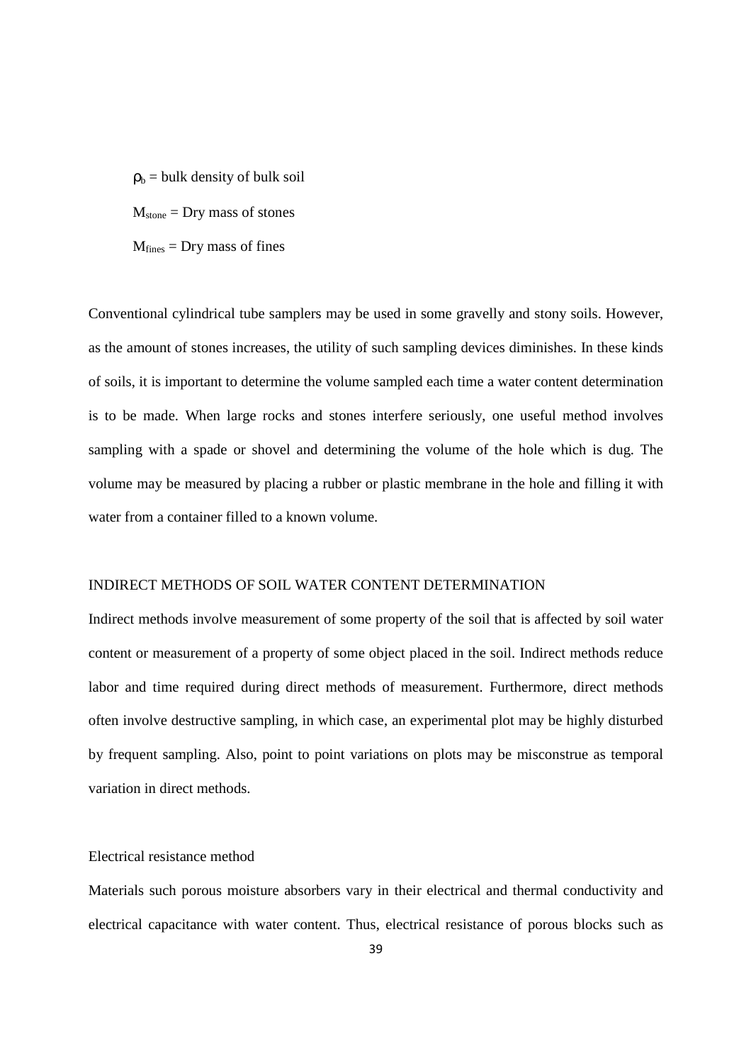$\rho_b$ = bulk density of bulk soil

$M_{stone}$ = Dry mass of stones

$M_{fines}$ = Dry mass of fines

Conventional cylindrical tube samplers may be used in some gravelly and stony soils. However, as the amount of stones increases, the utility of such sampling devices diminishes. In these kinds of soils, it is important to determine the volume sampled each time a water content determination is to be made. When large rocks and stones interfere seriously, one useful method involves sampling with a spade or shovel and determining the volume of the hole which is dug. The volume may be measured by placing a rubber or plastic membrane in the hole and filling it with water from a container filled to a known volume.

## INDIRECT METHODS OF SOIL WATER CONTENT DETERMINATION

Indirect methods involve measurement of some property of the soil that is affected by soil water content or measurement of a property of some object placed in the soil. Indirect methods reduce labor and time required during direct methods of measurement. Furthermore, direct methods often involve destructive sampling, in which case, an experimental plot may be highly disturbed by frequent sampling. Also, point to point variations on plots may be misconstrue as temporal variation in direct methods.

### Electrical resistance method

Materials such porous moisture absorbers vary in their electrical and thermal conductivity and electrical capacitance with water content. Thus, electrical resistance of porous blocks such as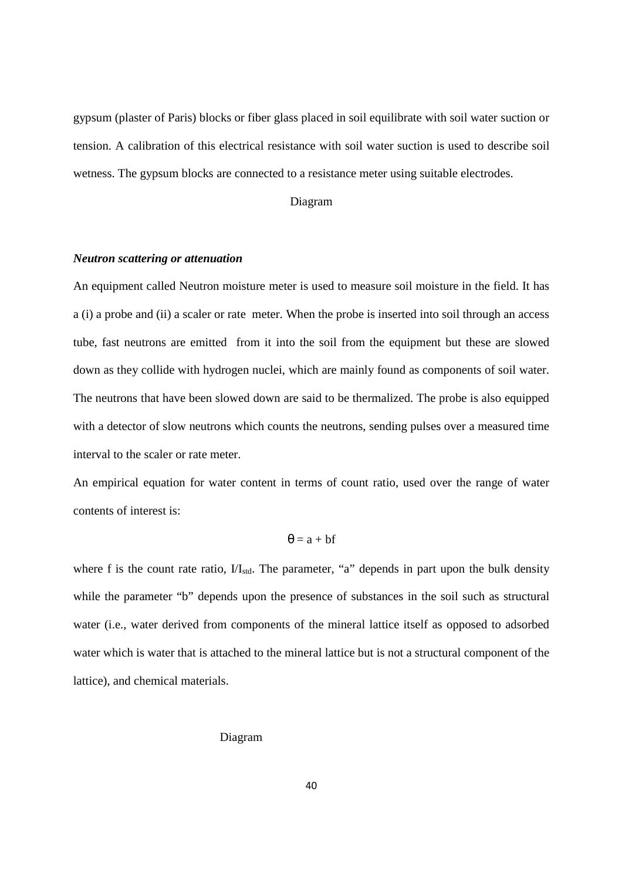gypsum (plaster of Paris) blocks or fiber glass placed in soil equilibrate with soil water suction or tension. A calibration of this electrical resistance with soil water suction is used to describe soil wetness. The gypsum blocks are connected to a resistance meter using suitable electrodes.

Diagram

***Neutron scattering or attenuation***

An equipment called Neutron moisture meter is used to measure soil moisture in the field. It has a (i) a probe and (ii) a scaler or rate meter. When the probe is inserted into soil through an access tube, fast neutrons are emitted from it into the soil from the equipment but these are slowed down as they collide with hydrogen nuclei, which are mainly found as components of soil water. The neutrons that have been slowed down are said to be thermalized. The probe is also equipped with a detector of slow neutrons which counts the neutrons, sending pulses over a measured time interval to the scaler or rate meter.

An empirical equation for water content in terms of count ratio, used over the range of water contents of interest is:

$$\theta = a + bf$$

where f is the count rate ratio, $I/I_{std}$. The parameter, "a" depends in part upon the bulk density while the parameter "b" depends upon the presence of substances in the soil such as structural water (i.e., water derived from components of the mineral lattice itself as opposed to adsorbed water which is water that is attached to the mineral lattice but is not a structural component of the lattice), and chemical materials.

Diagram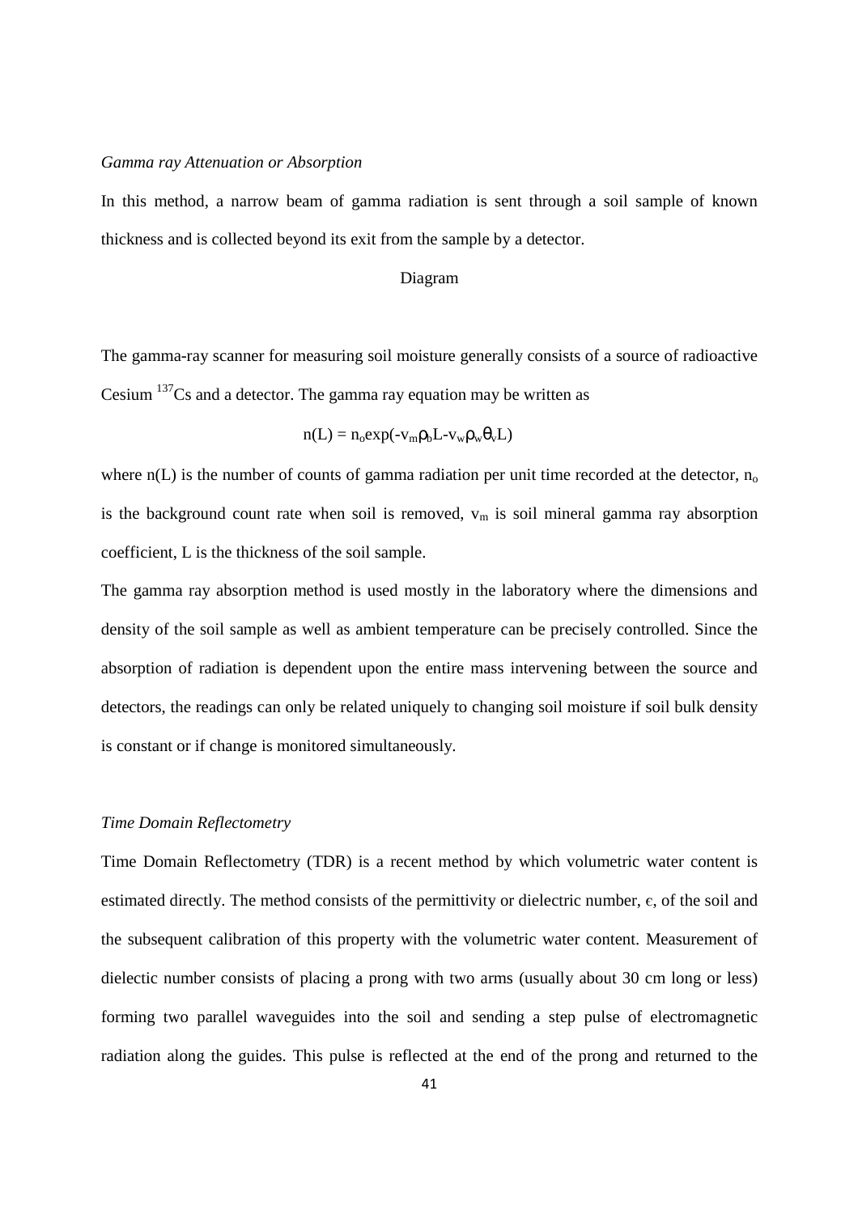*Gamma ray Attenuation or Absorption*

In this method, a narrow beam of gamma radiation is sent through a soil sample of known thickness and is collected beyond its exit from the sample by a detector.

Diagram

The gamma-ray scanner for measuring soil moisture generally consists of a source of radioactive Cesium $^{137}Cs$ and a detector. The gamma ray equation may be written as

$$n(L) = n_o \exp(-v_m \rho_b L - v_w \rho_w \theta_v L)$$

where n(L) is the number of counts of gamma radiation per unit time recorded at the detector, $n_o$ is the background count rate when soil is removed, $v_m$ is soil mineral gamma ray absorption coefficient, L is the thickness of the soil sample.

The gamma ray absorption method is used mostly in the laboratory where the dimensions and density of the soil sample as well as ambient temperature can be precisely controlled. Since the absorption of radiation is dependent upon the entire mass intervening between the source and detectors, the readings can only be related uniquely to changing soil moisture if soil bulk density is constant or if change is monitored simultaneously.

*Time Domain Reflectometry*

Time Domain Reflectometry (TDR) is a recent method by which volumetric water content is estimated directly. The method consists of the permittivity or dielectric number, $\epsilon$, of the soil and the subsequent calibration of this property with the volumetric water content. Measurement of dielectic number consists of placing a prong with two arms (usually about 30 cm long or less) forming two parallel waveguides into the soil and sending a step pulse of electromagnetic radiation along the guides. This pulse is reflected at the end of the prong and returned to the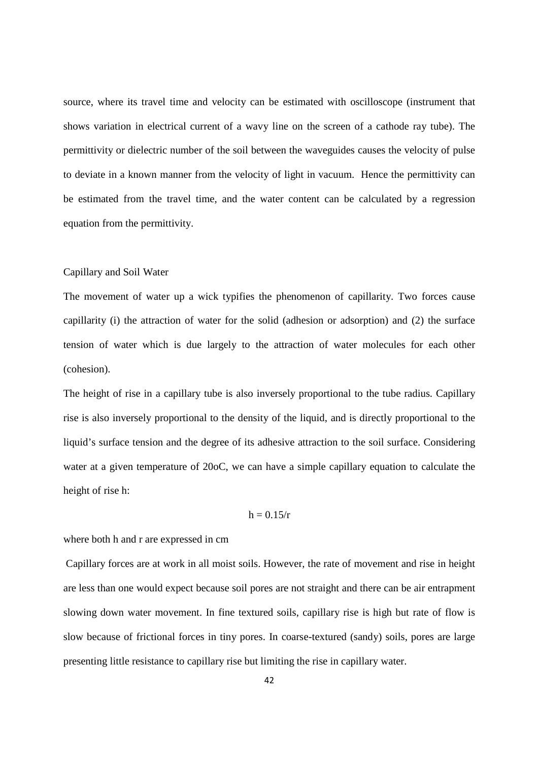source, where its travel time and velocity can be estimated with oscilloscope (instrument that shows variation in electrical current of a wavy line on the screen of a cathode ray tube). The permittivity or dielectric number of the soil between the waveguides causes the velocity of pulse to deviate in a known manner from the velocity of light in vacuum. Hence the permittivity can be estimated from the travel time, and the water content can be calculated by a regression equation from the permittivity.

## Capillary and Soil Water

The movement of water up a wick typifies the phenomenon of capillarity. Two forces cause capillarity (i) the attraction of water for the solid (adhesion or adsorption) and (2) the surface tension of water which is due largely to the attraction of water molecules for each other (cohesion).

The height of rise in a capillary tube is also inversely proportional to the tube radius. Capillary rise is also inversely proportional to the density of the liquid, and is directly proportional to the liquid's surface tension and the degree of its adhesive attraction to the soil surface. Considering water at a given temperature of 20oC, we can have a simple capillary equation to calculate the height of rise h:

$$h = 0.15/r$$

where both h and r are expressed in cm

Capillary forces are at work in all moist soils. However, the rate of movement and rise in height are less than one would expect because soil pores are not straight and there can be air entrapment slowing down water movement. In fine textured soils, capillary rise is high but rate of flow is slow because of frictional forces in tiny pores. In coarse-textured (sandy) soils, pores are large presenting little resistance to capillary rise but limiting the rise in capillary water.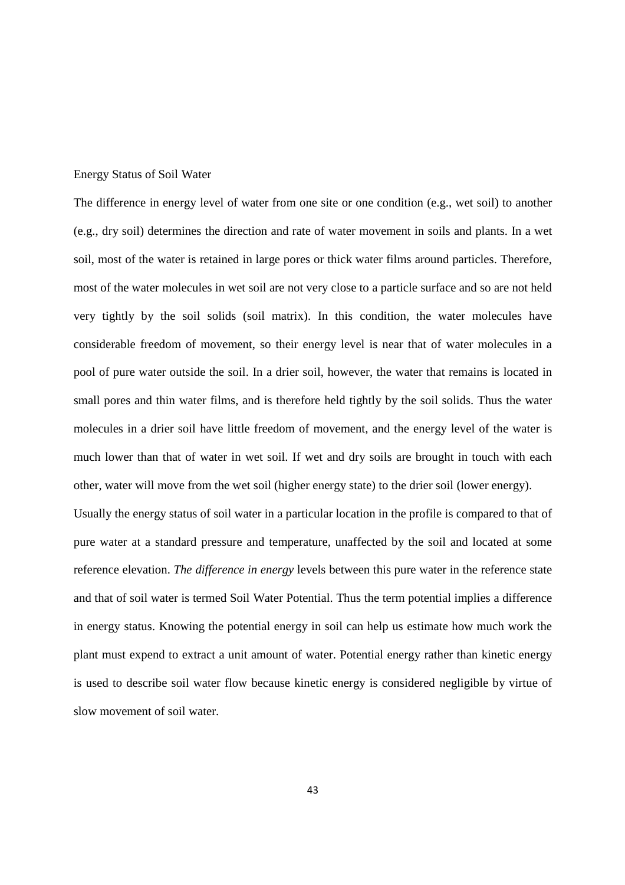## Energy Status of Soil Water

The difference in energy level of water from one site or one condition (e.g., wet soil) to another (e.g., dry soil) determines the direction and rate of water movement in soils and plants. In a wet soil, most of the water is retained in large pores or thick water films around particles. Therefore, most of the water molecules in wet soil are not very close to a particle surface and so are not held very tightly by the soil solids (soil matrix). In this condition, the water molecules have considerable freedom of movement, so their energy level is near that of water molecules in a pool of pure water outside the soil. In a drier soil, however, the water that remains is located in small pores and thin water films, and is therefore held tightly by the soil solids. Thus the water molecules in a drier soil have little freedom of movement, and the energy level of the water is much lower than that of water in wet soil. If wet and dry soils are brought in touch with each other, water will move from the wet soil (higher energy state) to the drier soil (lower energy).

Usually the energy status of soil water in a particular location in the profile is compared to that of pure water at a standard pressure and temperature, unaffected by the soil and located at some reference elevation. *The difference in energy* levels between this pure water in the reference state and that of soil water is termed Soil Water Potential. Thus the term potential implies a difference in energy status. Knowing the potential energy in soil can help us estimate how much work the plant must expend to extract a unit amount of water. Potential energy rather than kinetic energy is used to describe soil water flow because kinetic energy is considered negligible by virtue of slow movement of soil water.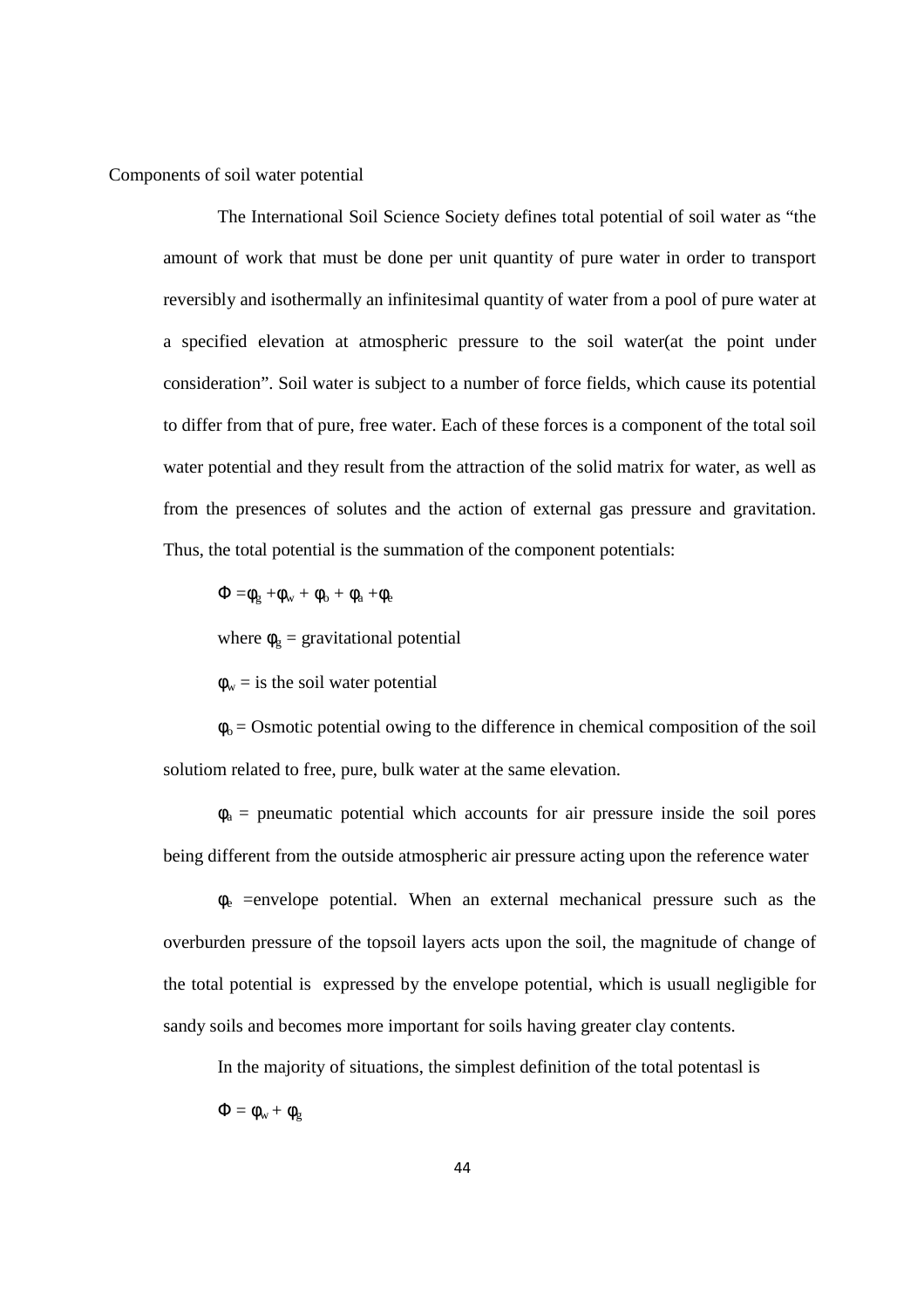Components of soil water potential

The International Soil Science Society defines total potential of soil water as "the amount of work that must be done per unit quantity of pure water in order to transport reversibly and isothermally an infinitesimal quantity of water from a pool of pure water at a specified elevation at atmospheric pressure to the soil water(at the point under consideration". Soil water is subject to a number of force fields, which cause its potential to differ from that of pure, free water. Each of these forces is a component of the total soil water potential and they result from the attraction of the solid matrix for water, as well as from the presences of solutes and the action of external gas pressure and gravitation. Thus, the total potential is the summation of the component potentials:

$\Phi = \phi_g + \phi_w + \phi_o + \phi_a + \phi_e$

where $\phi_g$ = gravitational potential

$\phi_w$ = is the soil water potential

$\phi_o$ = Osmotic potential owing to the difference in chemical composition of the soil solutiom related to free, pure, bulk water at the same elevation.

$\phi_a$ = pneumatic potential which accounts for air pressure inside the soil pores being different from the outside atmospheric air pressure acting upon the reference water

$\phi_e$ =envelope potential. When an external mechanical pressure such as the overburden pressure of the topsoil layers acts upon the soil, the magnitude of change of the total potential is expressed by the envelope potential, which is usuall negligible for sandy soils and becomes more important for soils having greater clay contents.

In the majority of situations, the simplest definition of the total potentasl is

$\Phi = \phi_w + \phi_g$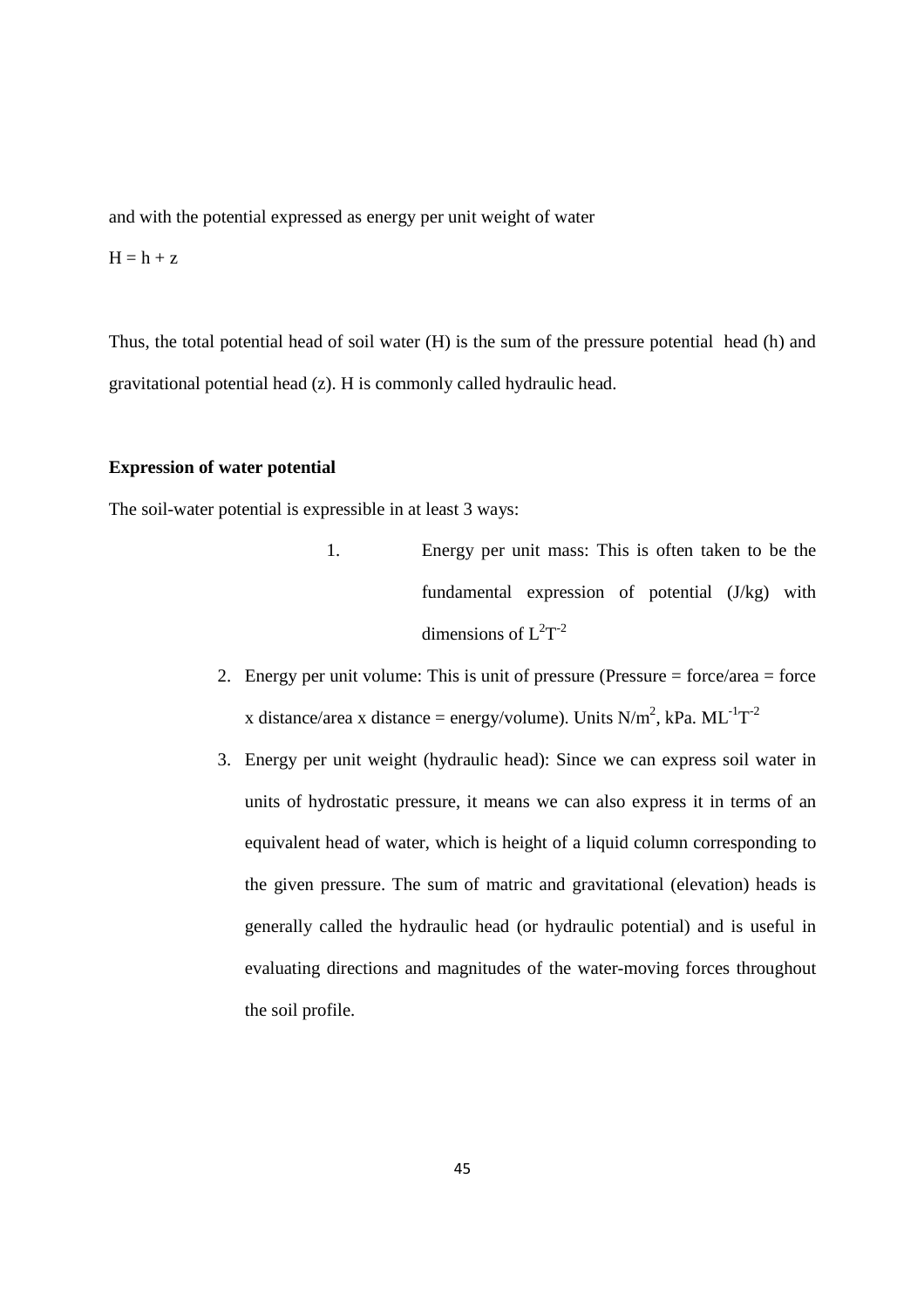and with the potential expressed as energy per unit weight of water

$H = h + z$

Thus, the total potential head of soil water (H) is the sum of the pressure potential head (h) and gravitational potential head (z). H is commonly called hydraulic head.

**Expression of water potential**

The soil-water potential is expressible in at least 3 ways:

1. Energy per unit mass: This is often taken to be the fundamental expression of potential (J/kg) with dimensions of $L^2T^{-2}$
2. Energy per unit volume: This is unit of pressure (Pressure = force/area = force x distance/area x distance = energy/volume). Units $N/m^2$, kPa. $ML^{-1}T^{-2}$
3. Energy per unit weight (hydraulic head): Since we can express soil water in units of hydrostatic pressure, it means we can also express it in terms of an equivalent head of water, which is height of a liquid column corresponding to the given pressure. The sum of matric and gravitational (elevation) heads is generally called the hydraulic head (or hydraulic potential) and is useful in evaluating directions and magnitudes of the water-moving forces throughout the soil profile.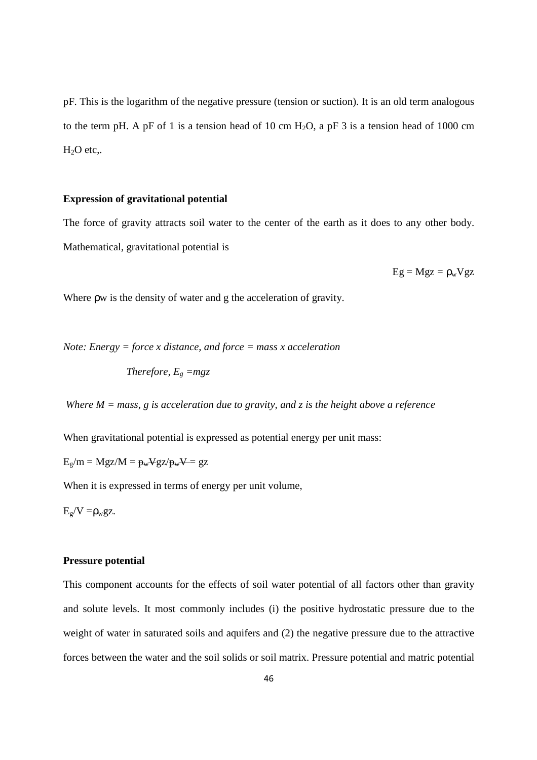pF. This is the logarithm of the negative pressure (tension or suction). It is an old term analogous to the term pH. A pF of 1 is a tension head of 10 cm $H_2O$, a pF 3 is a tension head of 1000 cm $H_2O$ etc,.

**Expression of gravitational potential**

The force of gravity attracts soil water to the center of the earth as it does to any other body. Mathematical, gravitational potential is

$$Eg = Mgz = \rho_w Vgz$$

Where ρw is the density of water and g the acceleration of gravity.

*Note: Energy = force x distance, and force = mass x acceleration*

*Therefore,* $E_g = mgz$

*Where M = mass, g is acceleration due to gravity, and z is the height above a reference*

When gravitational potential is expressed as potential energy per unit mass:

$E_g/m = Mgz/M = \rho_w Vgz/\rho_w V = gz$

When it is expressed in terms of energy per unit volume,

$E_g/V = \rho_w gz$.

**Pressure potential**

This component accounts for the effects of soil water potential of all factors other than gravity and solute levels. It most commonly includes (i) the positive hydrostatic pressure due to the weight of water in saturated soils and aquifers and (2) the negative pressure due to the attractive forces between the water and the soil solids or soil matrix. Pressure potential and matric potential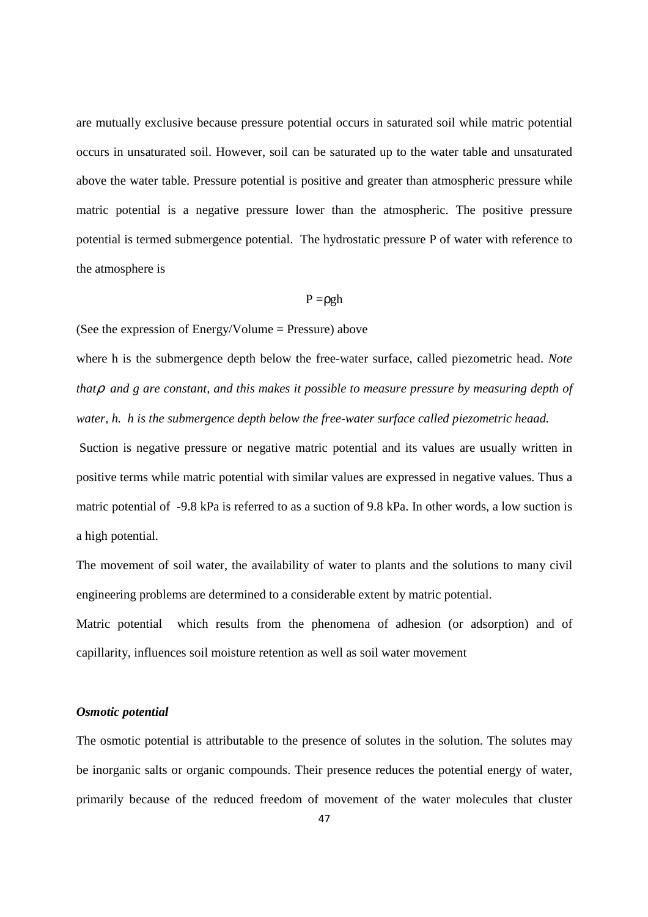are mutually exclusive because pressure potential occurs in saturated soil while matric potential occurs in unsaturated soil. However, soil can be saturated up to the water table and unsaturated above the water table. Pressure potential is positive and greater than atmospheric pressure while matric potential is a negative pressure lower than the atmospheric. The positive pressure potential is termed submergence potential. The hydrostatic pressure P of water with reference to the atmosphere is

$$P = \rho g h$$

(See the expression of Energy/Volume = Pressure) above

where h is the submergence depth below the free-water surface, called piezometric head. *Note that $\rho$ and g are constant, and this makes it possible to measure pressure by measuring depth of water, h. h is the submergence depth below the free-water surface called piezometric heaad.*

Suction is negative pressure or negative matric potential and its values are usually written in positive terms while matric potential with similar values are expressed in negative values. Thus a matric potential of -9.8 kPa is referred to as a suction of 9.8 kPa. In other words, a low suction is a high potential.

The movement of soil water, the availability of water to plants and the solutions to many civil engineering problems are determined to a considerable extent by matric potential.

Matric potential which results from the phenomena of adhesion (or adsorption) and of capillarity, influences soil moisture retention as well as soil water movement

***Osmotic potential***

The osmotic potential is attributable to the presence of solutes in the solution. The solutes may be inorganic salts or organic compounds. Their presence reduces the potential energy of water, primarily because of the reduced freedom of movement of the water molecules that cluster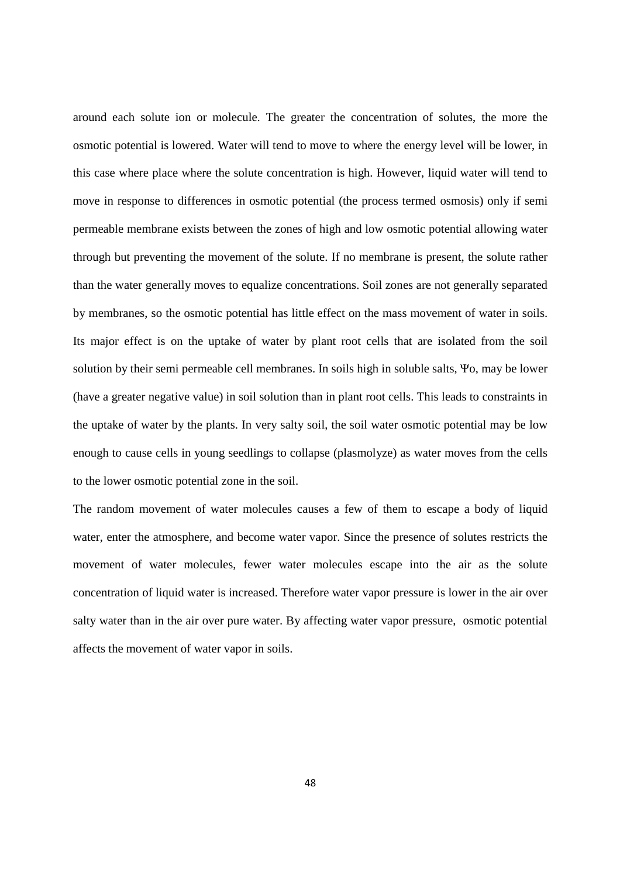around each solute ion or molecule. The greater the concentration of solutes, the more the osmotic potential is lowered. Water will tend to move to where the energy level will be lower, in this case where place where the solute concentration is high. However, liquid water will tend to move in response to differences in osmotic potential (the process termed osmosis) only if semi permeable membrane exists between the zones of high and low osmotic potential allowing water through but preventing the movement of the solute. If no membrane is present, the solute rather than the water generally moves to equalize concentrations. Soil zones are not generally separated by membranes, so the osmotic potential has little effect on the mass movement of water in soils. Its major effect is on the uptake of water by plant root cells that are isolated from the soil solution by their semi permeable cell membranes. In soils high in soluble salts, $\Psi o$, may be lower (have a greater negative value) in soil solution than in plant root cells. This leads to constraints in the uptake of water by the plants. In very salty soil, the soil water osmotic potential may be low enough to cause cells in young seedlings to collapse (plasmolyze) as water moves from the cells to the lower osmotic potential zone in the soil.

The random movement of water molecules causes a few of them to escape a body of liquid water, enter the atmosphere, and become water vapor. Since the presence of solutes restricts the movement of water molecules, fewer water molecules escape into the air as the solute concentration of liquid water is increased. Therefore water vapor pressure is lower in the air over salty water than in the air over pure water. By affecting water vapor pressure, osmotic potential affects the movement of water vapor in soils.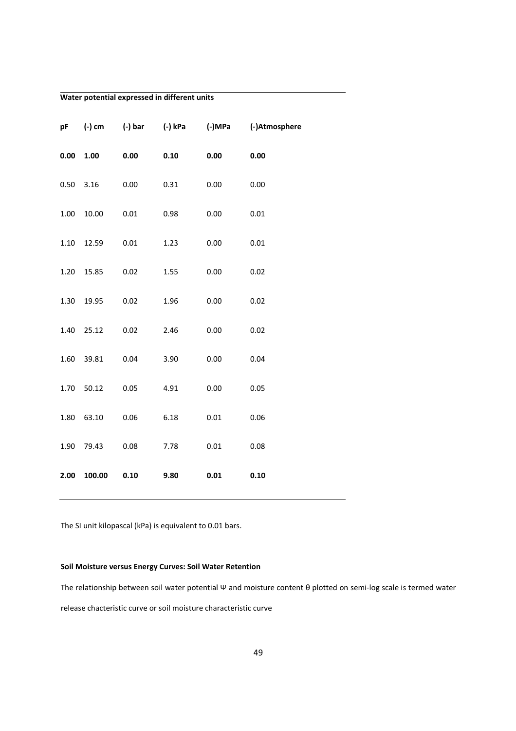**Water potential expressed in different units**

| pF | (-) cm | (-) bar | (-) kPa | (-)MPa | (-)Atmosphere |
|---|---|---|---|---|---|
| **0.00** | **1.00** | **0.00** | **0.10** | **0.00** | **0.00** |
| 0.50 | 3.16 | 0.00 | 0.31 | 0.00 | 0.00 |
| 1.00 | 10.00 | 0.01 | 0.98 | 0.00 | 0.01 |
| 1.10 | 12.59 | 0.01 | 1.23 | 0.00 | 0.01 |
| 1.20 | 15.85 | 0.02 | 1.55 | 0.00 | 0.02 |
| 1.30 | 19.95 | 0.02 | 1.96 | 0.00 | 0.02 |
| 1.40 | 25.12 | 0.02 | 2.46 | 0.00 | 0.02 |
| 1.60 | 39.81 | 0.04 | 3.90 | 0.00 | 0.04 |
| 1.70 | 50.12 | 0.05 | 4.91 | 0.00 | 0.05 |
| 1.80 | 63.10 | 0.06 | 6.18 | 0.01 | 0.06 |
| 1.90 | 79.43 | 0.08 | 7.78 | 0.01 | 0.08 |
| **2.00** | **100.00** | **0.10** | **9.80** | **0.01** | **0.10** |

The SI unit kilopascal (kPa) is equivalent to 0.01 bars.

**Soil Moisture versus Energy Curves: Soil Water Retention**

The relationship between soil water potential Ψ and moisture content θ plotted on semi-log scale is termed water release chacteristic curve or soil moisture characteristic curve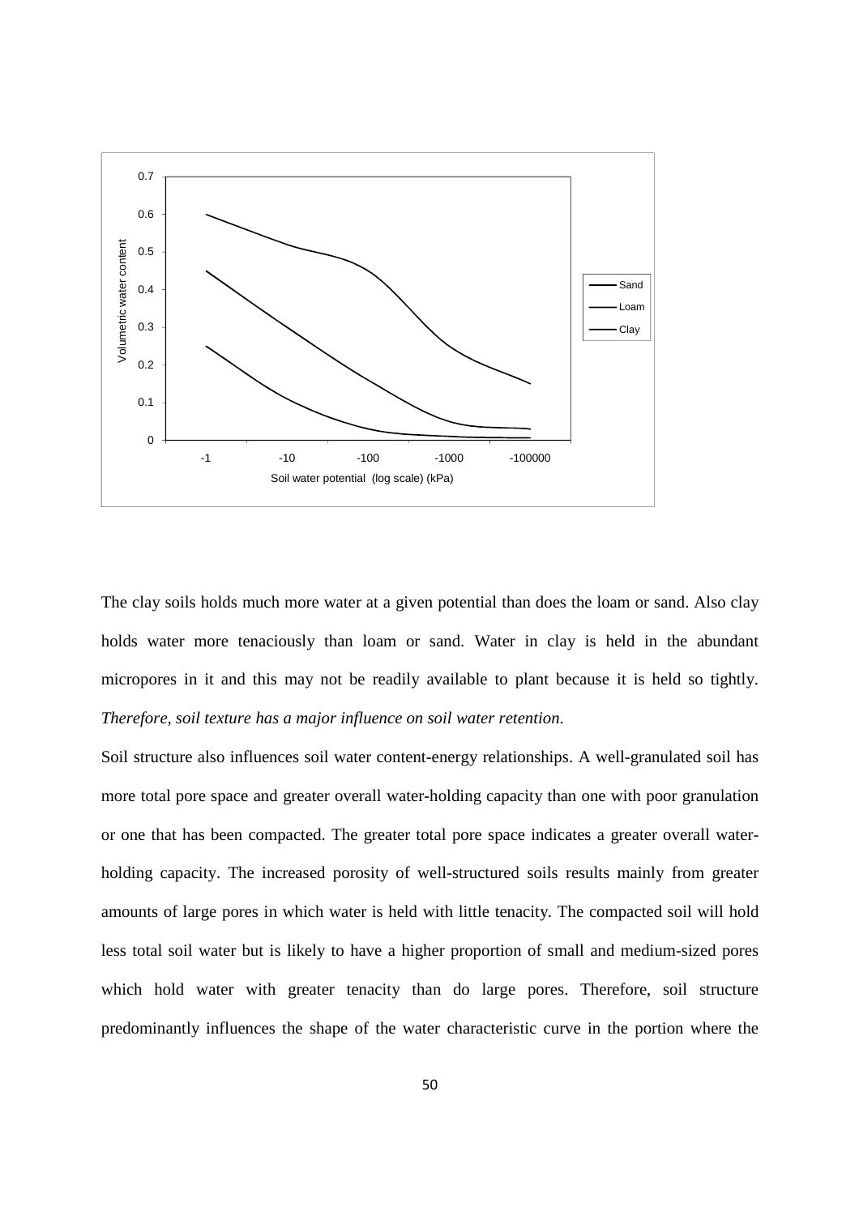The clay soils holds much more water at a given potential than does the loam or sand. Also clay holds water more tenaciously than loam or sand. Water in clay is held in the abundant micropores in it and this may not be readily available to plant because it is held so tightly. *Therefore, soil texture has a major influence on soil water retention.*

Soil structure also influences soil water content-energy relationships. A well-granulated soil has more total pore space and greater overall water-holding capacity than one with poor granulation or one that has been compacted. The greater total pore space indicates a greater overall water-holding capacity. The increased porosity of well-structured soils results mainly from greater amounts of large pores in which water is held with little tenacity. The compacted soil will hold less total soil water but is likely to have a higher proportion of small and medium-sized pores which hold water with greater tenacity than do large pores. Therefore, soil structure predominantly influences the shape of the water characteristic curve in the portion where the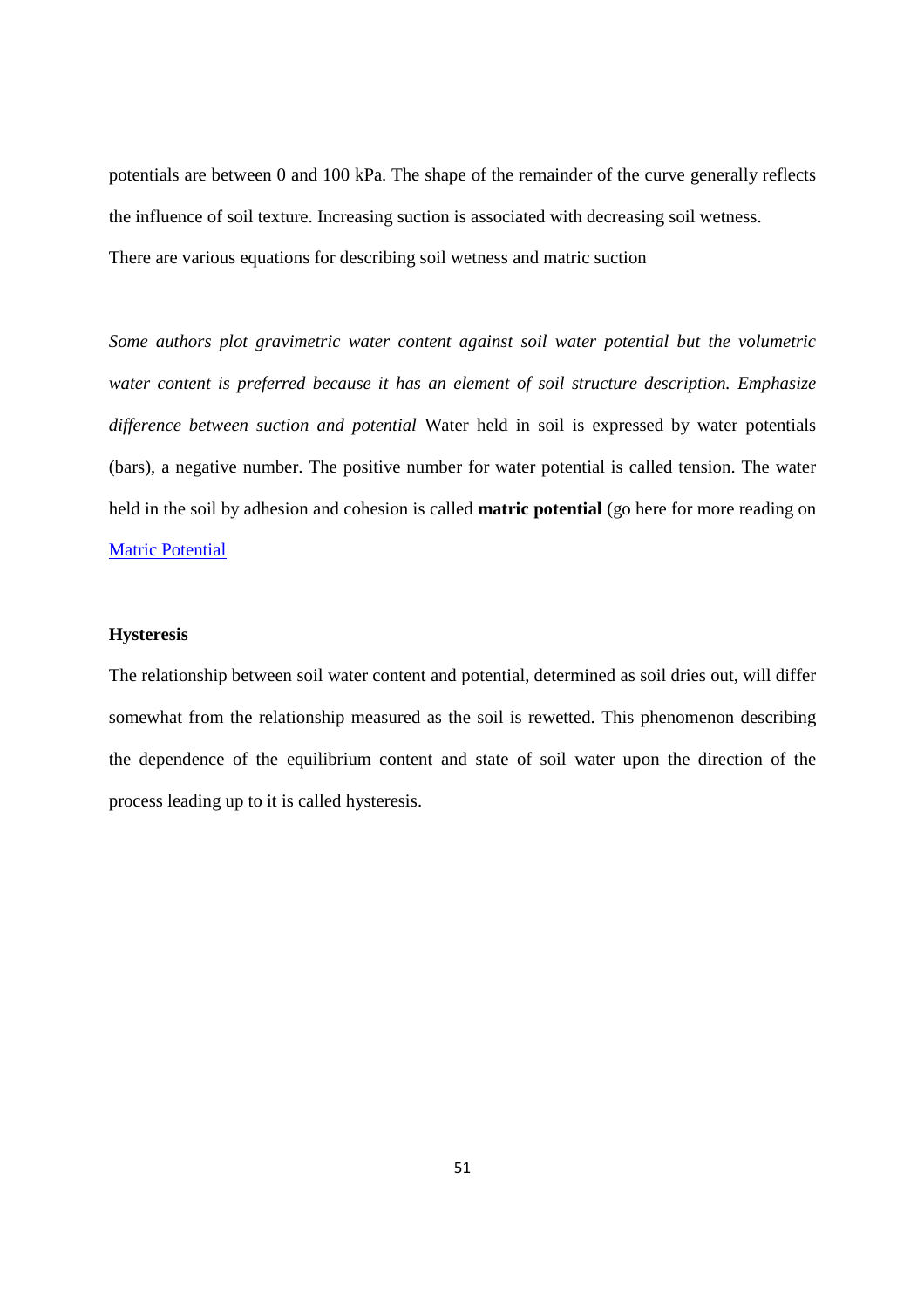potentials are between 0 and 100 kPa. The shape of the remainder of the curve generally reflects the influence of soil texture. Increasing suction is associated with decreasing soil wetness. There are various equations for describing soil wetness and matric suction

*Some authors plot gravimetric water content against soil water potential but the volumetric water content is preferred because it has an element of soil structure description. Emphasize difference between suction and potential* Water held in soil is expressed by water potentials (bars), a negative number. The positive number for water potential is called tension. The water held in the soil by adhesion and cohesion is called **matric potential** (go here for more reading on [Matric Potential]()

**Hysteresis**

The relationship between soil water content and potential, determined as soil dries out, will differ somewhat from the relationship measured as the soil is rewetted. This phenomenon describing the dependence of the equilibrium content and state of soil water upon the direction of the process leading up to it is called hysteresis.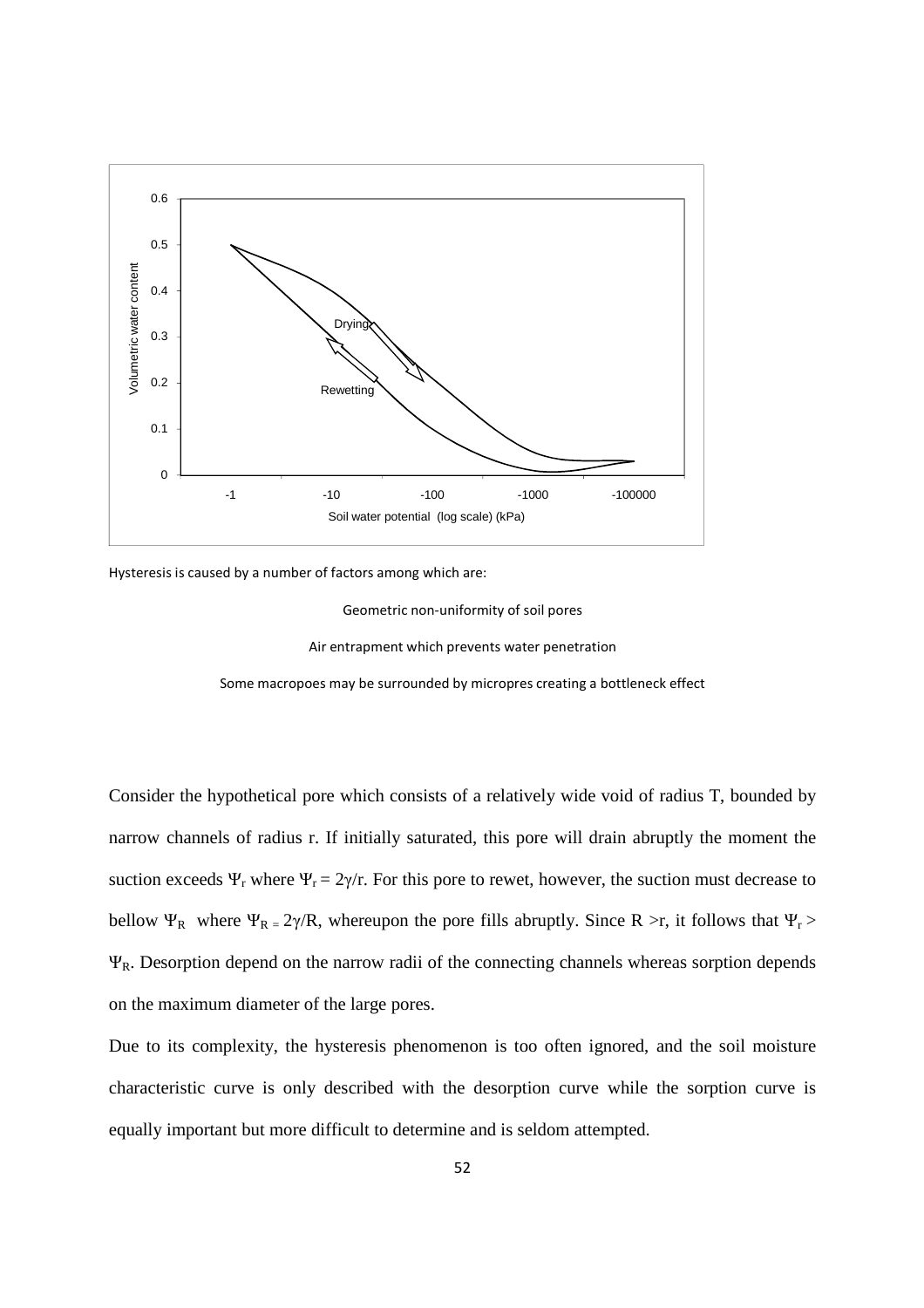Hysteresis is caused by a number of factors among which are:

Geometric non-uniformity of soil pores

Air entrapment which prevents water penetration

Some macropoes may be surrounded by micropres creating a bottleneck effect

Consider the hypothetical pore which consists of a relatively wide void of radius T, bounded by narrow channels of radius r. If initially saturated, this pore will drain abruptly the moment the suction exceeds $\Psi_r$ where $\Psi_r = 2\gamma/r$. For this pore to rewet, however, the suction must decrease to bellow $\Psi_R$ where $\Psi_R = 2\gamma/R$, whereupon the pore fills abruptly. Since R >r, it follows that $\Psi_r > \Psi_R$. Desorption depend on the narrow radii of the connecting channels whereas sorption depends on the maximum diameter of the large pores.

Due to its complexity, the hysteresis phenomenon is too often ignored, and the soil moisture characteristic curve is only described with the desorption curve while the sorption curve is equally important but more difficult to determine and is seldom attempted.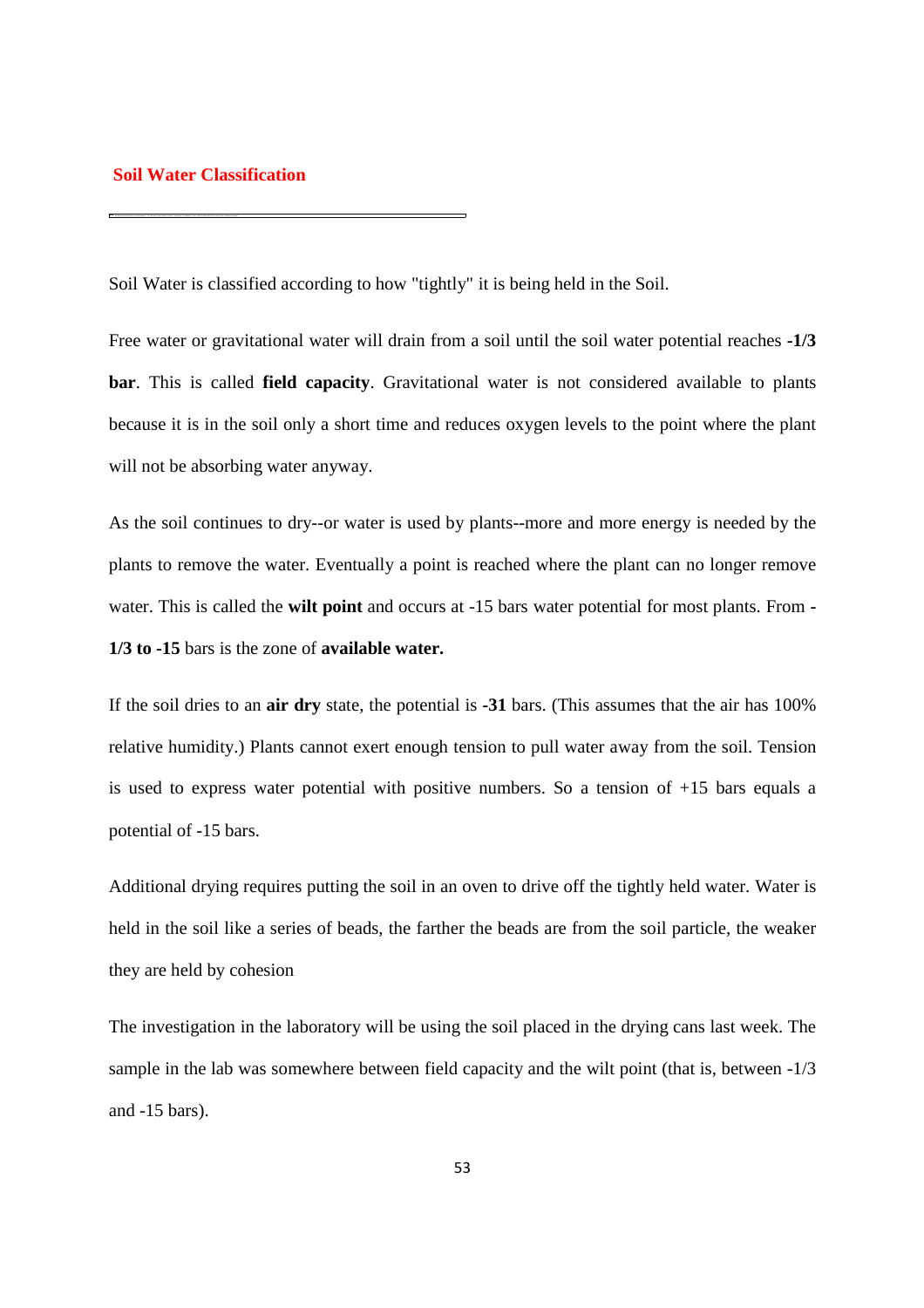## Soil Water Classification

Soil Water is classified according to how "tightly" it is being held in the Soil.

Free water or gravitational water will drain from a soil until the soil water potential reaches **-1/3 bar**. This is called **field capacity**. Gravitational water is not considered available to plants because it is in the soil only a short time and reduces oxygen levels to the point where the plant will not be absorbing water anyway.

As the soil continues to dry--or water is used by plants--more and more energy is needed by the plants to remove the water. Eventually a point is reached where the plant can no longer remove water. This is called the **wilt point** and occurs at -15 bars water potential for most plants. From **-1/3 to -15** bars is the zone of **available water.**

If the soil dries to an **air dry** state, the potential is **-31** bars. (This assumes that the air has 100% relative humidity.) Plants cannot exert enough tension to pull water away from the soil. Tension is used to express water potential with positive numbers. So a tension of +15 bars equals a potential of -15 bars.

Additional drying requires putting the soil in an oven to drive off the tightly held water. Water is held in the soil like a series of beads, the farther the beads are from the soil particle, the weaker they are held by cohesion

The investigation in the laboratory will be using the soil placed in the drying cans last week. The sample in the lab was somewhere between field capacity and the wilt point (that is, between -1/3 and -15 bars).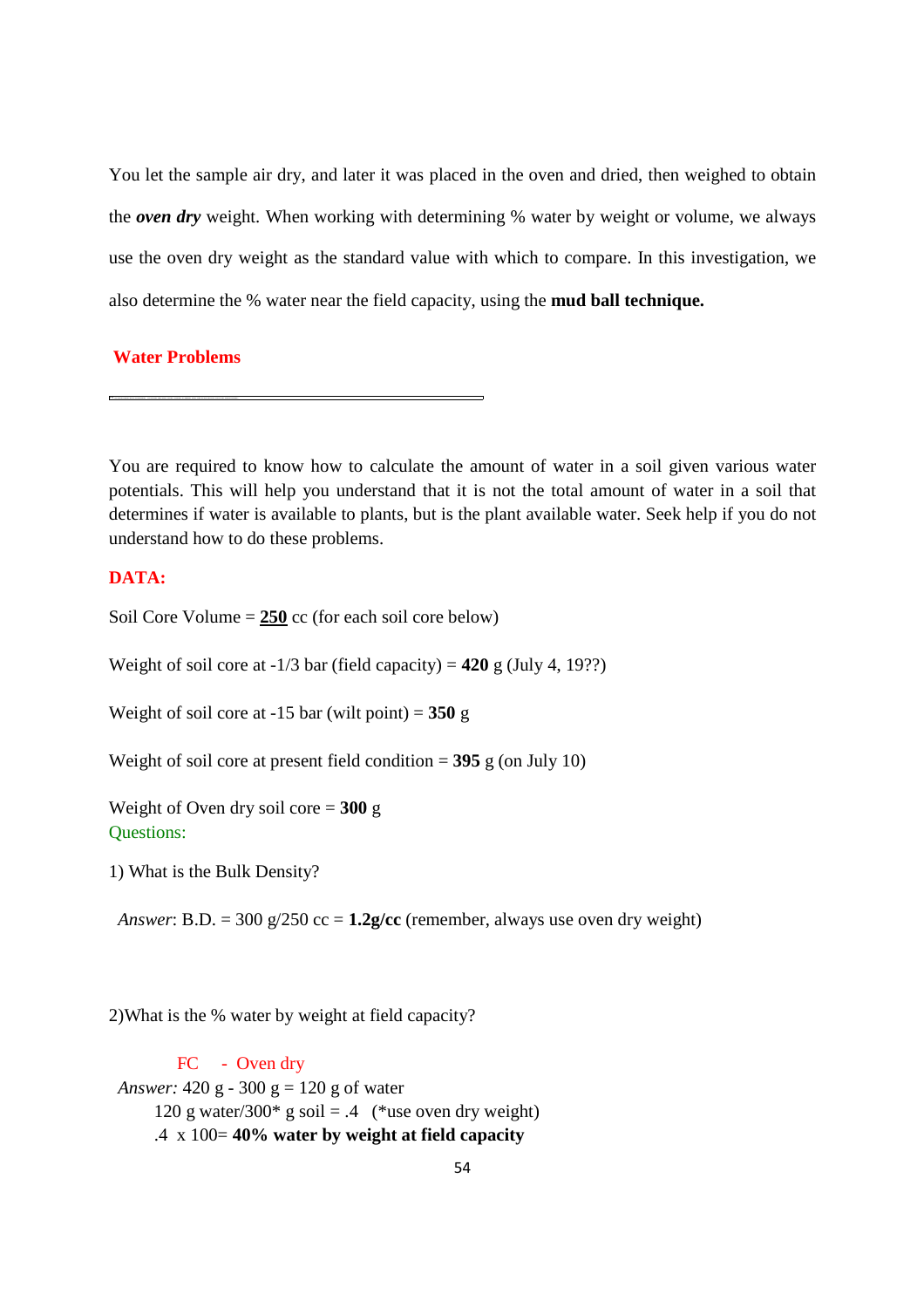You let the sample air dry, and later it was placed in the oven and dried, then weighed to obtain the ***oven dry*** weight. When working with determining % water by weight or volume, we always use the oven dry weight as the standard value with which to compare. In this investigation, we also determine the % water near the field capacity, using the **mud ball technique.**

## Water Problems

You are required to know how to calculate the amount of water in a soil given various water potentials. This will help you understand that it is not the total amount of water in a soil that determines if water is available to plants, but is the plant available water. Seek help if you do not understand how to do these problems.

**DATA:**

Soil Core Volume = **250** cc (for each soil core below)

Weight of soil core at -1/3 bar (field capacity) = **420** g (July 4, 19??)

Weight of soil core at -15 bar (wilt point) = **350** g

Weight of soil core at present field condition = **395** g (on July 10)

Weight of Oven dry soil core = **300** g

Questions:

1) What is the Bulk Density?

*Answer*: B.D. = 300 g/250 cc = **1.2g/cc** (remember, always use oven dry weight)

2)What is the % water by weight at field capacity?

FC - Oven dry

*Answer:* 420 g - 300 g = 120 g of water

120 g water/300* g soil = .4 (*use oven dry weight)

.4 x 100= **40% water by weight at field capacity**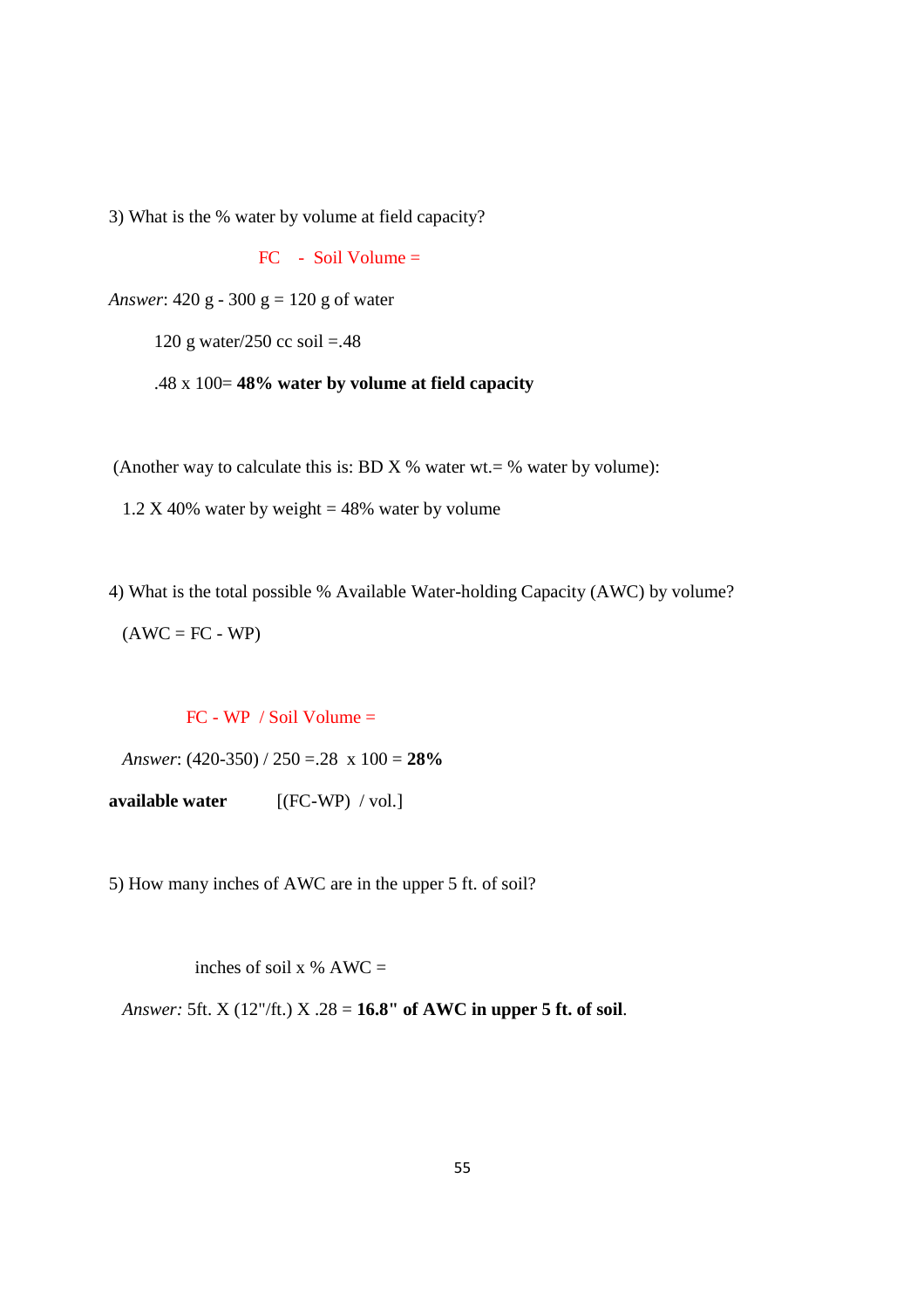3) What is the % water by volume at field capacity?

FC - Soil Volume =

*Answer*: 420 g - 300 g = 120 g of water

120 g water/250 cc soil =.48

.48 x 100= **48% water by volume at field capacity**

(Another way to calculate this is: BD X % water wt.= % water by volume):

1.2 X 40% water by weight = 48% water by volume

4) What is the total possible % Available Water-holding Capacity (AWC) by volume?

(AWC = FC - WP)

FC - WP / Soil Volume =

*Answer*: (420-350) / 250 =.28 x 100 = **28%**

**available water** [(FC-WP) / vol.]

5) How many inches of AWC are in the upper 5 ft. of soil?

inches of soil x % AWC =

*Answer:* 5ft. X (12"/ft.) X .28 = **16.8" of AWC in upper 5 ft. of soil**.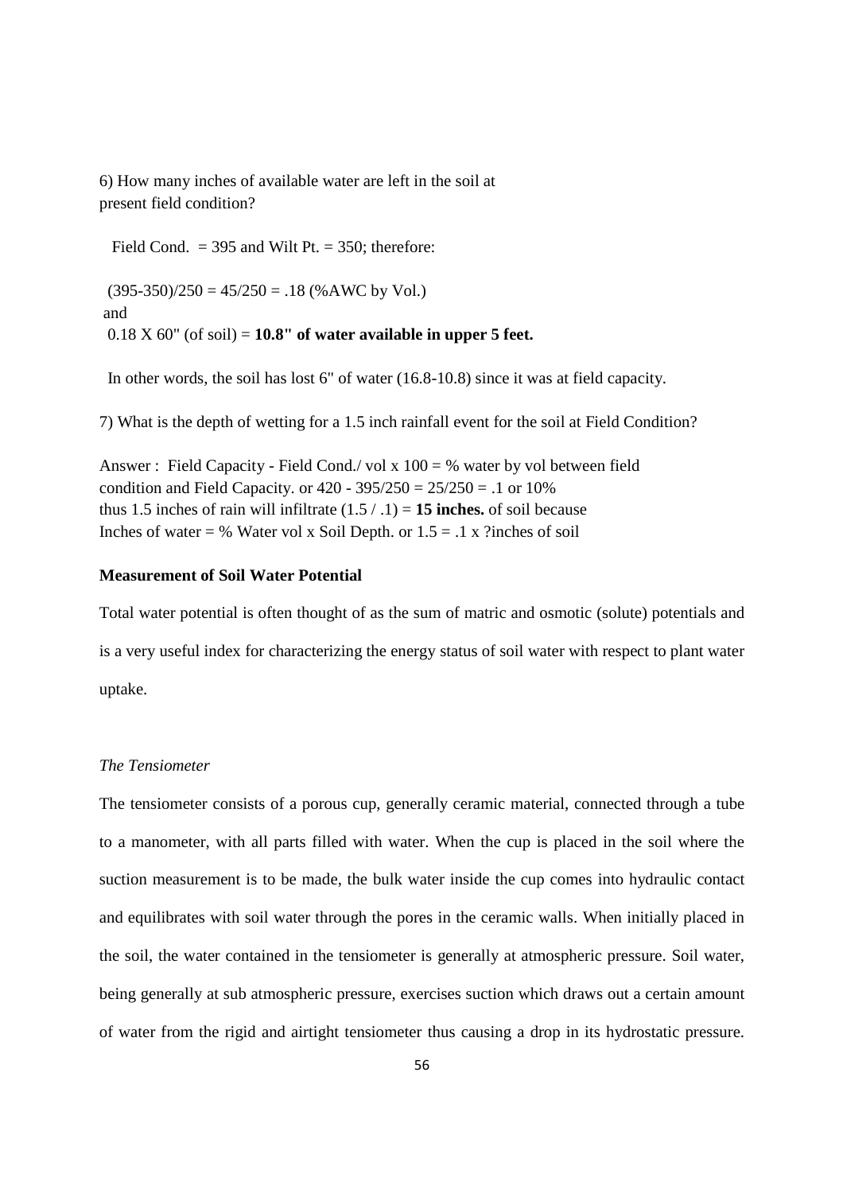6) How many inches of available water are left in the soil at present field condition?

Field Cond. = 395 and Wilt Pt. = 350; therefore:

(395-350)/250 = 45/250 = .18 (%AWC by Vol.)
and
0.18 X 60" (of soil) = **10.8" of water available in upper 5 feet.**

In other words, the soil has lost 6" of water (16.8-10.8) since it was at field capacity.

7) What is the depth of wetting for a 1.5 inch rainfall event for the soil at Field Condition?

Answer : Field Capacity - Field Cond./ vol x 100 = % water by vol between field condition and Field Capacity. or 420 - 395/250 = 25/250 = .1 or 10%
thus 1.5 inches of rain will infiltrate (1.5 / .1) = **15 inches.** of soil because
Inches of water = % Water vol x Soil Depth. or 1.5 = .1 x ?inches of soil

**Measurement of Soil Water Potential**

Total water potential is often thought of as the sum of matric and osmotic (solute) potentials and is a very useful index for characterizing the energy status of soil water with respect to plant water uptake.

*The Tensiometer*

The tensiometer consists of a porous cup, generally ceramic material, connected through a tube to a manometer, with all parts filled with water. When the cup is placed in the soil where the suction measurement is to be made, the bulk water inside the cup comes into hydraulic contact and equilibrates with soil water through the pores in the ceramic walls. When initially placed in the soil, the water contained in the tensiometer is generally at atmospheric pressure. Soil water, being generally at sub atmospheric pressure, exercises suction which draws out a certain amount of water from the rigid and airtight tensiometer thus causing a drop in its hydrostatic pressure.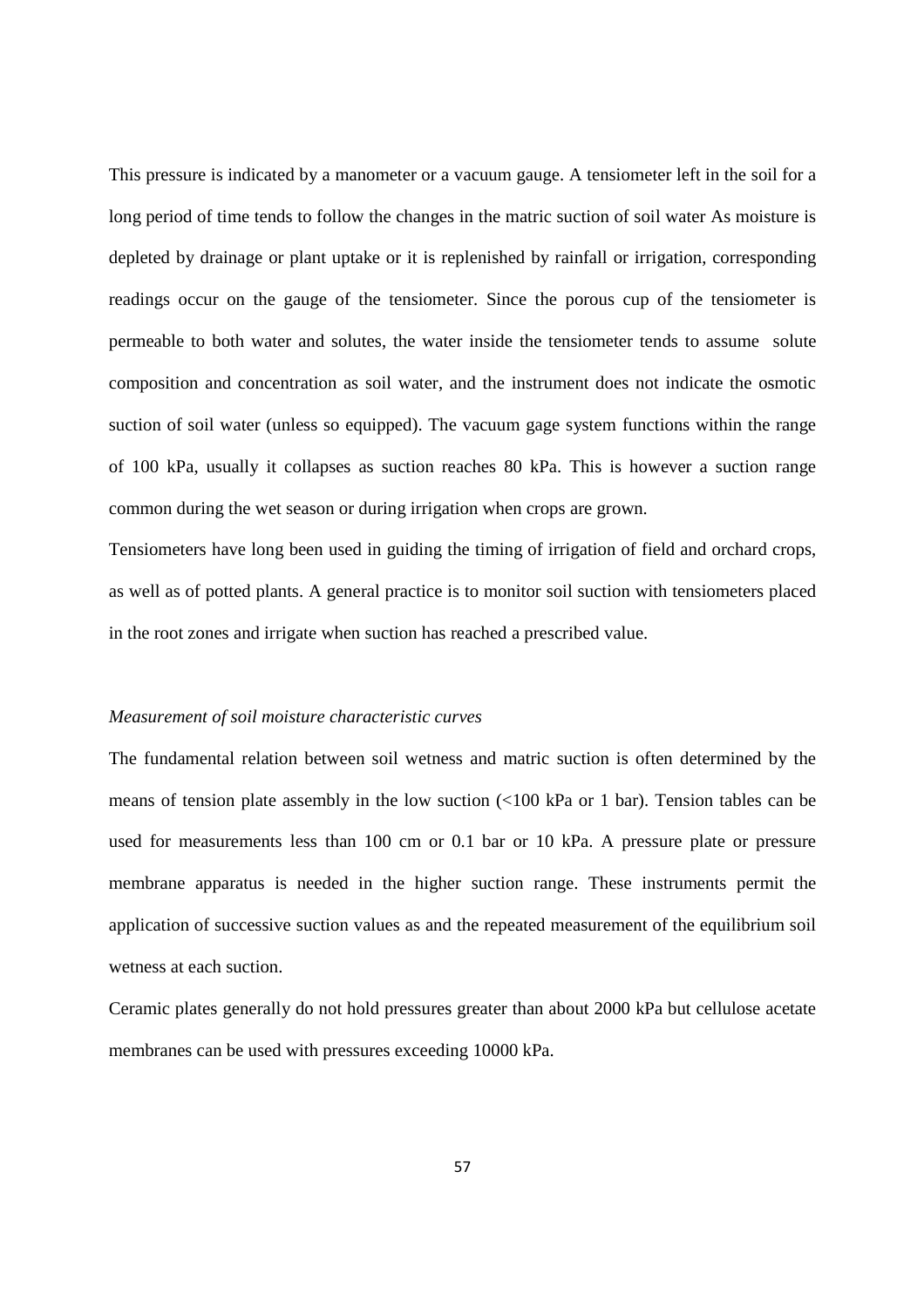This pressure is indicated by a manometer or a vacuum gauge. A tensiometer left in the soil for a long period of time tends to follow the changes in the matric suction of soil water As moisture is depleted by drainage or plant uptake or it is replenished by rainfall or irrigation, corresponding readings occur on the gauge of the tensiometer. Since the porous cup of the tensiometer is permeable to both water and solutes, the water inside the tensiometer tends to assume solute composition and concentration as soil water, and the instrument does not indicate the osmotic suction of soil water (unless so equipped). The vacuum gage system functions within the range of 100 kPa, usually it collapses as suction reaches 80 kPa. This is however a suction range common during the wet season or during irrigation when crops are grown.

Tensiometers have long been used in guiding the timing of irrigation of field and orchard crops, as well as of potted plants. A general practice is to monitor soil suction with tensiometers placed in the root zones and irrigate when suction has reached a prescribed value.

*Measurement of soil moisture characteristic curves*

The fundamental relation between soil wetness and matric suction is often determined by the means of tension plate assembly in the low suction (<100 kPa or 1 bar). Tension tables can be used for measurements less than 100 cm or 0.1 bar or 10 kPa. A pressure plate or pressure membrane apparatus is needed in the higher suction range. These instruments permit the application of successive suction values as and the repeated measurement of the equilibrium soil wetness at each suction.

Ceramic plates generally do not hold pressures greater than about 2000 kPa but cellulose acetate membranes can be used with pressures exceeding 10000 kPa.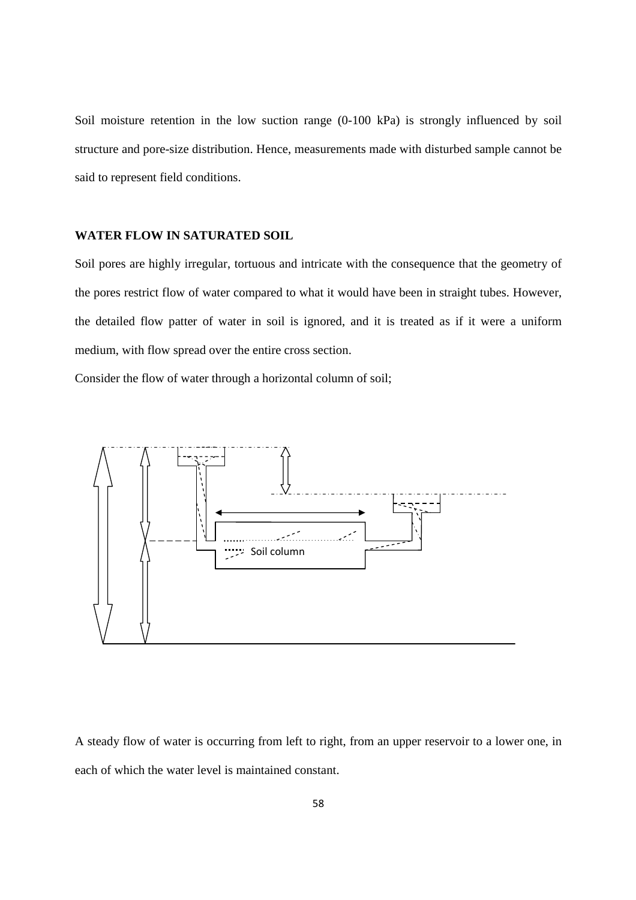Soil moisture retention in the low suction range (0-100 kPa) is strongly influenced by soil structure and pore-size distribution. Hence, measurements made with disturbed sample cannot be said to represent field conditions.

**WATER FLOW IN SATURATED SOIL**

Soil pores are highly irregular, tortuous and intricate with the consequence that the geometry of the pores restrict flow of water compared to what it would have been in straight tubes. However, the detailed flow patter of water in soil is ignored, and it is treated as if it were a uniform medium, with flow spread over the entire cross section.

Consider the flow of water through a horizontal column of soil;

Soil column

A steady flow of water is occurring from left to right, from an upper reservoir to a lower one, in each of which the water level is maintained constant.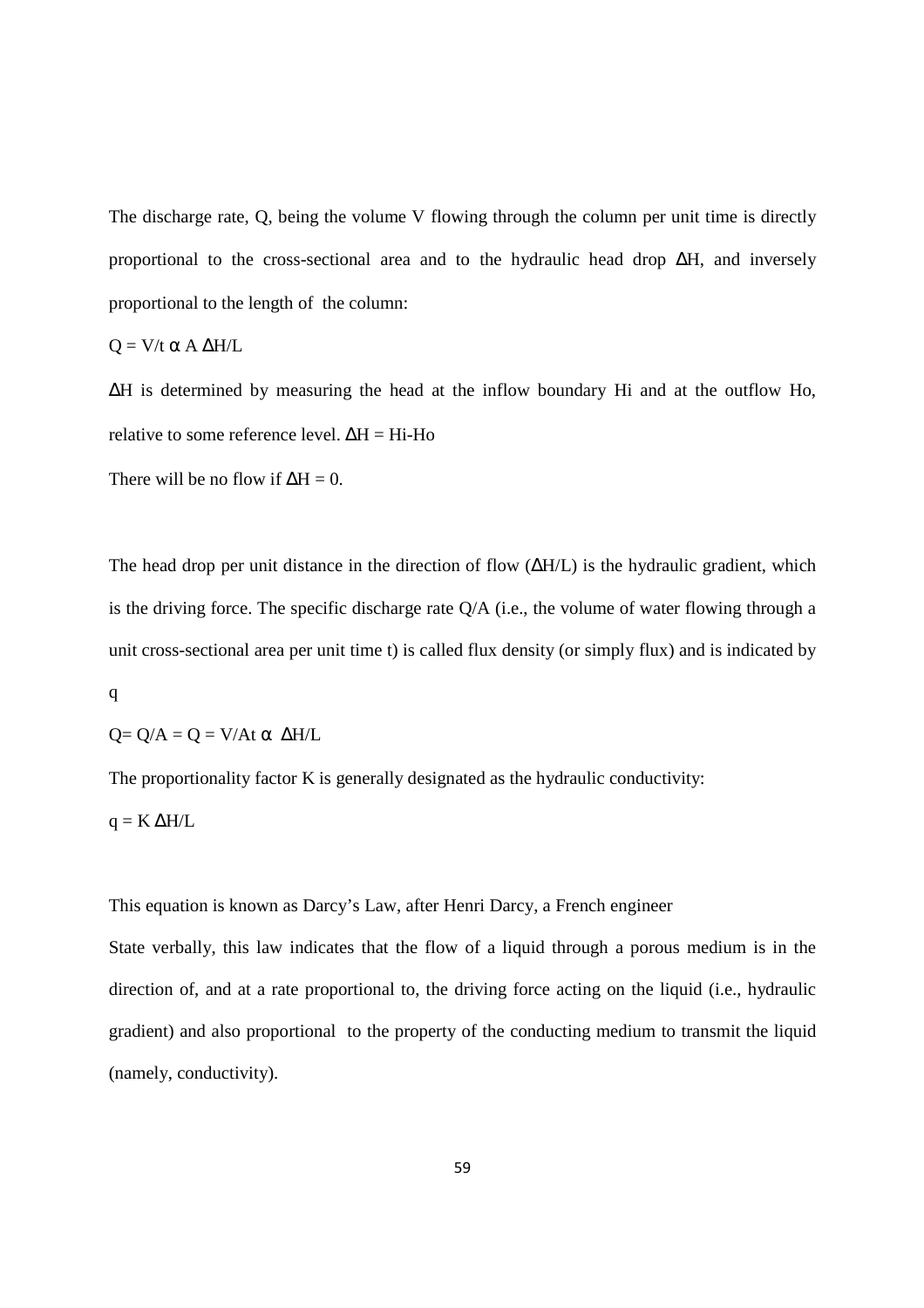The discharge rate, Q, being the volume V flowing through the column per unit time is directly proportional to the cross-sectional area and to the hydraulic head drop ΔH, and inversely proportional to the length of the column:

$Q = V/t \propto A\, \Delta H/L$

ΔH is determined by measuring the head at the inflow boundary Hi and at the outflow Ho, relative to some reference level. $\Delta H = Hi\text{-}Ho$

There will be no flow if $\Delta H = 0$.

The head drop per unit distance in the direction of flow (ΔH/L) is the hydraulic gradient, which is the driving force. The specific discharge rate Q/A (i.e., the volume of water flowing through a unit cross-sectional area per unit time t) is called flux density (or simply flux) and is indicated by q

$Q = Q/A = Q = V/At \propto \Delta H/L$

The proportionality factor K is generally designated as the hydraulic conductivity:

$q = K\, \Delta H/L$

This equation is known as Darcy's Law, after Henri Darcy, a French engineer

State verbally, this law indicates that the flow of a liquid through a porous medium is in the direction of, and at a rate proportional to, the driving force acting on the liquid (i.e., hydraulic gradient) and also proportional to the property of the conducting medium to transmit the liquid (namely, conductivity).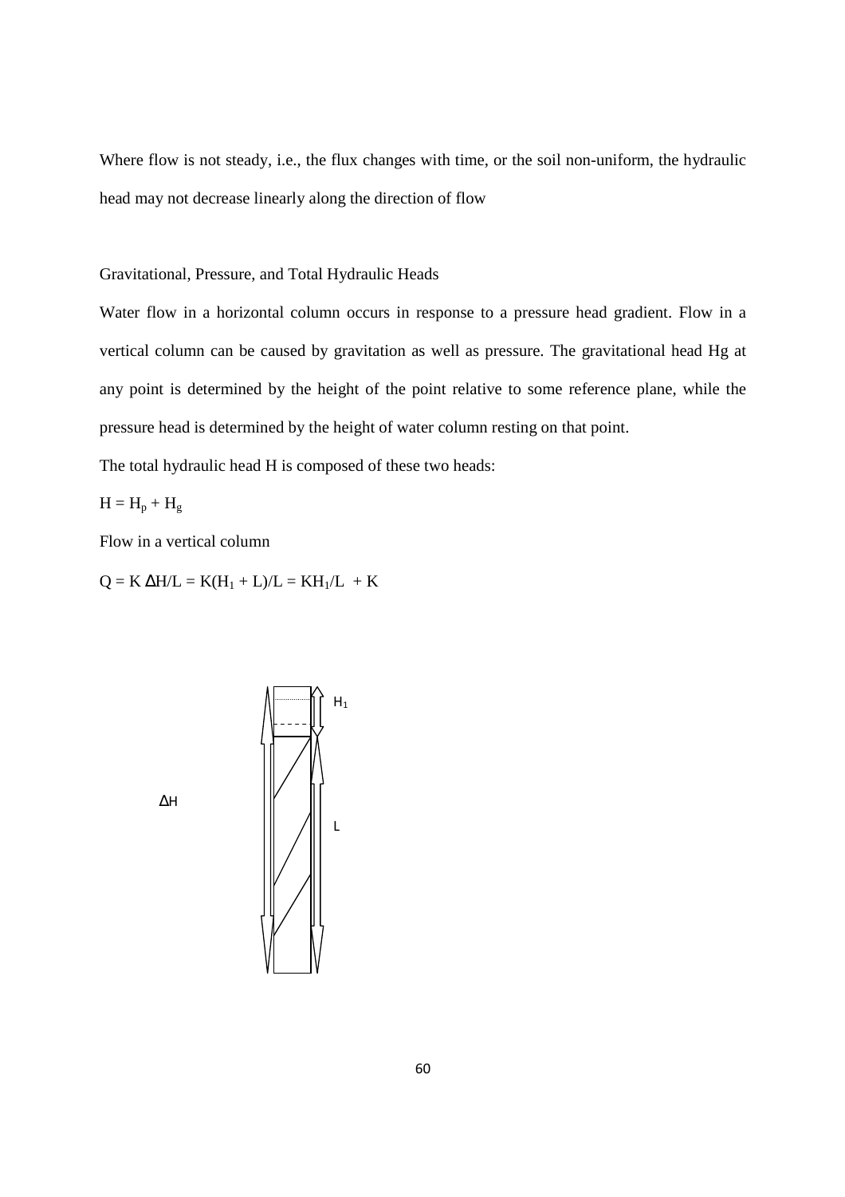Where flow is not steady, i.e., the flux changes with time, or the soil non-uniform, the hydraulic head may not decrease linearly along the direction of flow

Gravitational, Pressure, and Total Hydraulic Heads

Water flow in a horizontal column occurs in response to a pressure head gradient. Flow in a vertical column can be caused by gravitation as well as pressure. The gravitational head Hg at any point is determined by the height of the point relative to some reference plane, while the pressure head is determined by the height of water column resting on that point.

The total hydraulic head H is composed of these two heads:

$H = H_p + H_g$

Flow in a vertical column

$Q = K\,\Delta H/L = K(H_1 + L)/L = KH_1/L + K$

$\Delta H$

$H_1$

$L$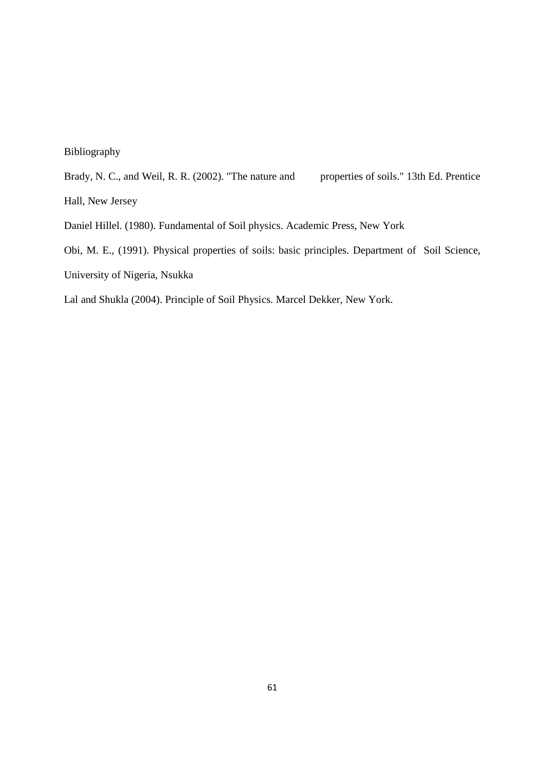# Bibliography

Brady, N. C., and Weil, R. R. (2002). "The nature and properties of soils." 13th Ed. Prentice Hall, New Jersey

Daniel Hillel. (1980). Fundamental of Soil physics. Academic Press, New York

Obi, M. E., (1991). Physical properties of soils: basic principles. Department of Soil Science, University of Nigeria, Nsukka

Lal and Shukla (2004). Principle of Soil Physics. Marcel Dekker, New York.